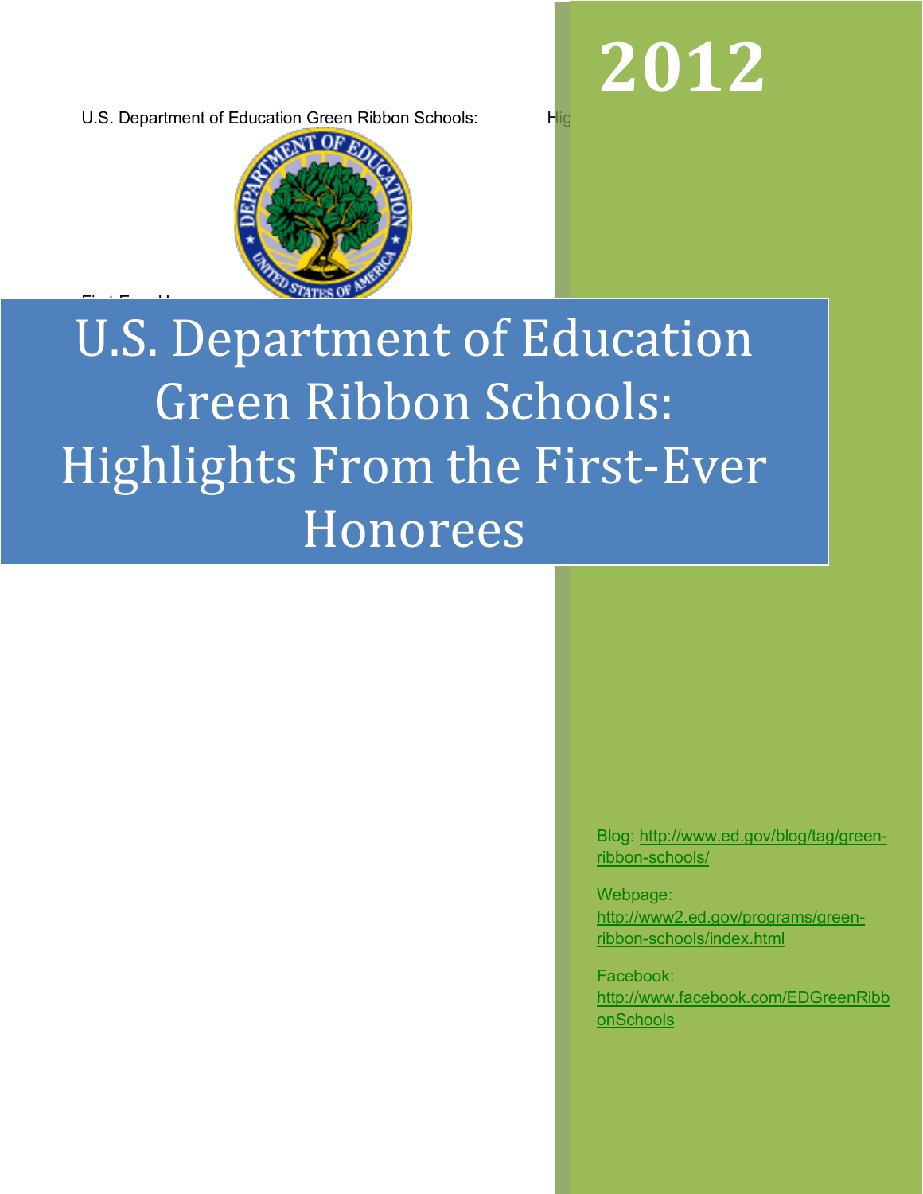# 2012

# U.S. Department of Education Green Ribbon Schools: Highlights From the First-Ever Honorees

Blog: http://www.ed.gov/blog/tag/green-ribbon-schools/

Webpage: http://www2.ed.gov/programs/green-ribbon-schools/index.html

Facebook: http://www.facebook.com/EDGreenRibbonSchools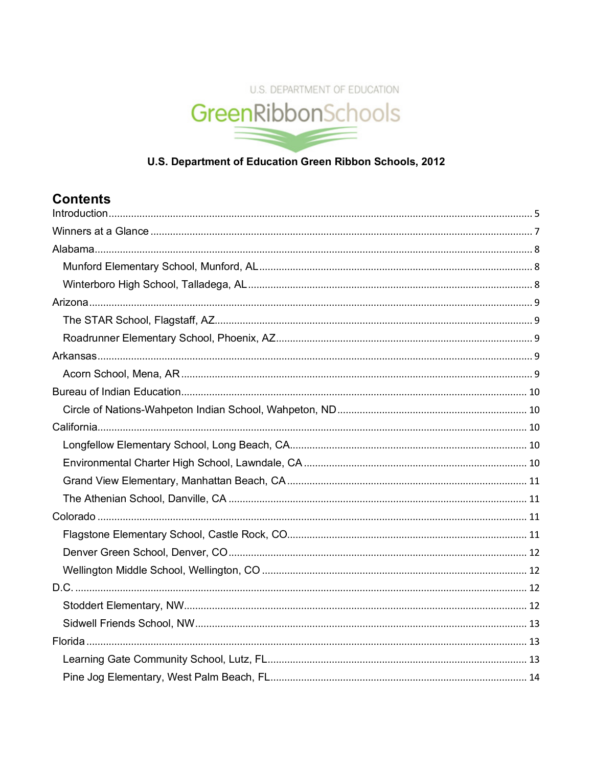U.S. DEPARTMENT OF EDUCATION

GreenRibbonSchools

**U.S. Department of Education Green Ribbon Schools, 2012**

## Contents

- Introduction ..... 5
- Winners at a Glance ..... 7
- Alabama ..... 8
  - Munford Elementary School, Munford, AL ..... 8
  - Winterboro High School, Talladega, AL ..... 8
- Arizona ..... 9
  - The STAR School, Flagstaff, AZ ..... 9
  - Roadrunner Elementary School, Phoenix, AZ ..... 9
- Arkansas ..... 9
  - Acorn School, Mena, AR ..... 9
- Bureau of Indian Education ..... 10
  - Circle of Nations-Wahpeton Indian School, Wahpeton, ND ..... 10
- California ..... 10
  - Longfellow Elementary School, Long Beach, CA ..... 10
  - Environmental Charter High School, Lawndale, CA ..... 10
  - Grand View Elementary, Manhattan Beach, CA ..... 11
  - The Athenian School, Danville, CA ..... 11
- Colorado ..... 11
  - Flagstone Elementary School, Castle Rock, CO ..... 11
  - Denver Green School, Denver, CO ..... 12
  - Wellington Middle School, Wellington, CO ..... 12
- D.C. ..... 12
  - Stoddert Elementary, NW ..... 12
  - Sidwell Friends School, NW ..... 13
- Florida ..... 13
  - Learning Gate Community School, Lutz, FL ..... 13
  - Pine Jog Elementary, West Palm Beach, FL ..... 14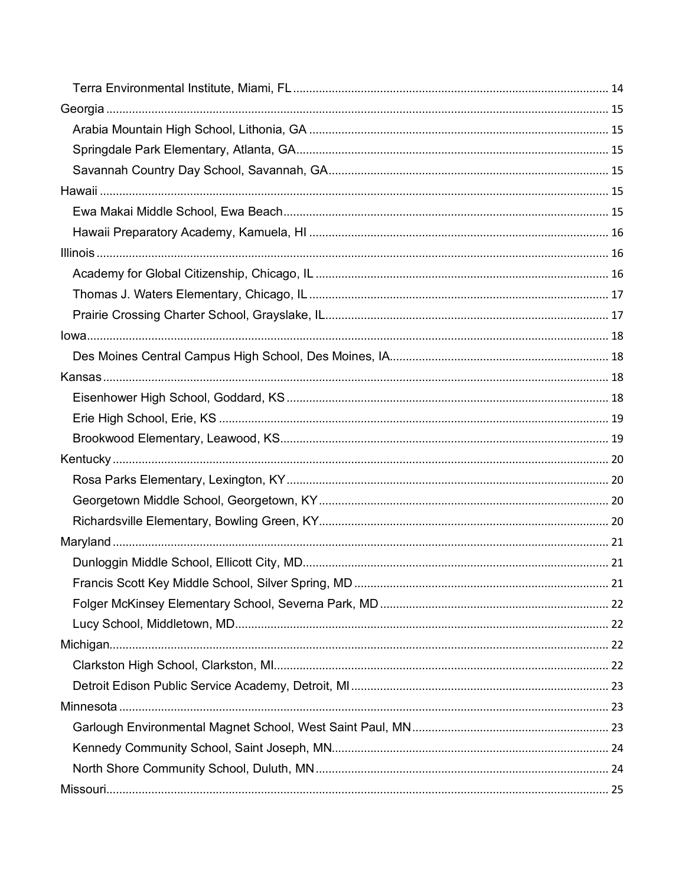Terra Environmental Institute, Miami, FL ........................................ 14

Georgia ........................................ 15

Arabia Mountain High School, Lithonia, GA ........................................ 15

Springdale Park Elementary, Atlanta, GA ........................................ 15

Savannah Country Day School, Savannah, GA ........................................ 15

Hawaii ........................................ 15

Ewa Makai Middle School, Ewa Beach ........................................ 15

Hawaii Preparatory Academy, Kamuela, HI ........................................ 16

Illinois ........................................ 16

Academy for Global Citizenship, Chicago, IL ........................................ 16

Thomas J. Waters Elementary, Chicago, IL ........................................ 17

Prairie Crossing Charter School, Grayslake, IL ........................................ 17

Iowa ........................................ 18

Des Moines Central Campus High School, Des Moines, IA ........................................ 18

Kansas ........................................ 18

Eisenhower High School, Goddard, KS ........................................ 18

Erie High School, Erie, KS ........................................ 19

Brookwood Elementary, Leawood, KS ........................................ 19

Kentucky ........................................ 20

Rosa Parks Elementary, Lexington, KY ........................................ 20

Georgetown Middle School, Georgetown, KY ........................................ 20

Richardsville Elementary, Bowling Green, KY ........................................ 20

Maryland ........................................ 21

Dunloggin Middle School, Ellicott City, MD ........................................ 21

Francis Scott Key Middle School, Silver Spring, MD ........................................ 21

Folger McKinsey Elementary School, Severna Park, MD ........................................ 22

Lucy School, Middletown, MD ........................................ 22

Michigan ........................................ 22

Clarkston High School, Clarkston, MI ........................................ 22

Detroit Edison Public Service Academy, Detroit, MI ........................................ 23

Minnesota ........................................ 23

Garlough Environmental Magnet School, West Saint Paul, MN ........................................ 23

Kennedy Community School, Saint Joseph, MN ........................................ 24

North Shore Community School, Duluth, MN ........................................ 24

Missouri ........................................ 25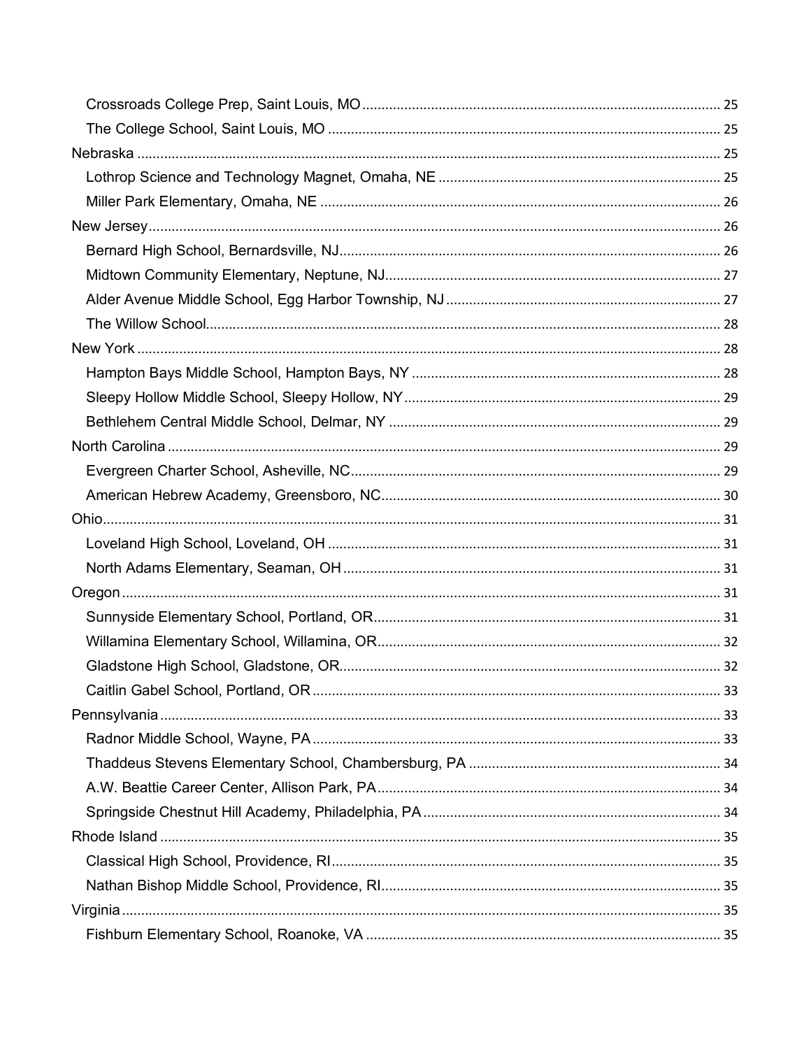- Crossroads College Prep, Saint Louis, MO ..... 25
- The College School, Saint Louis, MO ..... 25

Nebraska ..... 25

- Lothrop Science and Technology Magnet, Omaha, NE ..... 25
- Miller Park Elementary, Omaha, NE ..... 26

New Jersey ..... 26

- Bernard High School, Bernardsville, NJ ..... 26
- Midtown Community Elementary, Neptune, NJ ..... 27
- Alder Avenue Middle School, Egg Harbor Township, NJ ..... 27
- The Willow School ..... 28

New York ..... 28

- Hampton Bays Middle School, Hampton Bays, NY ..... 28
- Sleepy Hollow Middle School, Sleepy Hollow, NY ..... 29
- Bethlehem Central Middle School, Delmar, NY ..... 29

North Carolina ..... 29

- Evergreen Charter School, Asheville, NC ..... 29
- American Hebrew Academy, Greensboro, NC ..... 30

Ohio ..... 31

- Loveland High School, Loveland, OH ..... 31
- North Adams Elementary, Seaman, OH ..... 31

Oregon ..... 31

- Sunnyside Elementary School, Portland, OR ..... 31
- Willamina Elementary School, Willamina, OR ..... 32
- Gladstone High School, Gladstone, OR ..... 32
- Caitlin Gabel School, Portland, OR ..... 33

Pennsylvania ..... 33

- Radnor Middle School, Wayne, PA ..... 33
- Thaddeus Stevens Elementary School, Chambersburg, PA ..... 34
- A.W. Beattie Career Center, Allison Park, PA ..... 34
- Springside Chestnut Hill Academy, Philadelphia, PA ..... 34

Rhode Island ..... 35

- Classical High School, Providence, RI ..... 35
- Nathan Bishop Middle School, Providence, RI ..... 35

Virginia ..... 35

- Fishburn Elementary School, Roanoke, VA ..... 35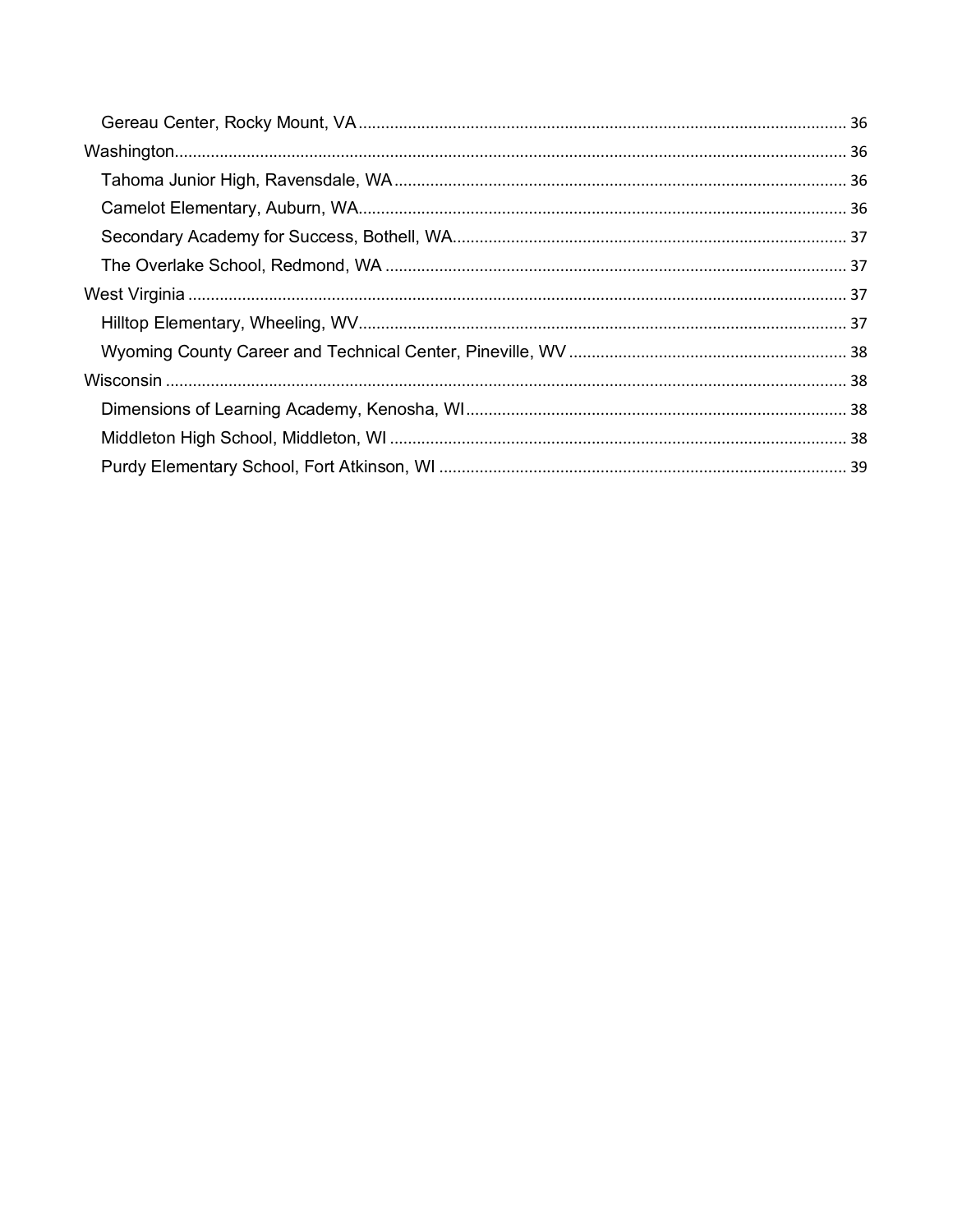- Gereau Center, Rocky Mount, VA ........ 36

Washington ........ 36

- Tahoma Junior High, Ravensdale, WA ........ 36
- Camelot Elementary, Auburn, WA ........ 36
- Secondary Academy for Success, Bothell, WA ........ 37
- The Overlake School, Redmond, WA ........ 37

West Virginia ........ 37

- Hilltop Elementary, Wheeling, WV ........ 37
- Wyoming County Career and Technical Center, Pineville, WV ........ 38

Wisconsin ........ 38

- Dimensions of Learning Academy, Kenosha, WI ........ 38
- Middleton High School, Middleton, WI ........ 38
- Purdy Elementary School, Fort Atkinson, WI ........ 39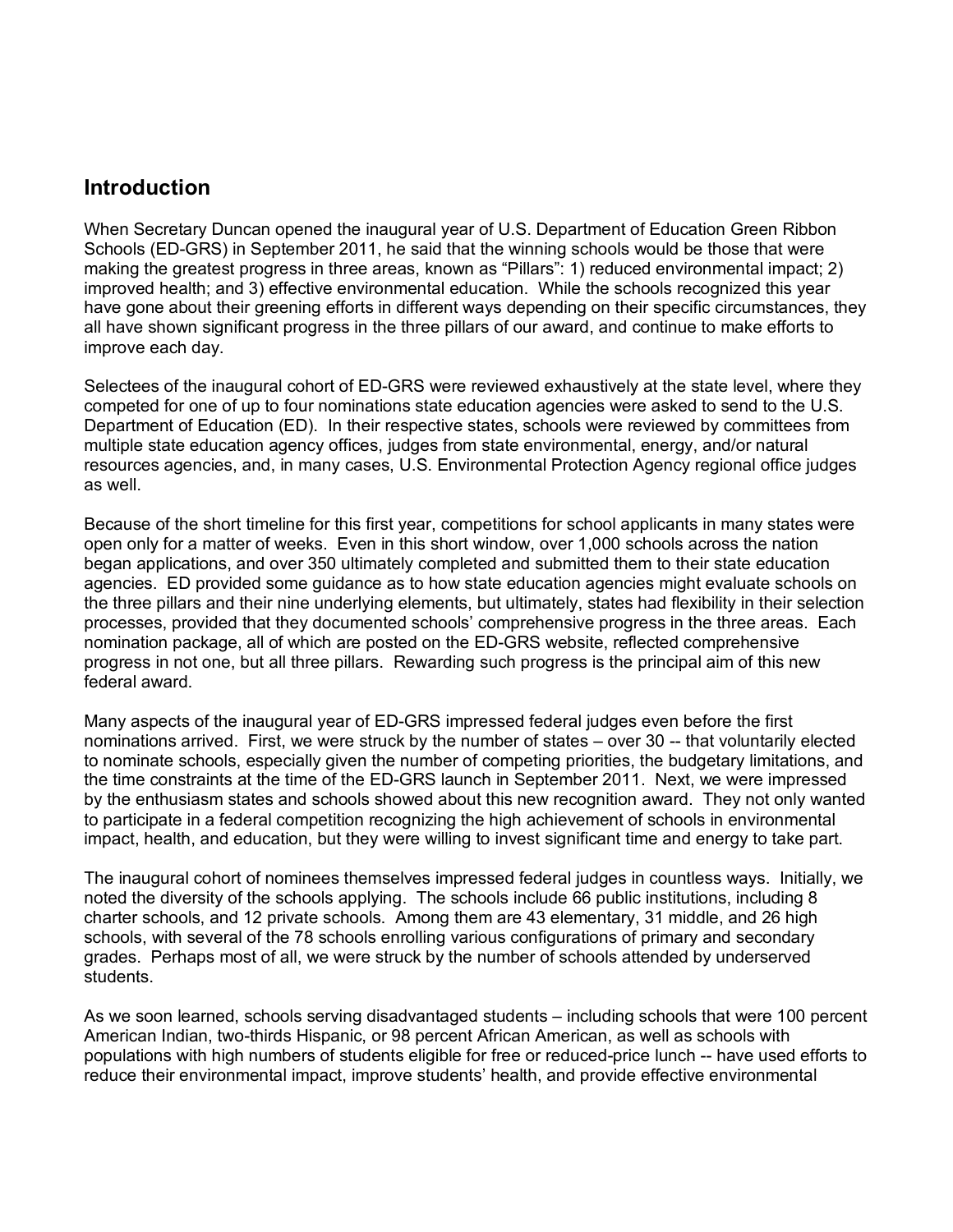## Introduction

When Secretary Duncan opened the inaugural year of U.S. Department of Education Green Ribbon Schools (ED-GRS) in September 2011, he said that the winning schools would be those that were making the greatest progress in three areas, known as "Pillars": 1) reduced environmental impact; 2) improved health; and 3) effective environmental education. While the schools recognized this year have gone about their greening efforts in different ways depending on their specific circumstances, they all have shown significant progress in the three pillars of our award, and continue to make efforts to improve each day.

Selectees of the inaugural cohort of ED-GRS were reviewed exhaustively at the state level, where they competed for one of up to four nominations state education agencies were asked to send to the U.S. Department of Education (ED). In their respective states, schools were reviewed by committees from multiple state education agency offices, judges from state environmental, energy, and/or natural resources agencies, and, in many cases, U.S. Environmental Protection Agency regional office judges as well.

Because of the short timeline for this first year, competitions for school applicants in many states were open only for a matter of weeks. Even in this short window, over 1,000 schools across the nation began applications, and over 350 ultimately completed and submitted them to their state education agencies. ED provided some guidance as to how state education agencies might evaluate schools on the three pillars and their nine underlying elements, but ultimately, states had flexibility in their selection processes, provided that they documented schools' comprehensive progress in the three areas. Each nomination package, all of which are posted on the ED-GRS website, reflected comprehensive progress in not one, but all three pillars. Rewarding such progress is the principal aim of this new federal award.

Many aspects of the inaugural year of ED-GRS impressed federal judges even before the first nominations arrived. First, we were struck by the number of states – over 30 -- that voluntarily elected to nominate schools, especially given the number of competing priorities, the budgetary limitations, and the time constraints at the time of the ED-GRS launch in September 2011. Next, we were impressed by the enthusiasm states and schools showed about this new recognition award. They not only wanted to participate in a federal competition recognizing the high achievement of schools in environmental impact, health, and education, but they were willing to invest significant time and energy to take part.

The inaugural cohort of nominees themselves impressed federal judges in countless ways. Initially, we noted the diversity of the schools applying. The schools include 66 public institutions, including 8 charter schools, and 12 private schools. Among them are 43 elementary, 31 middle, and 26 high schools, with several of the 78 schools enrolling various configurations of primary and secondary grades. Perhaps most of all, we were struck by the number of schools attended by underserved students.

As we soon learned, schools serving disadvantaged students – including schools that were 100 percent American Indian, two-thirds Hispanic, or 98 percent African American, as well as schools with populations with high numbers of students eligible for free or reduced-price lunch -- have used efforts to reduce their environmental impact, improve students' health, and provide effective environmental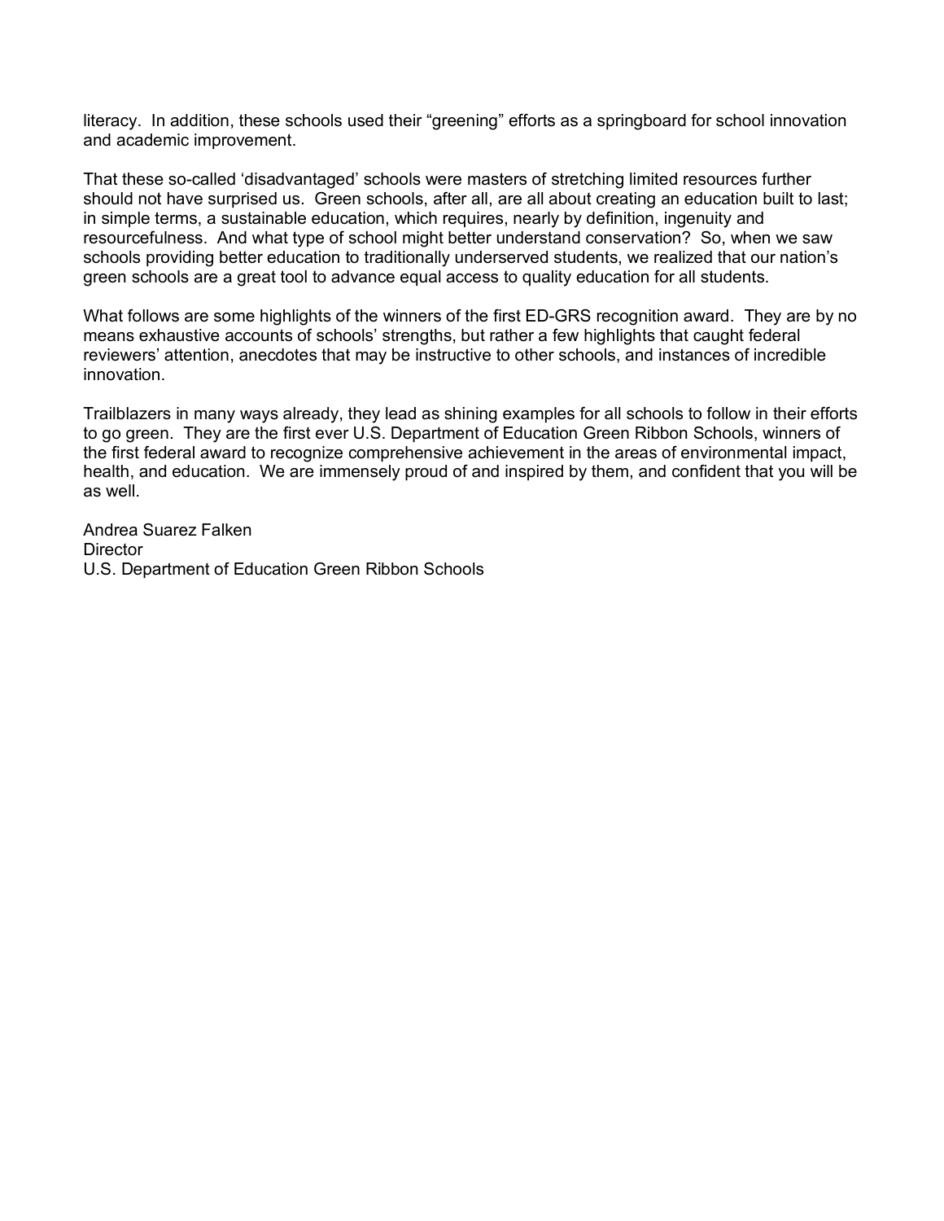literacy. In addition, these schools used their "greening" efforts as a springboard for school innovation and academic improvement.

That these so-called 'disadvantaged' schools were masters of stretching limited resources further should not have surprised us. Green schools, after all, are all about creating an education built to last; in simple terms, a sustainable education, which requires, nearly by definition, ingenuity and resourcefulness. And what type of school might better understand conservation? So, when we saw schools providing better education to traditionally underserved students, we realized that our nation's green schools are a great tool to advance equal access to quality education for all students.

What follows are some highlights of the winners of the first ED-GRS recognition award. They are by no means exhaustive accounts of schools' strengths, but rather a few highlights that caught federal reviewers' attention, anecdotes that may be instructive to other schools, and instances of incredible innovation.

Trailblazers in many ways already, they lead as shining examples for all schools to follow in their efforts to go green. They are the first ever U.S. Department of Education Green Ribbon Schools, winners of the first federal award to recognize comprehensive achievement in the areas of environmental impact, health, and education. We are immensely proud of and inspired by them, and confident that you will be as well.

Andrea Suarez Falken  
Director  
U.S. Department of Education Green Ribbon Schools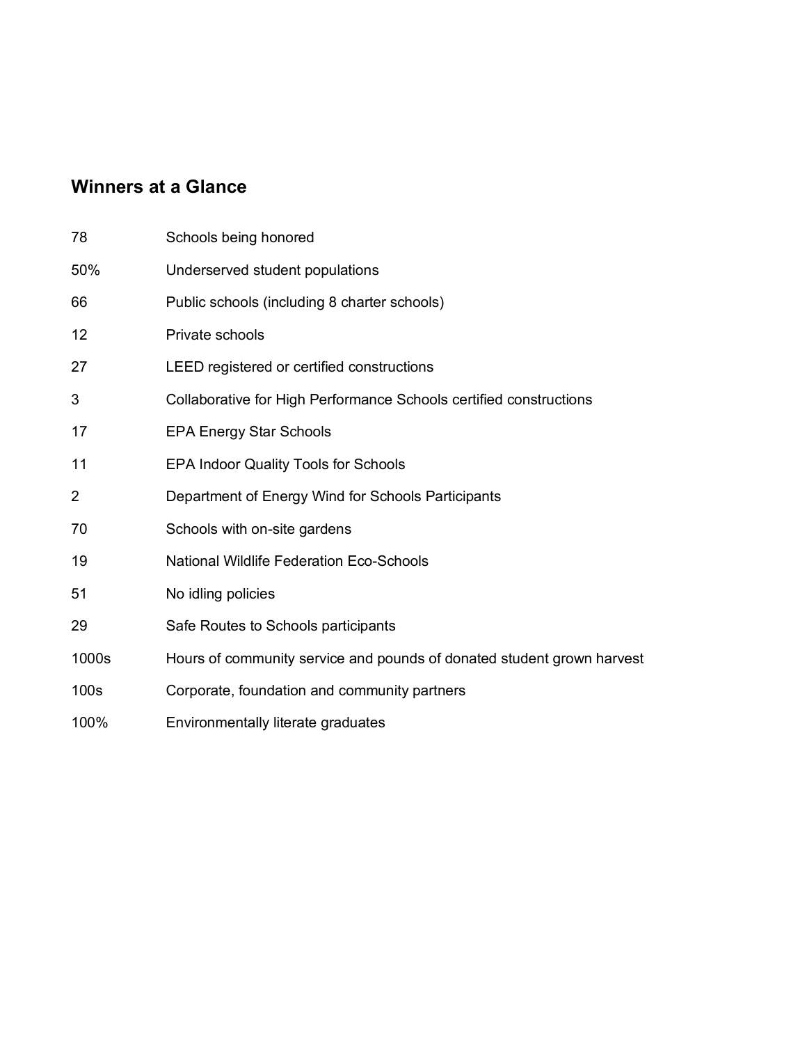## Winners at a Glance

| | |
|---|---|
| 78 | Schools being honored |
| 50% | Underserved student populations |
| 66 | Public schools (including 8 charter schools) |
| 12 | Private schools |
| 27 | LEED registered or certified constructions |
| 3 | Collaborative for High Performance Schools certified constructions |
| 17 | EPA Energy Star Schools |
| 11 | EPA Indoor Quality Tools for Schools |
| 2 | Department of Energy Wind for Schools Participants |
| 70 | Schools with on-site gardens |
| 19 | National Wildlife Federation Eco-Schools |
| 51 | No idling policies |
| 29 | Safe Routes to Schools participants |
| 1000s | Hours of community service and pounds of donated student grown harvest |
| 100s | Corporate, foundation and community partners |
| 100% | Environmentally literate graduates |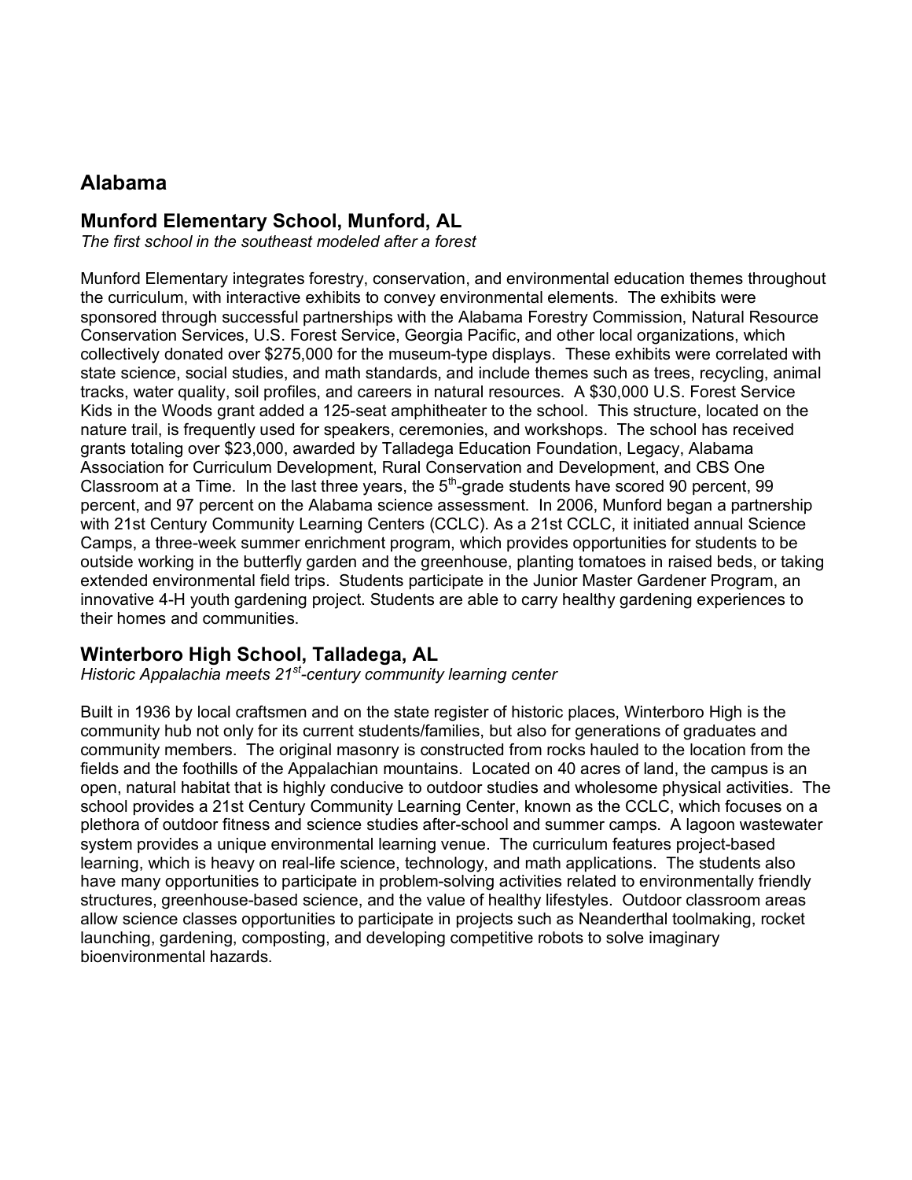## Alabama

### Munford Elementary School, Munford, AL

*The first school in the southeast modeled after a forest*

Munford Elementary integrates forestry, conservation, and environmental education themes throughout the curriculum, with interactive exhibits to convey environmental elements. The exhibits were sponsored through successful partnerships with the Alabama Forestry Commission, Natural Resource Conservation Services, U.S. Forest Service, Georgia Pacific, and other local organizations, which collectively donated over $275,000 for the museum-type displays. These exhibits were correlated with state science, social studies, and math standards, and include themes such as trees, recycling, animal tracks, water quality, soil profiles, and careers in natural resources. A $30,000 U.S. Forest Service Kids in the Woods grant added a 125-seat amphitheater to the school. This structure, located on the nature trail, is frequently used for speakers, ceremonies, and workshops. The school has received grants totaling over $23,000, awarded by Talladega Education Foundation, Legacy, Alabama Association for Curriculum Development, Rural Conservation and Development, and CBS One Classroom at a Time. In the last three years, the 5th-grade students have scored 90 percent, 99 percent, and 97 percent on the Alabama science assessment. In 2006, Munford began a partnership with 21st Century Community Learning Centers (CCLC). As a 21st CCLC, it initiated annual Science Camps, a three-week summer enrichment program, which provides opportunities for students to be outside working in the butterfly garden and the greenhouse, planting tomatoes in raised beds, or taking extended environmental field trips. Students participate in the Junior Master Gardener Program, an innovative 4-H youth gardening project. Students are able to carry healthy gardening experiences to their homes and communities.

### Winterboro High School, Talladega, AL

*Historic Appalachia meets 21st-century community learning center*

Built in 1936 by local craftsmen and on the state register of historic places, Winterboro High is the community hub not only for its current students/families, but also for generations of graduates and community members. The original masonry is constructed from rocks hauled to the location from the fields and the foothills of the Appalachian mountains. Located on 40 acres of land, the campus is an open, natural habitat that is highly conducive to outdoor studies and wholesome physical activities. The school provides a 21st Century Community Learning Center, known as the CCLC, which focuses on a plethora of outdoor fitness and science studies after-school and summer camps. A lagoon wastewater system provides a unique environmental learning venue. The curriculum features project-based learning, which is heavy on real-life science, technology, and math applications. The students also have many opportunities to participate in problem-solving activities related to environmentally friendly structures, greenhouse-based science, and the value of healthy lifestyles. Outdoor classroom areas allow science classes opportunities to participate in projects such as Neanderthal toolmaking, rocket launching, gardening, composting, and developing competitive robots to solve imaginary bioenvironmental hazards.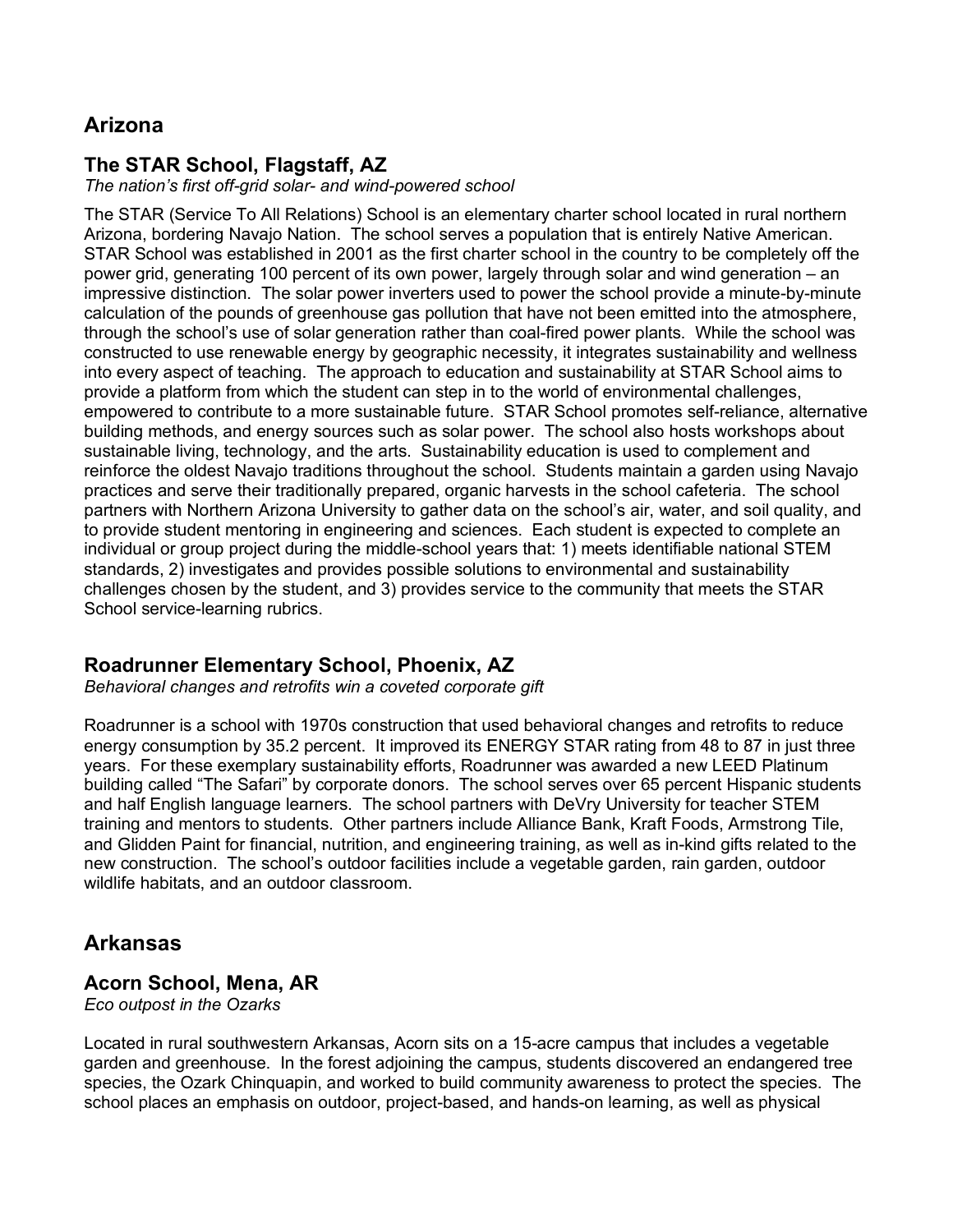## Arizona

### The STAR School, Flagstaff, AZ

*The nation's first off-grid solar- and wind-powered school*

The STAR (Service To All Relations) School is an elementary charter school located in rural northern Arizona, bordering Navajo Nation. The school serves a population that is entirely Native American. STAR School was established in 2001 as the first charter school in the country to be completely off the power grid, generating 100 percent of its own power, largely through solar and wind generation – an impressive distinction. The solar power inverters used to power the school provide a minute-by-minute calculation of the pounds of greenhouse gas pollution that have not been emitted into the atmosphere, through the school's use of solar generation rather than coal-fired power plants. While the school was constructed to use renewable energy by geographic necessity, it integrates sustainability and wellness into every aspect of teaching. The approach to education and sustainability at STAR School aims to provide a platform from which the student can step in to the world of environmental challenges, empowered to contribute to a more sustainable future. STAR School promotes self-reliance, alternative building methods, and energy sources such as solar power. The school also hosts workshops about sustainable living, technology, and the arts. Sustainability education is used to complement and reinforce the oldest Navajo traditions throughout the school. Students maintain a garden using Navajo practices and serve their traditionally prepared, organic harvests in the school cafeteria. The school partners with Northern Arizona University to gather data on the school's air, water, and soil quality, and to provide student mentoring in engineering and sciences. Each student is expected to complete an individual or group project during the middle-school years that: 1) meets identifiable national STEM standards, 2) investigates and provides possible solutions to environmental and sustainability challenges chosen by the student, and 3) provides service to the community that meets the STAR School service-learning rubrics.

### Roadrunner Elementary School, Phoenix, AZ

*Behavioral changes and retrofits win a coveted corporate gift*

Roadrunner is a school with 1970s construction that used behavioral changes and retrofits to reduce energy consumption by 35.2 percent. It improved its ENERGY STAR rating from 48 to 87 in just three years. For these exemplary sustainability efforts, Roadrunner was awarded a new LEED Platinum building called "The Safari" by corporate donors. The school serves over 65 percent Hispanic students and half English language learners. The school partners with DeVry University for teacher STEM training and mentors to students. Other partners include Alliance Bank, Kraft Foods, Armstrong Tile, and Glidden Paint for financial, nutrition, and engineering training, as well as in-kind gifts related to the new construction. The school's outdoor facilities include a vegetable garden, rain garden, outdoor wildlife habitats, and an outdoor classroom.

## Arkansas

### Acorn School, Mena, AR

*Eco outpost in the Ozarks*

Located in rural southwestern Arkansas, Acorn sits on a 15-acre campus that includes a vegetable garden and greenhouse. In the forest adjoining the campus, students discovered an endangered tree species, the Ozark Chinquapin, and worked to build community awareness to protect the species. The school places an emphasis on outdoor, project-based, and hands-on learning, as well as physical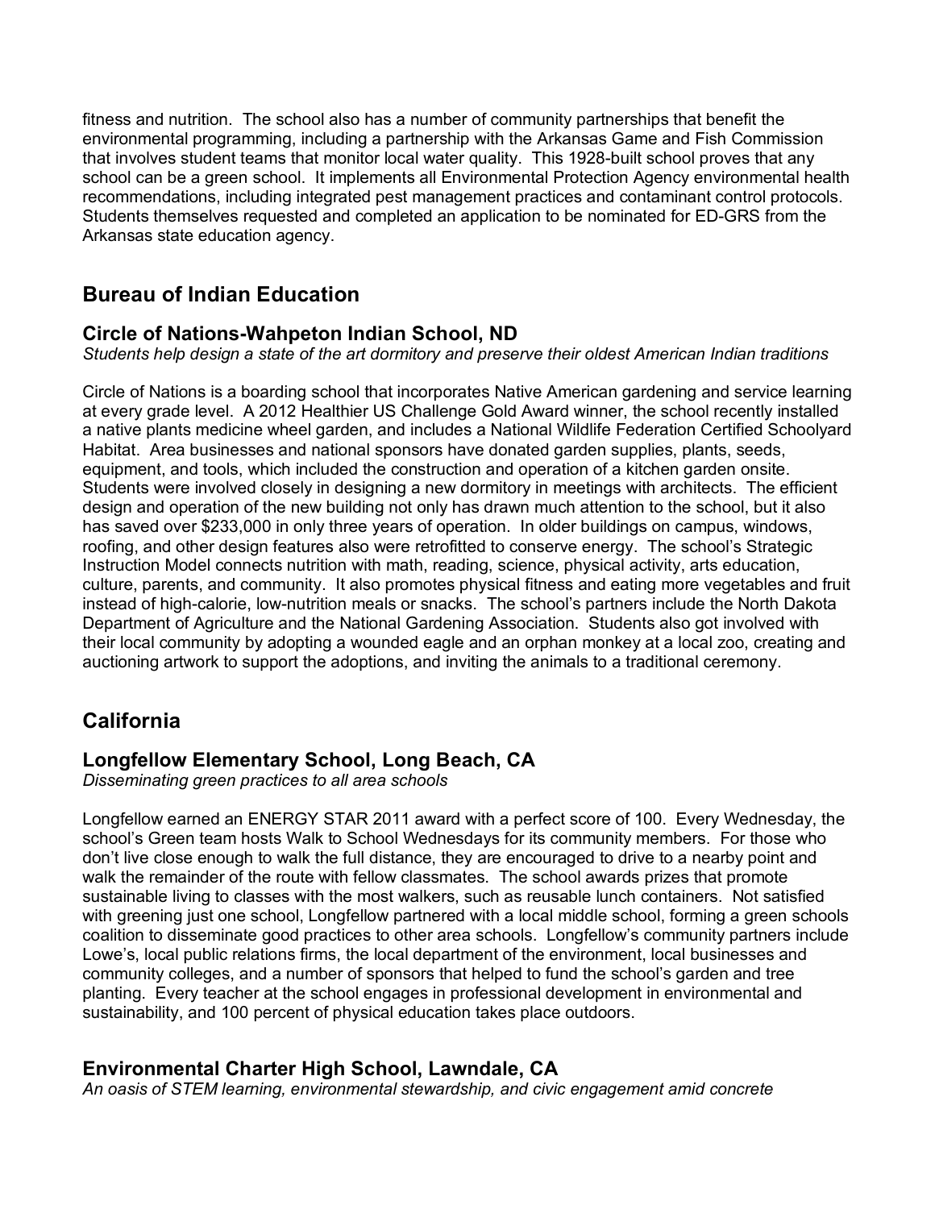fitness and nutrition. The school also has a number of community partnerships that benefit the environmental programming, including a partnership with the Arkansas Game and Fish Commission that involves student teams that monitor local water quality. This 1928-built school proves that any school can be a green school. It implements all Environmental Protection Agency environmental health recommendations, including integrated pest management practices and contaminant control protocols. Students themselves requested and completed an application to be nominated for ED-GRS from the Arkansas state education agency.

## Bureau of Indian Education

### Circle of Nations-Wahpeton Indian School, ND

*Students help design a state of the art dormitory and preserve their oldest American Indian traditions*

Circle of Nations is a boarding school that incorporates Native American gardening and service learning at every grade level. A 2012 Healthier US Challenge Gold Award winner, the school recently installed a native plants medicine wheel garden, and includes a National Wildlife Federation Certified Schoolyard Habitat. Area businesses and national sponsors have donated garden supplies, plants, seeds, equipment, and tools, which included the construction and operation of a kitchen garden onsite. Students were involved closely in designing a new dormitory in meetings with architects. The efficient design and operation of the new building not only has drawn much attention to the school, but it also has saved over $233,000 in only three years of operation. In older buildings on campus, windows, roofing, and other design features also were retrofitted to conserve energy. The school's Strategic Instruction Model connects nutrition with math, reading, science, physical activity, arts education, culture, parents, and community. It also promotes physical fitness and eating more vegetables and fruit instead of high-calorie, low-nutrition meals or snacks. The school's partners include the North Dakota Department of Agriculture and the National Gardening Association. Students also got involved with their local community by adopting a wounded eagle and an orphan monkey at a local zoo, creating and auctioning artwork to support the adoptions, and inviting the animals to a traditional ceremony.

## California

### Longfellow Elementary School, Long Beach, CA

*Disseminating green practices to all area schools*

Longfellow earned an ENERGY STAR 2011 award with a perfect score of 100. Every Wednesday, the school's Green team hosts Walk to School Wednesdays for its community members. For those who don't live close enough to walk the full distance, they are encouraged to drive to a nearby point and walk the remainder of the route with fellow classmates. The school awards prizes that promote sustainable living to classes with the most walkers, such as reusable lunch containers. Not satisfied with greening just one school, Longfellow partnered with a local middle school, forming a green schools coalition to disseminate good practices to other area schools. Longfellow's community partners include Lowe's, local public relations firms, the local department of the environment, local businesses and community colleges, and a number of sponsors that helped to fund the school's garden and tree planting. Every teacher at the school engages in professional development in environmental and sustainability, and 100 percent of physical education takes place outdoors.

### Environmental Charter High School, Lawndale, CA

*An oasis of STEM learning, environmental stewardship, and civic engagement amid concrete*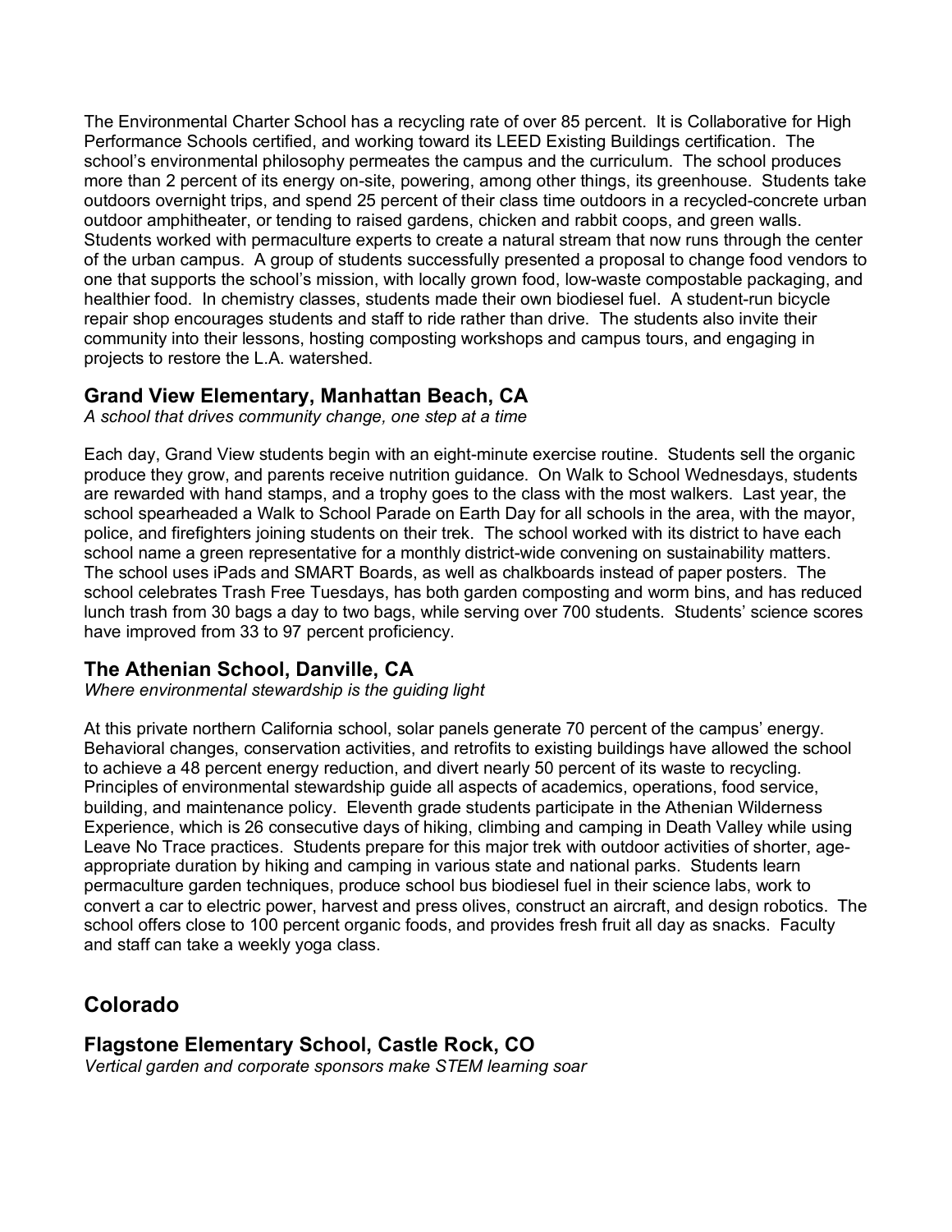The Environmental Charter School has a recycling rate of over 85 percent. It is Collaborative for High Performance Schools certified, and working toward its LEED Existing Buildings certification. The school's environmental philosophy permeates the campus and the curriculum. The school produces more than 2 percent of its energy on-site, powering, among other things, its greenhouse. Students take outdoors overnight trips, and spend 25 percent of their class time outdoors in a recycled-concrete urban outdoor amphitheater, or tending to raised gardens, chicken and rabbit coops, and green walls. Students worked with permaculture experts to create a natural stream that now runs through the center of the urban campus. A group of students successfully presented a proposal to change food vendors to one that supports the school's mission, with locally grown food, low-waste compostable packaging, and healthier food. In chemistry classes, students made their own biodiesel fuel. A student-run bicycle repair shop encourages students and staff to ride rather than drive. The students also invite their community into their lessons, hosting composting workshops and campus tours, and engaging in projects to restore the L.A. watershed.

### Grand View Elementary, Manhattan Beach, CA

*A school that drives community change, one step at a time*

Each day, Grand View students begin with an eight-minute exercise routine. Students sell the organic produce they grow, and parents receive nutrition guidance. On Walk to School Wednesdays, students are rewarded with hand stamps, and a trophy goes to the class with the most walkers. Last year, the school spearheaded a Walk to School Parade on Earth Day for all schools in the area, with the mayor, police, and firefighters joining students on their trek. The school worked with its district to have each school name a green representative for a monthly district-wide convening on sustainability matters. The school uses iPads and SMART Boards, as well as chalkboards instead of paper posters. The school celebrates Trash Free Tuesdays, has both garden composting and worm bins, and has reduced lunch trash from 30 bags a day to two bags, while serving over 700 students. Students' science scores have improved from 33 to 97 percent proficiency.

### The Athenian School, Danville, CA

*Where environmental stewardship is the guiding light*

At this private northern California school, solar panels generate 70 percent of the campus' energy. Behavioral changes, conservation activities, and retrofits to existing buildings have allowed the school to achieve a 48 percent energy reduction, and divert nearly 50 percent of its waste to recycling. Principles of environmental stewardship guide all aspects of academics, operations, food service, building, and maintenance policy. Eleventh grade students participate in the Athenian Wilderness Experience, which is 26 consecutive days of hiking, climbing and camping in Death Valley while using Leave No Trace practices. Students prepare for this major trek with outdoor activities of shorter, age-appropriate duration by hiking and camping in various state and national parks. Students learn permaculture garden techniques, produce school bus biodiesel fuel in their science labs, work to convert a car to electric power, harvest and press olives, construct an aircraft, and design robotics. The school offers close to 100 percent organic foods, and provides fresh fruit all day as snacks. Faculty and staff can take a weekly yoga class.

## Colorado

### Flagstone Elementary School, Castle Rock, CO

*Vertical garden and corporate sponsors make STEM learning soar*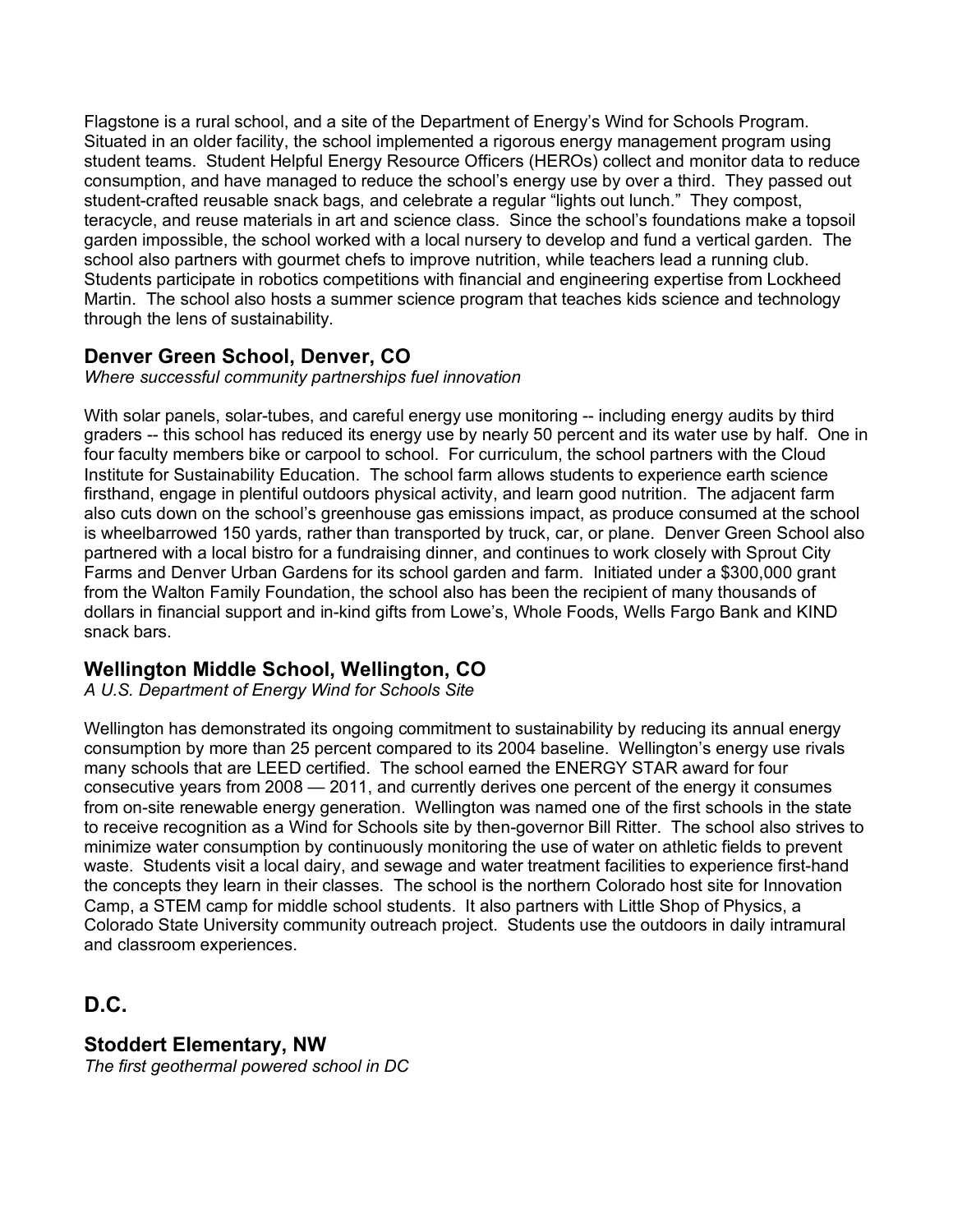Flagstone is a rural school, and a site of the Department of Energy's Wind for Schools Program. Situated in an older facility, the school implemented a rigorous energy management program using student teams. Student Helpful Energy Resource Officers (HEROs) collect and monitor data to reduce consumption, and have managed to reduce the school's energy use by over a third. They passed out student-crafted reusable snack bags, and celebrate a regular "lights out lunch." They compost, teracycle, and reuse materials in art and science class. Since the school's foundations make a topsoil garden impossible, the school worked with a local nursery to develop and fund a vertical garden. The school also partners with gourmet chefs to improve nutrition, while teachers lead a running club. Students participate in robotics competitions with financial and engineering expertise from Lockheed Martin. The school also hosts a summer science program that teaches kids science and technology through the lens of sustainability.

### Denver Green School, Denver, CO

*Where successful community partnerships fuel innovation*

With solar panels, solar-tubes, and careful energy use monitoring -- including energy audits by third graders -- this school has reduced its energy use by nearly 50 percent and its water use by half. One in four faculty members bike or carpool to school. For curriculum, the school partners with the Cloud Institute for Sustainability Education. The school farm allows students to experience earth science firsthand, engage in plentiful outdoors physical activity, and learn good nutrition. The adjacent farm also cuts down on the school's greenhouse gas emissions impact, as produce consumed at the school is wheelbarrowed 150 yards, rather than transported by truck, car, or plane. Denver Green School also partnered with a local bistro for a fundraising dinner, and continues to work closely with Sprout City Farms and Denver Urban Gardens for its school garden and farm. Initiated under a $300,000 grant from the Walton Family Foundation, the school also has been the recipient of many thousands of dollars in financial support and in-kind gifts from Lowe's, Whole Foods, Wells Fargo Bank and KIND snack bars.

### Wellington Middle School, Wellington, CO

*A U.S. Department of Energy Wind for Schools Site*

Wellington has demonstrated its ongoing commitment to sustainability by reducing its annual energy consumption by more than 25 percent compared to its 2004 baseline. Wellington's energy use rivals many schools that are LEED certified. The school earned the ENERGY STAR award for four consecutive years from 2008 — 2011, and currently derives one percent of the energy it consumes from on-site renewable energy generation. Wellington was named one of the first schools in the state to receive recognition as a Wind for Schools site by then-governor Bill Ritter. The school also strives to minimize water consumption by continuously monitoring the use of water on athletic fields to prevent waste. Students visit a local dairy, and sewage and water treatment facilities to experience first-hand the concepts they learn in their classes. The school is the northern Colorado host site for Innovation Camp, a STEM camp for middle school students. It also partners with Little Shop of Physics, a Colorado State University community outreach project. Students use the outdoors in daily intramural and classroom experiences.

## D.C.

### Stoddert Elementary, NW

*The first geothermal powered school in DC*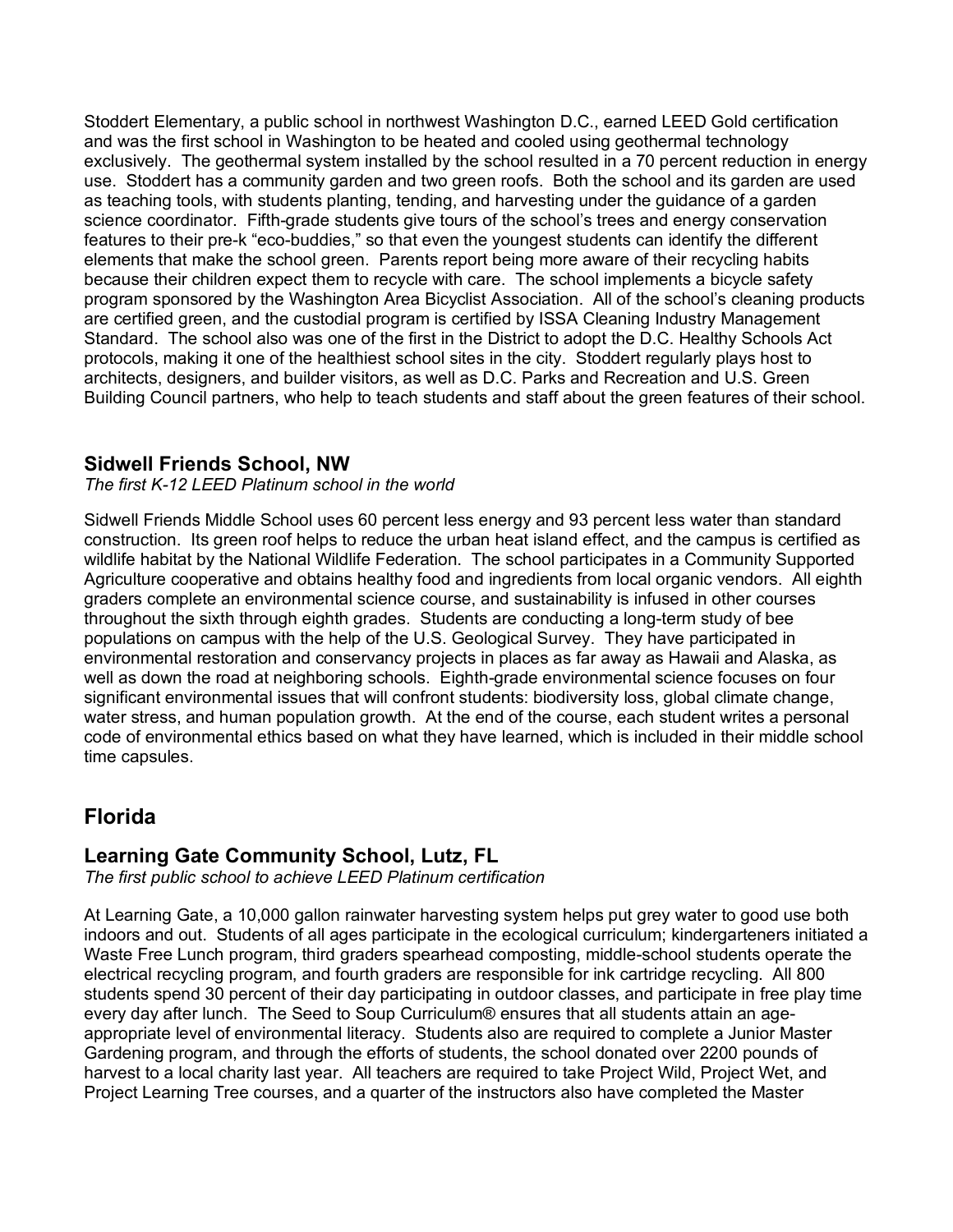Stoddert Elementary, a public school in northwest Washington D.C., earned LEED Gold certification and was the first school in Washington to be heated and cooled using geothermal technology exclusively. The geothermal system installed by the school resulted in a 70 percent reduction in energy use. Stoddert has a community garden and two green roofs. Both the school and its garden are used as teaching tools, with students planting, tending, and harvesting under the guidance of a garden science coordinator. Fifth-grade students give tours of the school's trees and energy conservation features to their pre-k "eco-buddies," so that even the youngest students can identify the different elements that make the school green. Parents report being more aware of their recycling habits because their children expect them to recycle with care. The school implements a bicycle safety program sponsored by the Washington Area Bicyclist Association. All of the school's cleaning products are certified green, and the custodial program is certified by ISSA Cleaning Industry Management Standard. The school also was one of the first in the District to adopt the D.C. Healthy Schools Act protocols, making it one of the healthiest school sites in the city. Stoddert regularly plays host to architects, designers, and builder visitors, as well as D.C. Parks and Recreation and U.S. Green Building Council partners, who help to teach students and staff about the green features of their school.

### Sidwell Friends School, NW

*The first K-12 LEED Platinum school in the world*

Sidwell Friends Middle School uses 60 percent less energy and 93 percent less water than standard construction. Its green roof helps to reduce the urban heat island effect, and the campus is certified as wildlife habitat by the National Wildlife Federation. The school participates in a Community Supported Agriculture cooperative and obtains healthy food and ingredients from local organic vendors. All eighth graders complete an environmental science course, and sustainability is infused in other courses throughout the sixth through eighth grades. Students are conducting a long-term study of bee populations on campus with the help of the U.S. Geological Survey. They have participated in environmental restoration and conservancy projects in places as far away as Hawaii and Alaska, as well as down the road at neighboring schools. Eighth-grade environmental science focuses on four significant environmental issues that will confront students: biodiversity loss, global climate change, water stress, and human population growth. At the end of the course, each student writes a personal code of environmental ethics based on what they have learned, which is included in their middle school time capsules.

## Florida

### Learning Gate Community School, Lutz, FL

*The first public school to achieve LEED Platinum certification*

At Learning Gate, a 10,000 gallon rainwater harvesting system helps put grey water to good use both indoors and out. Students of all ages participate in the ecological curriculum; kindergarteners initiated a Waste Free Lunch program, third graders spearhead composting, middle-school students operate the electrical recycling program, and fourth graders are responsible for ink cartridge recycling. All 800 students spend 30 percent of their day participating in outdoor classes, and participate in free play time every day after lunch. The Seed to Soup Curriculum® ensures that all students attain an age-appropriate level of environmental literacy. Students also are required to complete a Junior Master Gardening program, and through the efforts of students, the school donated over 2200 pounds of harvest to a local charity last year. All teachers are required to take Project Wild, Project Wet, and Project Learning Tree courses, and a quarter of the instructors also have completed the Master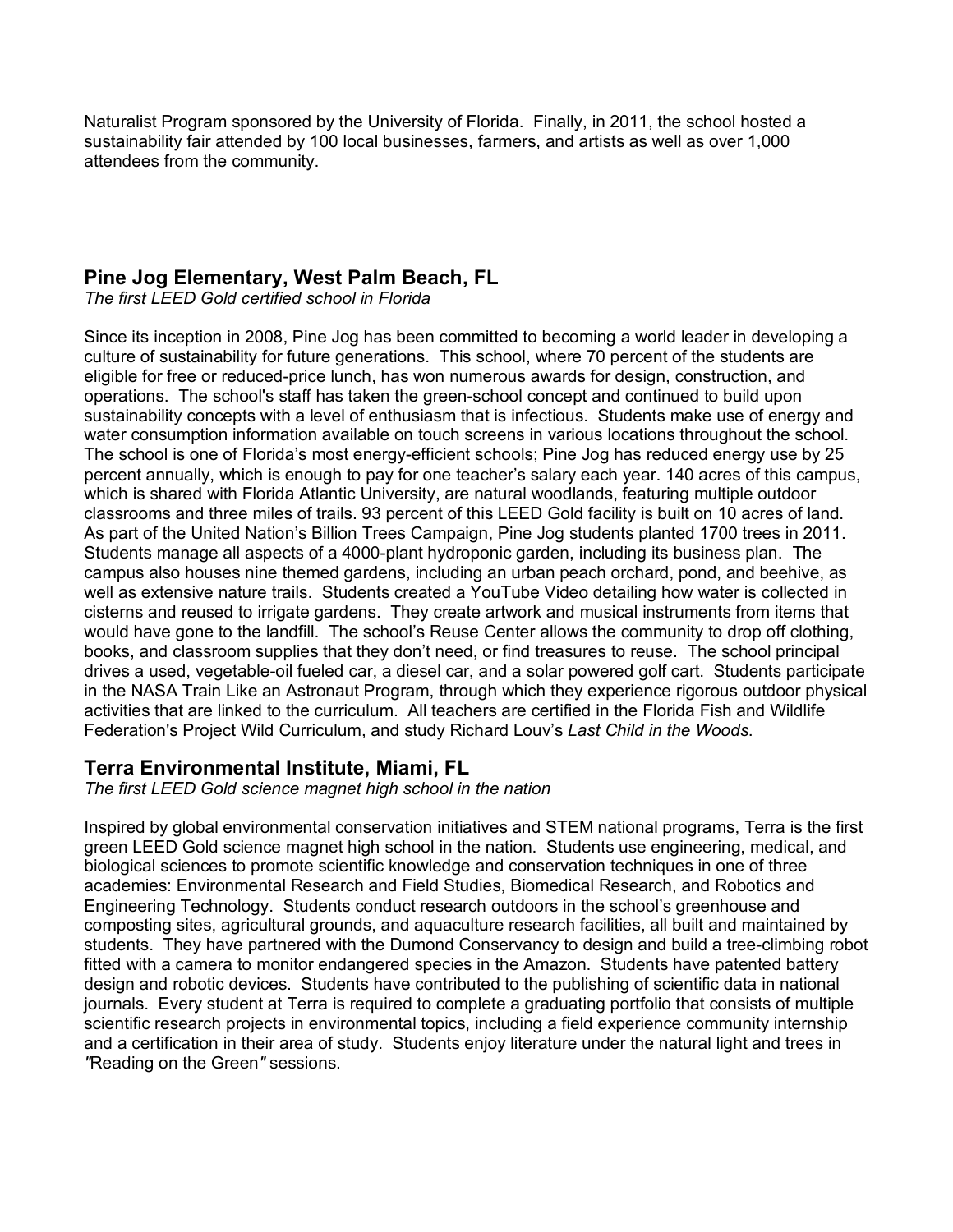Naturalist Program sponsored by the University of Florida. Finally, in 2011, the school hosted a sustainability fair attended by 100 local businesses, farmers, and artists as well as over 1,000 attendees from the community.

## Pine Jog Elementary, West Palm Beach, FL

*The first LEED Gold certified school in Florida*

Since its inception in 2008, Pine Jog has been committed to becoming a world leader in developing a culture of sustainability for future generations. This school, where 70 percent of the students are eligible for free or reduced-price lunch, has won numerous awards for design, construction, and operations. The school's staff has taken the green-school concept and continued to build upon sustainability concepts with a level of enthusiasm that is infectious. Students make use of energy and water consumption information available on touch screens in various locations throughout the school. The school is one of Florida's most energy-efficient schools; Pine Jog has reduced energy use by 25 percent annually, which is enough to pay for one teacher's salary each year. 140 acres of this campus, which is shared with Florida Atlantic University, are natural woodlands, featuring multiple outdoor classrooms and three miles of trails. 93 percent of this LEED Gold facility is built on 10 acres of land. As part of the United Nation's Billion Trees Campaign, Pine Jog students planted 1700 trees in 2011. Students manage all aspects of a 4000-plant hydroponic garden, including its business plan. The campus also houses nine themed gardens, including an urban peach orchard, pond, and beehive, as well as extensive nature trails. Students created a YouTube Video detailing how water is collected in cisterns and reused to irrigate gardens. They create artwork and musical instruments from items that would have gone to the landfill. The school's Reuse Center allows the community to drop off clothing, books, and classroom supplies that they don't need, or find treasures to reuse. The school principal drives a used, vegetable-oil fueled car, a diesel car, and a solar powered golf cart. Students participate in the NASA Train Like an Astronaut Program, through which they experience rigorous outdoor physical activities that are linked to the curriculum. All teachers are certified in the Florida Fish and Wildlife Federation's Project Wild Curriculum, and study Richard Louv's *Last Child in the Woods*.

## Terra Environmental Institute, Miami, FL

*The first LEED Gold science magnet high school in the nation*

Inspired by global environmental conservation initiatives and STEM national programs, Terra is the first green LEED Gold science magnet high school in the nation. Students use engineering, medical, and biological sciences to promote scientific knowledge and conservation techniques in one of three academies: Environmental Research and Field Studies, Biomedical Research, and Robotics and Engineering Technology. Students conduct research outdoors in the school's greenhouse and composting sites, agricultural grounds, and aquaculture research facilities, all built and maintained by students. They have partnered with the Dumond Conservancy to design and build a tree-climbing robot fitted with a camera to monitor endangered species in the Amazon. Students have patented battery design and robotic devices. Students have contributed to the publishing of scientific data in national journals. Every student at Terra is required to complete a graduating portfolio that consists of multiple scientific research projects in environmental topics, including a field experience community internship and a certification in their area of study. Students enjoy literature under the natural light and trees in "Reading on the Green" sessions.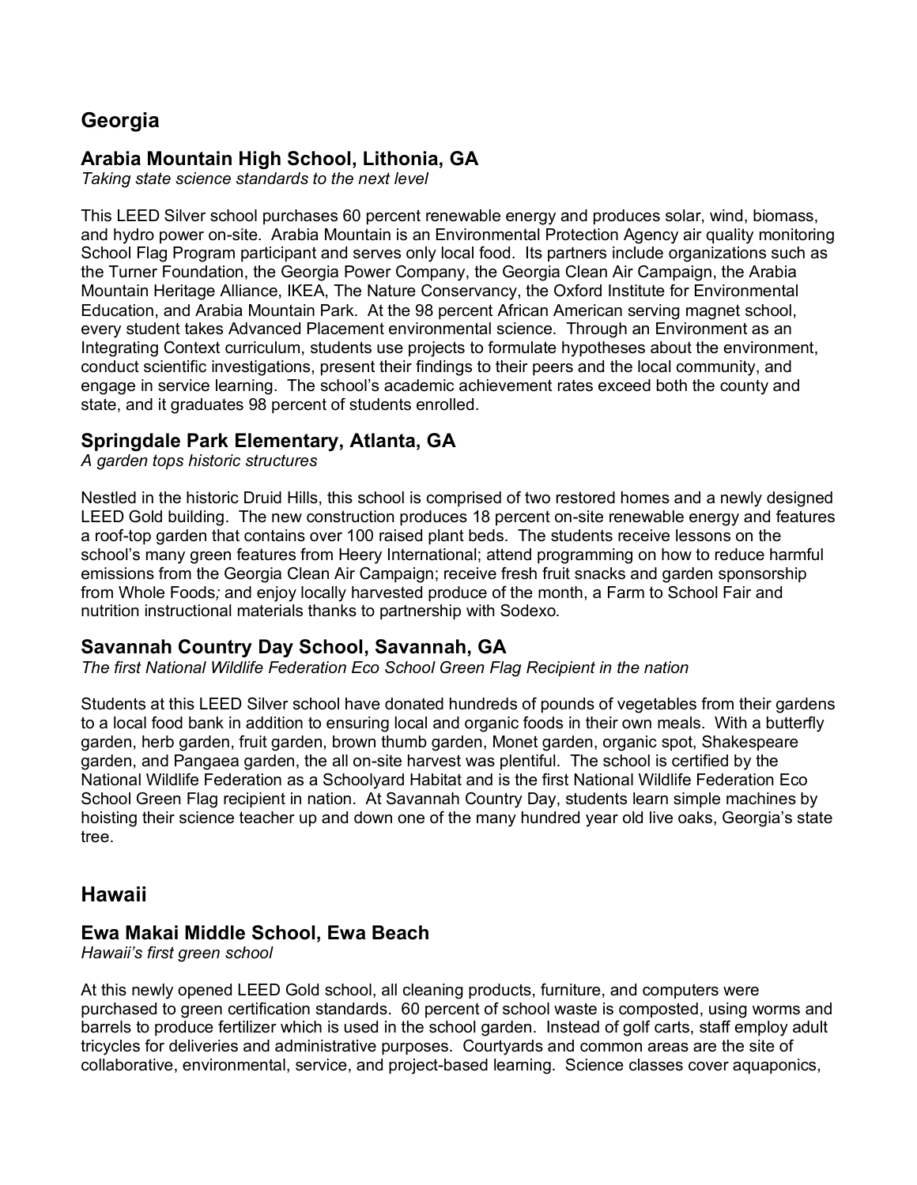## Georgia

### Arabia Mountain High School, Lithonia, GA

*Taking state science standards to the next level*

This LEED Silver school purchases 60 percent renewable energy and produces solar, wind, biomass, and hydro power on-site. Arabia Mountain is an Environmental Protection Agency air quality monitoring School Flag Program participant and serves only local food. Its partners include organizations such as the Turner Foundation, the Georgia Power Company, the Georgia Clean Air Campaign, the Arabia Mountain Heritage Alliance, IKEA, The Nature Conservancy, the Oxford Institute for Environmental Education, and Arabia Mountain Park. At the 98 percent African American serving magnet school, every student takes Advanced Placement environmental science. Through an Environment as an Integrating Context curriculum, students use projects to formulate hypotheses about the environment, conduct scientific investigations, present their findings to their peers and the local community, and engage in service learning. The school's academic achievement rates exceed both the county and state, and it graduates 98 percent of students enrolled.

### Springdale Park Elementary, Atlanta, GA

*A garden tops historic structures*

Nestled in the historic Druid Hills, this school is comprised of two restored homes and a newly designed LEED Gold building. The new construction produces 18 percent on-site renewable energy and features a roof-top garden that contains over 100 raised plant beds. The students receive lessons on the school's many green features from Heery International; attend programming on how to reduce harmful emissions from the Georgia Clean Air Campaign; receive fresh fruit snacks and garden sponsorship from Whole Foods; and enjoy locally harvested produce of the month, a Farm to School Fair and nutrition instructional materials thanks to partnership with Sodexo.

### Savannah Country Day School, Savannah, GA

*The first National Wildlife Federation Eco School Green Flag Recipient in the nation*

Students at this LEED Silver school have donated hundreds of pounds of vegetables from their gardens to a local food bank in addition to ensuring local and organic foods in their own meals. With a butterfly garden, herb garden, fruit garden, brown thumb garden, Monet garden, organic spot, Shakespeare garden, and Pangaea garden, the all on-site harvest was plentiful. The school is certified by the National Wildlife Federation as a Schoolyard Habitat and is the first National Wildlife Federation Eco School Green Flag recipient in nation. At Savannah Country Day, students learn simple machines by hoisting their science teacher up and down one of the many hundred year old live oaks, Georgia's state tree.

## Hawaii

### Ewa Makai Middle School, Ewa Beach

*Hawaii's first green school*

At this newly opened LEED Gold school, all cleaning products, furniture, and computers were purchased to green certification standards. 60 percent of school waste is composted, using worms and barrels to produce fertilizer which is used in the school garden. Instead of golf carts, staff employ adult tricycles for deliveries and administrative purposes. Courtyards and common areas are the site of collaborative, environmental, service, and project-based learning. Science classes cover aquaponics,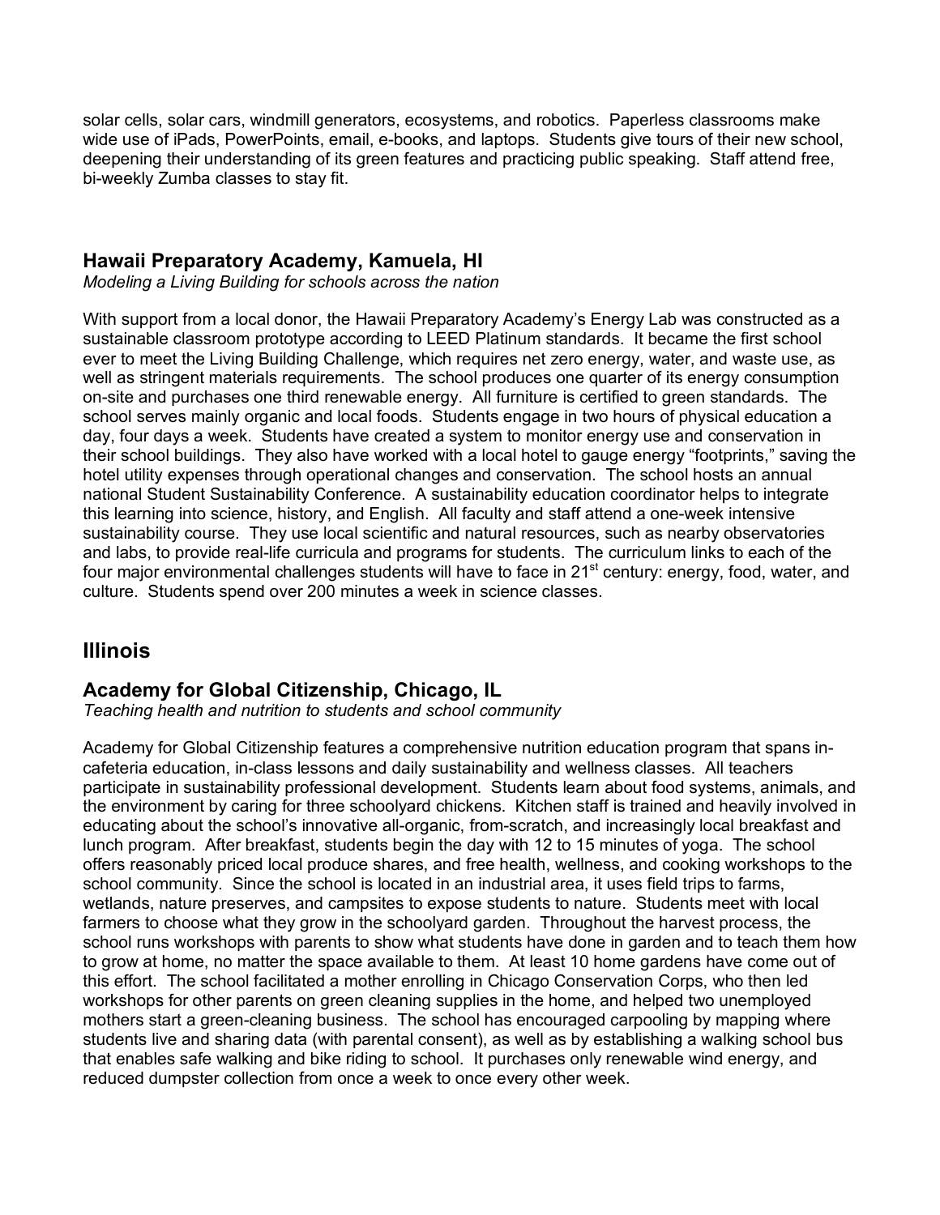solar cells, solar cars, windmill generators, ecosystems, and robotics. Paperless classrooms make wide use of iPads, PowerPoints, email, e-books, and laptops. Students give tours of their new school, deepening their understanding of its green features and practicing public speaking. Staff attend free, bi-weekly Zumba classes to stay fit.

### Hawaii Preparatory Academy, Kamuela, HI

*Modeling a Living Building for schools across the nation*

With support from a local donor, the Hawaii Preparatory Academy's Energy Lab was constructed as a sustainable classroom prototype according to LEED Platinum standards. It became the first school ever to meet the Living Building Challenge, which requires net zero energy, water, and waste use, as well as stringent materials requirements. The school produces one quarter of its energy consumption on-site and purchases one third renewable energy. All furniture is certified to green standards. The school serves mainly organic and local foods. Students engage in two hours of physical education a day, four days a week. Students have created a system to monitor energy use and conservation in their school buildings. They also have worked with a local hotel to gauge energy "footprints," saving the hotel utility expenses through operational changes and conservation. The school hosts an annual national Student Sustainability Conference. A sustainability education coordinator helps to integrate this learning into science, history, and English. All faculty and staff attend a one-week intensive sustainability course. They use local scientific and natural resources, such as nearby observatories and labs, to provide real-life curricula and programs for students. The curriculum links to each of the four major environmental challenges students will have to face in 21st century: energy, food, water, and culture. Students spend over 200 minutes a week in science classes.

## Illinois

### Academy for Global Citizenship, Chicago, IL

*Teaching health and nutrition to students and school community*

Academy for Global Citizenship features a comprehensive nutrition education program that spans in-cafeteria education, in-class lessons and daily sustainability and wellness classes. All teachers participate in sustainability professional development. Students learn about food systems, animals, and the environment by caring for three schoolyard chickens. Kitchen staff is trained and heavily involved in educating about the school's innovative all-organic, from-scratch, and increasingly local breakfast and lunch program. After breakfast, students begin the day with 12 to 15 minutes of yoga. The school offers reasonably priced local produce shares, and free health, wellness, and cooking workshops to the school community. Since the school is located in an industrial area, it uses field trips to farms, wetlands, nature preserves, and campsites to expose students to nature. Students meet with local farmers to choose what they grow in the schoolyard garden. Throughout the harvest process, the school runs workshops with parents to show what students have done in garden and to teach them how to grow at home, no matter the space available to them. At least 10 home gardens have come out of this effort. The school facilitated a mother enrolling in Chicago Conservation Corps, who then led workshops for other parents on green cleaning supplies in the home, and helped two unemployed mothers start a green-cleaning business. The school has encouraged carpooling by mapping where students live and sharing data (with parental consent), as well as by establishing a walking school bus that enables safe walking and bike riding to school. It purchases only renewable wind energy, and reduced dumpster collection from once a week to once every other week.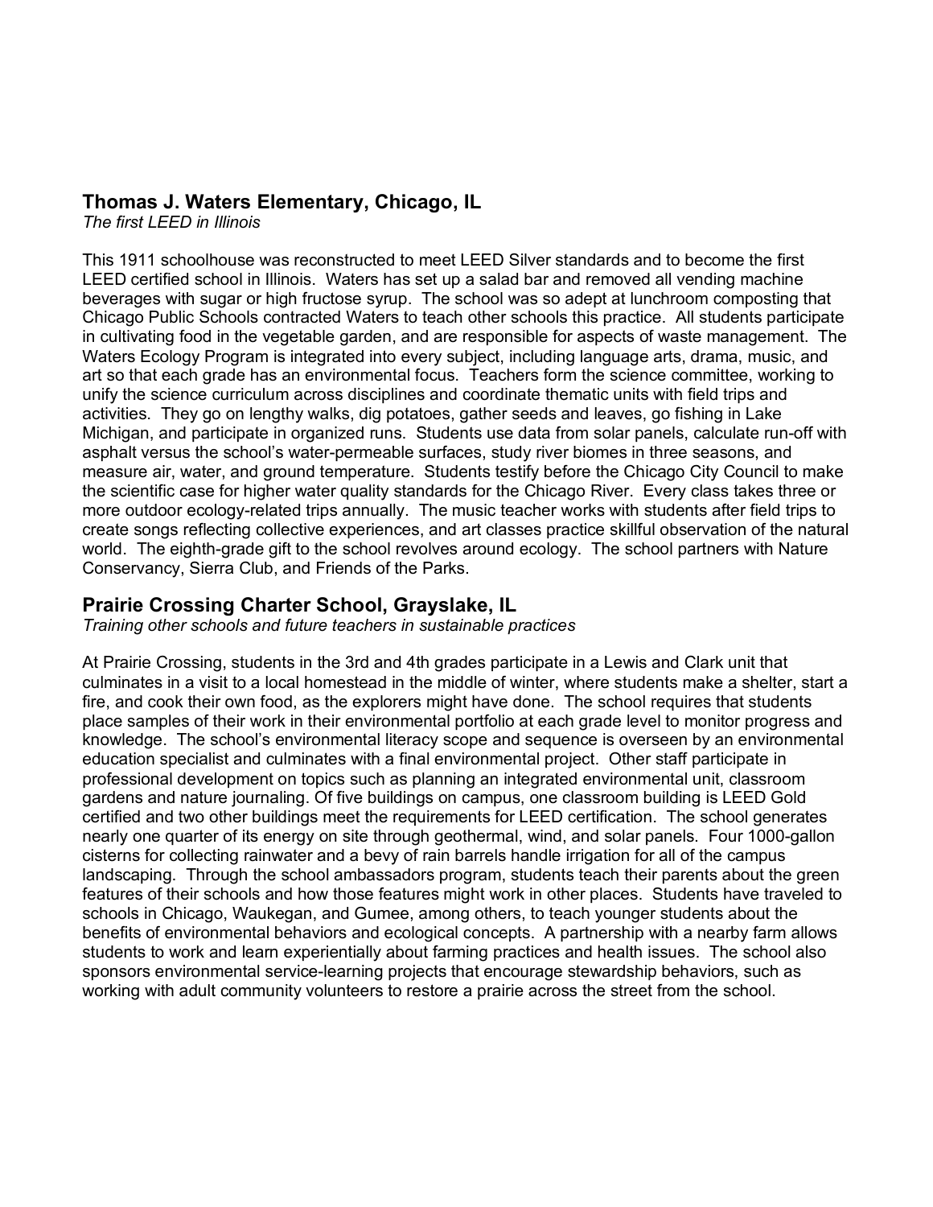## Thomas J. Waters Elementary, Chicago, IL

*The first LEED in Illinois*

This 1911 schoolhouse was reconstructed to meet LEED Silver standards and to become the first LEED certified school in Illinois. Waters has set up a salad bar and removed all vending machine beverages with sugar or high fructose syrup. The school was so adept at lunchroom composting that Chicago Public Schools contracted Waters to teach other schools this practice. All students participate in cultivating food in the vegetable garden, and are responsible for aspects of waste management. The Waters Ecology Program is integrated into every subject, including language arts, drama, music, and art so that each grade has an environmental focus. Teachers form the science committee, working to unify the science curriculum across disciplines and coordinate thematic units with field trips and activities. They go on lengthy walks, dig potatoes, gather seeds and leaves, go fishing in Lake Michigan, and participate in organized runs. Students use data from solar panels, calculate run-off with asphalt versus the school's water-permeable surfaces, study river biomes in three seasons, and measure air, water, and ground temperature. Students testify before the Chicago City Council to make the scientific case for higher water quality standards for the Chicago River. Every class takes three or more outdoor ecology-related trips annually. The music teacher works with students after field trips to create songs reflecting collective experiences, and art classes practice skillful observation of the natural world. The eighth-grade gift to the school revolves around ecology. The school partners with Nature Conservancy, Sierra Club, and Friends of the Parks.

## Prairie Crossing Charter School, Grayslake, IL

*Training other schools and future teachers in sustainable practices*

At Prairie Crossing, students in the 3rd and 4th grades participate in a Lewis and Clark unit that culminates in a visit to a local homestead in the middle of winter, where students make a shelter, start a fire, and cook their own food, as the explorers might have done. The school requires that students place samples of their work in their environmental portfolio at each grade level to monitor progress and knowledge. The school's environmental literacy scope and sequence is overseen by an environmental education specialist and culminates with a final environmental project. Other staff participate in professional development on topics such as planning an integrated environmental unit, classroom gardens and nature journaling. Of five buildings on campus, one classroom building is LEED Gold certified and two other buildings meet the requirements for LEED certification. The school generates nearly one quarter of its energy on site through geothermal, wind, and solar panels. Four 1000-gallon cisterns for collecting rainwater and a bevy of rain barrels handle irrigation for all of the campus landscaping. Through the school ambassadors program, students teach their parents about the green features of their schools and how those features might work in other places. Students have traveled to schools in Chicago, Waukegan, and Gumee, among others, to teach younger students about the benefits of environmental behaviors and ecological concepts. A partnership with a nearby farm allows students to work and learn experientially about farming practices and health issues. The school also sponsors environmental service-learning projects that encourage stewardship behaviors, such as working with adult community volunteers to restore a prairie across the street from the school.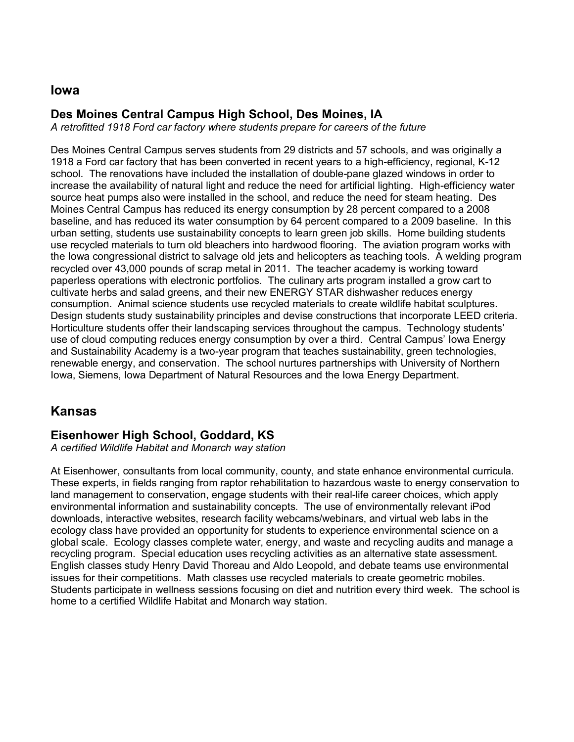## Iowa

### Des Moines Central Campus High School, Des Moines, IA

*A retrofitted 1918 Ford car factory where students prepare for careers of the future*

Des Moines Central Campus serves students from 29 districts and 57 schools, and was originally a 1918 a Ford car factory that has been converted in recent years to a high-efficiency, regional, K-12 school. The renovations have included the installation of double-pane glazed windows in order to increase the availability of natural light and reduce the need for artificial lighting. High-efficiency water source heat pumps also were installed in the school, and reduce the need for steam heating. Des Moines Central Campus has reduced its energy consumption by 28 percent compared to a 2008 baseline, and has reduced its water consumption by 64 percent compared to a 2009 baseline. In this urban setting, students use sustainability concepts to learn green job skills. Home building students use recycled materials to turn old bleachers into hardwood flooring. The aviation program works with the Iowa congressional district to salvage old jets and helicopters as teaching tools. A welding program recycled over 43,000 pounds of scrap metal in 2011. The teacher academy is working toward paperless operations with electronic portfolios. The culinary arts program installed a grow cart to cultivate herbs and salad greens, and their new ENERGY STAR dishwasher reduces energy consumption. Animal science students use recycled materials to create wildlife habitat sculptures. Design students study sustainability principles and devise constructions that incorporate LEED criteria. Horticulture students offer their landscaping services throughout the campus. Technology students' use of cloud computing reduces energy consumption by over a third. Central Campus' Iowa Energy and Sustainability Academy is a two-year program that teaches sustainability, green technologies, renewable energy, and conservation. The school nurtures partnerships with University of Northern Iowa, Siemens, Iowa Department of Natural Resources and the Iowa Energy Department.

## Kansas

### Eisenhower High School, Goddard, KS

*A certified Wildlife Habitat and Monarch way station*

At Eisenhower, consultants from local community, county, and state enhance environmental curricula. These experts, in fields ranging from raptor rehabilitation to hazardous waste to energy conservation to land management to conservation, engage students with their real-life career choices, which apply environmental information and sustainability concepts. The use of environmentally relevant iPod downloads, interactive websites, research facility webcams/webinars, and virtual web labs in the ecology class have provided an opportunity for students to experience environmental science on a global scale. Ecology classes complete water, energy, and waste and recycling audits and manage a recycling program. Special education uses recycling activities as an alternative state assessment. English classes study Henry David Thoreau and Aldo Leopold, and debate teams use environmental issues for their competitions. Math classes use recycled materials to create geometric mobiles. Students participate in wellness sessions focusing on diet and nutrition every third week. The school is home to a certified Wildlife Habitat and Monarch way station.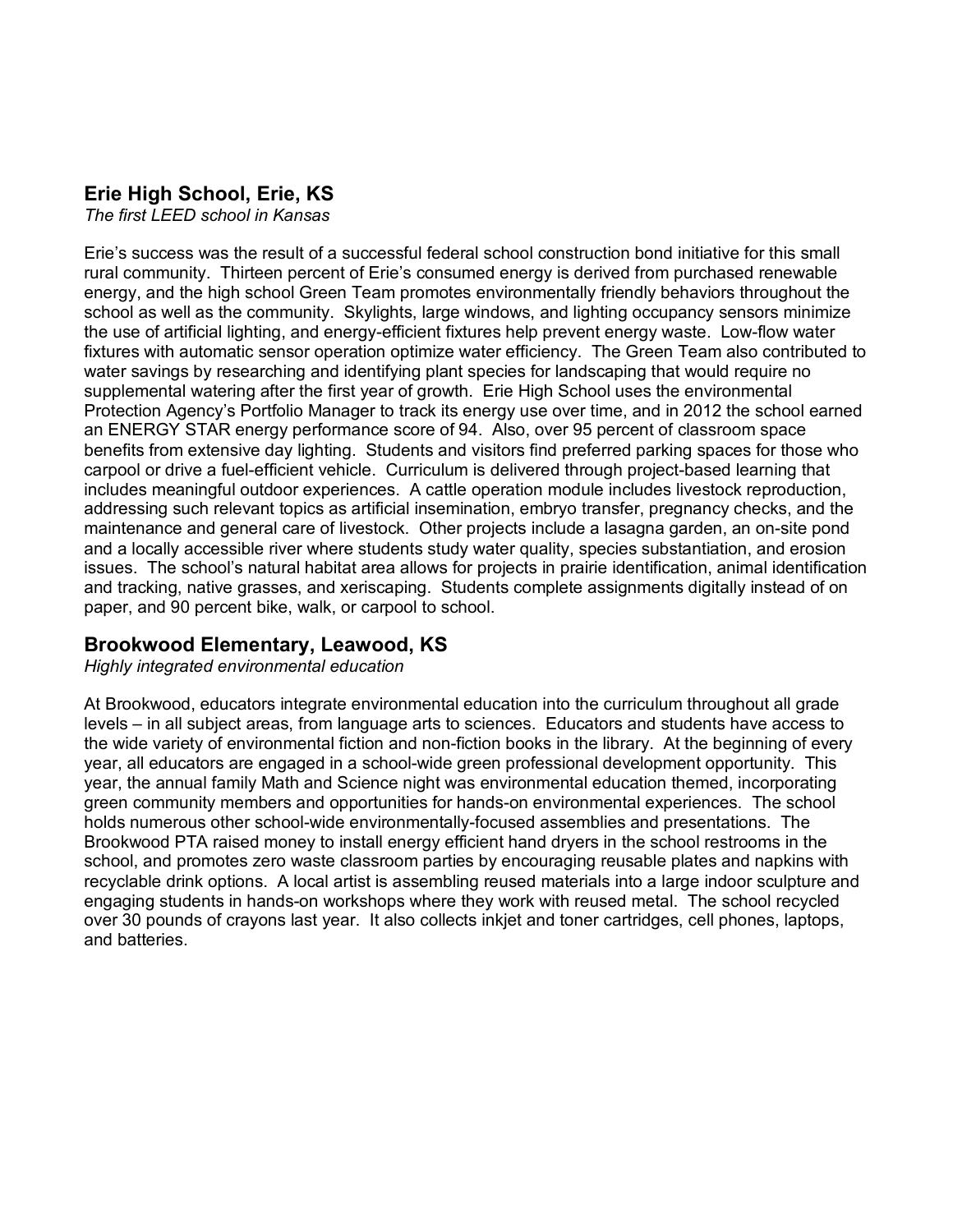## Erie High School, Erie, KS

*The first LEED school in Kansas*

Erie's success was the result of a successful federal school construction bond initiative for this small rural community. Thirteen percent of Erie's consumed energy is derived from purchased renewable energy, and the high school Green Team promotes environmentally friendly behaviors throughout the school as well as the community. Skylights, large windows, and lighting occupancy sensors minimize the use of artificial lighting, and energy-efficient fixtures help prevent energy waste. Low-flow water fixtures with automatic sensor operation optimize water efficiency. The Green Team also contributed to water savings by researching and identifying plant species for landscaping that would require no supplemental watering after the first year of growth. Erie High School uses the environmental Protection Agency's Portfolio Manager to track its energy use over time, and in 2012 the school earned an ENERGY STAR energy performance score of 94. Also, over 95 percent of classroom space benefits from extensive day lighting. Students and visitors find preferred parking spaces for those who carpool or drive a fuel-efficient vehicle. Curriculum is delivered through project-based learning that includes meaningful outdoor experiences. A cattle operation module includes livestock reproduction, addressing such relevant topics as artificial insemination, embryo transfer, pregnancy checks, and the maintenance and general care of livestock. Other projects include a lasagna garden, an on-site pond and a locally accessible river where students study water quality, species substantiation, and erosion issues. The school's natural habitat area allows for projects in prairie identification, animal identification and tracking, native grasses, and xeriscaping. Students complete assignments digitally instead of on paper, and 90 percent bike, walk, or carpool to school.

## Brookwood Elementary, Leawood, KS

*Highly integrated environmental education*

At Brookwood, educators integrate environmental education into the curriculum throughout all grade levels – in all subject areas, from language arts to sciences. Educators and students have access to the wide variety of environmental fiction and non-fiction books in the library. At the beginning of every year, all educators are engaged in a school-wide green professional development opportunity. This year, the annual family Math and Science night was environmental education themed, incorporating green community members and opportunities for hands-on environmental experiences. The school holds numerous other school-wide environmentally-focused assemblies and presentations. The Brookwood PTA raised money to install energy efficient hand dryers in the school restrooms in the school, and promotes zero waste classroom parties by encouraging reusable plates and napkins with recyclable drink options. A local artist is assembling reused materials into a large indoor sculpture and engaging students in hands-on workshops where they work with reused metal. The school recycled over 30 pounds of crayons last year. It also collects inkjet and toner cartridges, cell phones, laptops, and batteries.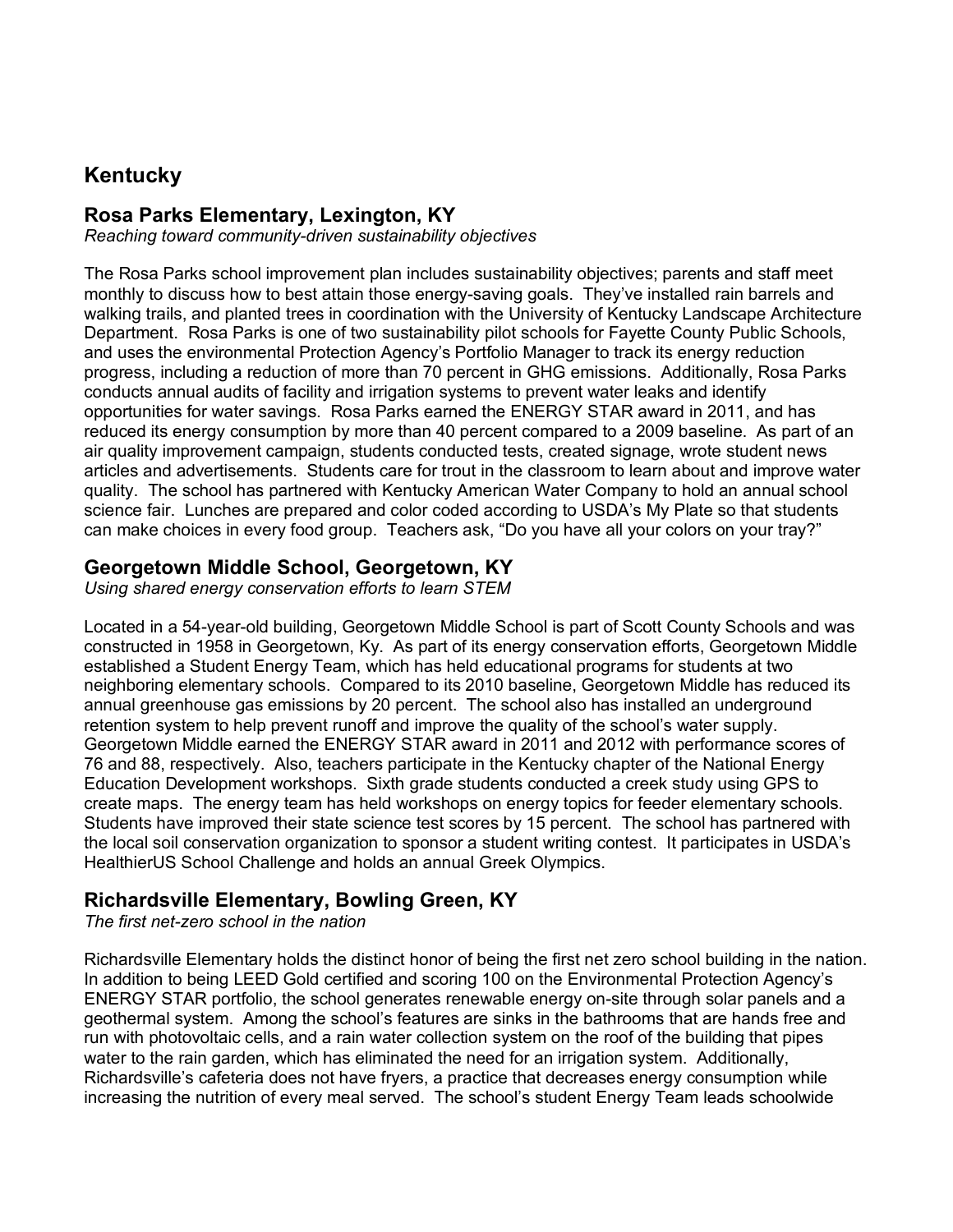## Kentucky

### Rosa Parks Elementary, Lexington, KY

*Reaching toward community-driven sustainability objectives*

The Rosa Parks school improvement plan includes sustainability objectives; parents and staff meet monthly to discuss how to best attain those energy-saving goals. They've installed rain barrels and walking trails, and planted trees in coordination with the University of Kentucky Landscape Architecture Department. Rosa Parks is one of two sustainability pilot schools for Fayette County Public Schools, and uses the environmental Protection Agency's Portfolio Manager to track its energy reduction progress, including a reduction of more than 70 percent in GHG emissions. Additionally, Rosa Parks conducts annual audits of facility and irrigation systems to prevent water leaks and identify opportunities for water savings. Rosa Parks earned the ENERGY STAR award in 2011, and has reduced its energy consumption by more than 40 percent compared to a 2009 baseline. As part of an air quality improvement campaign, students conducted tests, created signage, wrote student news articles and advertisements. Students care for trout in the classroom to learn about and improve water quality. The school has partnered with Kentucky American Water Company to hold an annual school science fair. Lunches are prepared and color coded according to USDA's My Plate so that students can make choices in every food group. Teachers ask, "Do you have all your colors on your tray?"

### Georgetown Middle School, Georgetown, KY

*Using shared energy conservation efforts to learn STEM*

Located in a 54-year-old building, Georgetown Middle School is part of Scott County Schools and was constructed in 1958 in Georgetown, Ky. As part of its energy conservation efforts, Georgetown Middle established a Student Energy Team, which has held educational programs for students at two neighboring elementary schools. Compared to its 2010 baseline, Georgetown Middle has reduced its annual greenhouse gas emissions by 20 percent. The school also has installed an underground retention system to help prevent runoff and improve the quality of the school's water supply. Georgetown Middle earned the ENERGY STAR award in 2011 and 2012 with performance scores of 76 and 88, respectively. Also, teachers participate in the Kentucky chapter of the National Energy Education Development workshops. Sixth grade students conducted a creek study using GPS to create maps. The energy team has held workshops on energy topics for feeder elementary schools. Students have improved their state science test scores by 15 percent. The school has partnered with the local soil conservation organization to sponsor a student writing contest. It participates in USDA's HealthierUS School Challenge and holds an annual Greek Olympics.

### Richardsville Elementary, Bowling Green, KY

*The first net-zero school in the nation*

Richardsville Elementary holds the distinct honor of being the first net zero school building in the nation. In addition to being LEED Gold certified and scoring 100 on the Environmental Protection Agency's ENERGY STAR portfolio, the school generates renewable energy on-site through solar panels and a geothermal system. Among the school's features are sinks in the bathrooms that are hands free and run with photovoltaic cells, and a rain water collection system on the roof of the building that pipes water to the rain garden, which has eliminated the need for an irrigation system. Additionally, Richardsville's cafeteria does not have fryers, a practice that decreases energy consumption while increasing the nutrition of every meal served. The school's student Energy Team leads schoolwide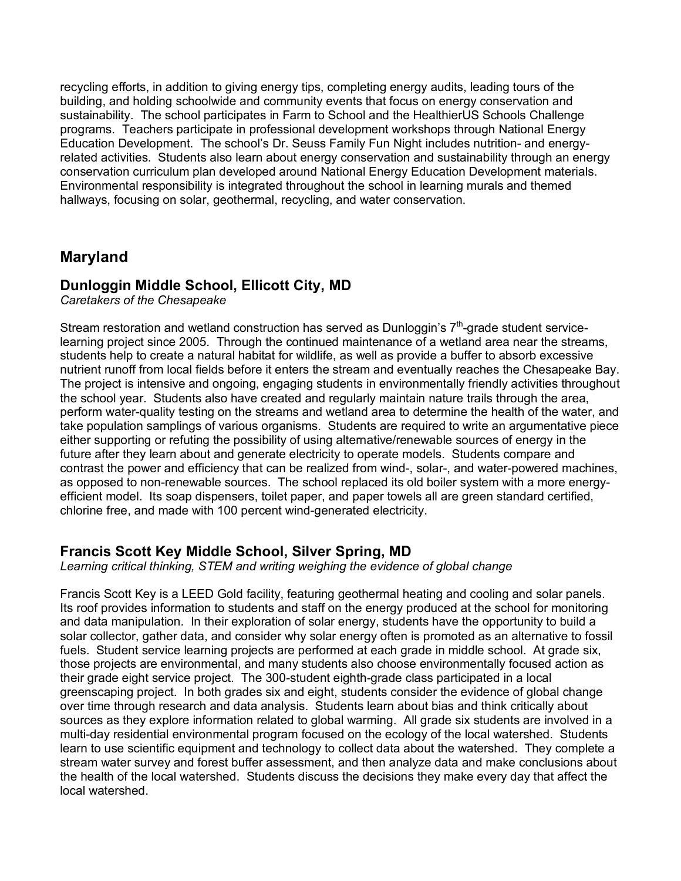recycling efforts, in addition to giving energy tips, completing energy audits, leading tours of the building, and holding schoolwide and community events that focus on energy conservation and sustainability. The school participates in Farm to School and the HealthierUS Schools Challenge programs. Teachers participate in professional development workshops through National Energy Education Development. The school's Dr. Seuss Family Fun Night includes nutrition- and energy-related activities. Students also learn about energy conservation and sustainability through an energy conservation curriculum plan developed around National Energy Education Development materials. Environmental responsibility is integrated throughout the school in learning murals and themed hallways, focusing on solar, geothermal, recycling, and water conservation.

## Maryland

### Dunloggin Middle School, Ellicott City, MD

*Caretakers of the Chesapeake*

Stream restoration and wetland construction has served as Dunloggin's 7th-grade student service-learning project since 2005. Through the continued maintenance of a wetland area near the streams, students help to create a natural habitat for wildlife, as well as provide a buffer to absorb excessive nutrient runoff from local fields before it enters the stream and eventually reaches the Chesapeake Bay. The project is intensive and ongoing, engaging students in environmentally friendly activities throughout the school year. Students also have created and regularly maintain nature trails through the area, perform water-quality testing on the streams and wetland area to determine the health of the water, and take population samplings of various organisms. Students are required to write an argumentative piece either supporting or refuting the possibility of using alternative/renewable sources of energy in the future after they learn about and generate electricity to operate models. Students compare and contrast the power and efficiency that can be realized from wind-, solar-, and water-powered machines, as opposed to non-renewable sources. The school replaced its old boiler system with a more energy-efficient model. Its soap dispensers, toilet paper, and paper towels all are green standard certified, chlorine free, and made with 100 percent wind-generated electricity.

### Francis Scott Key Middle School, Silver Spring, MD

*Learning critical thinking, STEM and writing weighing the evidence of global change*

Francis Scott Key is a LEED Gold facility, featuring geothermal heating and cooling and solar panels. Its roof provides information to students and staff on the energy produced at the school for monitoring and data manipulation. In their exploration of solar energy, students have the opportunity to build a solar collector, gather data, and consider why solar energy often is promoted as an alternative to fossil fuels. Student service learning projects are performed at each grade in middle school. At grade six, those projects are environmental, and many students also choose environmentally focused action as their grade eight service project. The 300-student eighth-grade class participated in a local greenscaping project. In both grades six and eight, students consider the evidence of global change over time through research and data analysis. Students learn about bias and think critically about sources as they explore information related to global warming. All grade six students are involved in a multi-day residential environmental program focused on the ecology of the local watershed. Students learn to use scientific equipment and technology to collect data about the watershed. They complete a stream water survey and forest buffer assessment, and then analyze data and make conclusions about the health of the local watershed. Students discuss the decisions they make every day that affect the local watershed.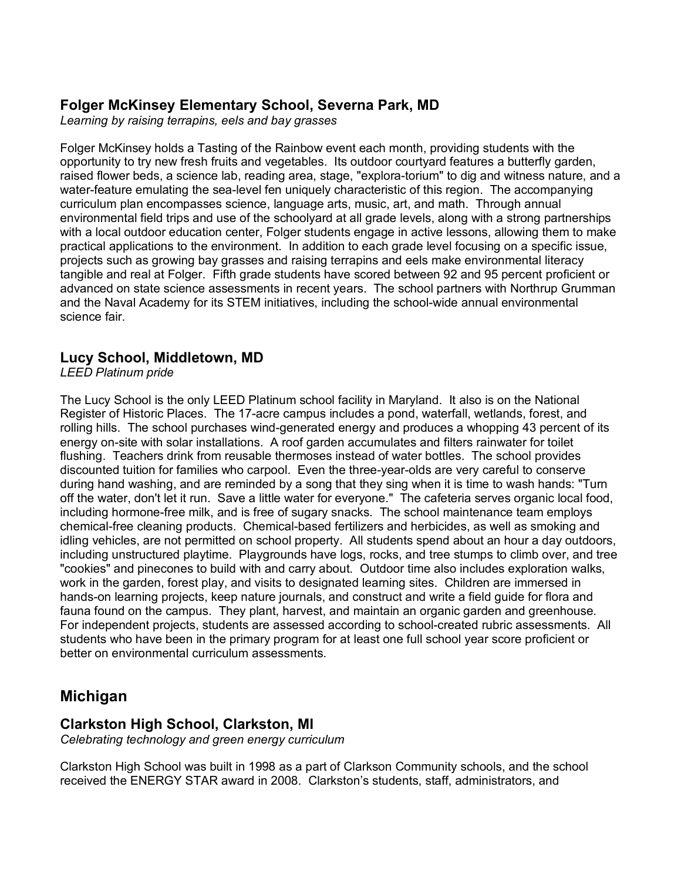### Folger McKinsey Elementary School, Severna Park, MD

*Learning by raising terrapins, eels and bay grasses*

Folger McKinsey holds a Tasting of the Rainbow event each month, providing students with the opportunity to try new fresh fruits and vegetables. Its outdoor courtyard features a butterfly garden, raised flower beds, a science lab, reading area, stage, "explora-torium" to dig and witness nature, and a water-feature emulating the sea-level fen uniquely characteristic of this region. The accompanying curriculum plan encompasses science, language arts, music, art, and math. Through annual environmental field trips and use of the schoolyard at all grade levels, along with a strong partnerships with a local outdoor education center, Folger students engage in active lessons, allowing them to make practical applications to the environment. In addition to each grade level focusing on a specific issue, projects such as growing bay grasses and raising terrapins and eels make environmental literacy tangible and real at Folger. Fifth grade students have scored between 92 and 95 percent proficient or advanced on state science assessments in recent years. The school partners with Northrup Grumman and the Naval Academy for its STEM initiatives, including the school-wide annual environmental science fair.

### Lucy School, Middletown, MD

*LEED Platinum pride*

The Lucy School is the only LEED Platinum school facility in Maryland. It also is on the National Register of Historic Places. The 17-acre campus includes a pond, waterfall, wetlands, forest, and rolling hills. The school purchases wind-generated energy and produces a whopping 43 percent of its energy on-site with solar installations. A roof garden accumulates and filters rainwater for toilet flushing. Teachers drink from reusable thermoses instead of water bottles. The school provides discounted tuition for families who carpool. Even the three-year-olds are very careful to conserve during hand washing, and are reminded by a song that they sing when it is time to wash hands: "Turn off the water, don't let it run. Save a little water for everyone." The cafeteria serves organic local food, including hormone-free milk, and is free of sugary snacks. The school maintenance team employs chemical-free cleaning products. Chemical-based fertilizers and herbicides, as well as smoking and idling vehicles, are not permitted on school property. All students spend about an hour a day outdoors, including unstructured playtime. Playgrounds have logs, rocks, and tree stumps to climb over, and tree "cookies" and pinecones to build with and carry about. Outdoor time also includes exploration walks, work in the garden, forest play, and visits to designated learning sites. Children are immersed in hands-on learning projects, keep nature journals, and construct and write a field guide for flora and fauna found on the campus. They plant, harvest, and maintain an organic garden and greenhouse. For independent projects, students are assessed according to school-created rubric assessments. All students who have been in the primary program for at least one full school year score proficient or better on environmental curriculum assessments.

## Michigan

### Clarkston High School, Clarkston, MI

*Celebrating technology and green energy curriculum*

Clarkston High School was built in 1998 as a part of Clarkson Community schools, and the school received the ENERGY STAR award in 2008. Clarkston's students, staff, administrators, and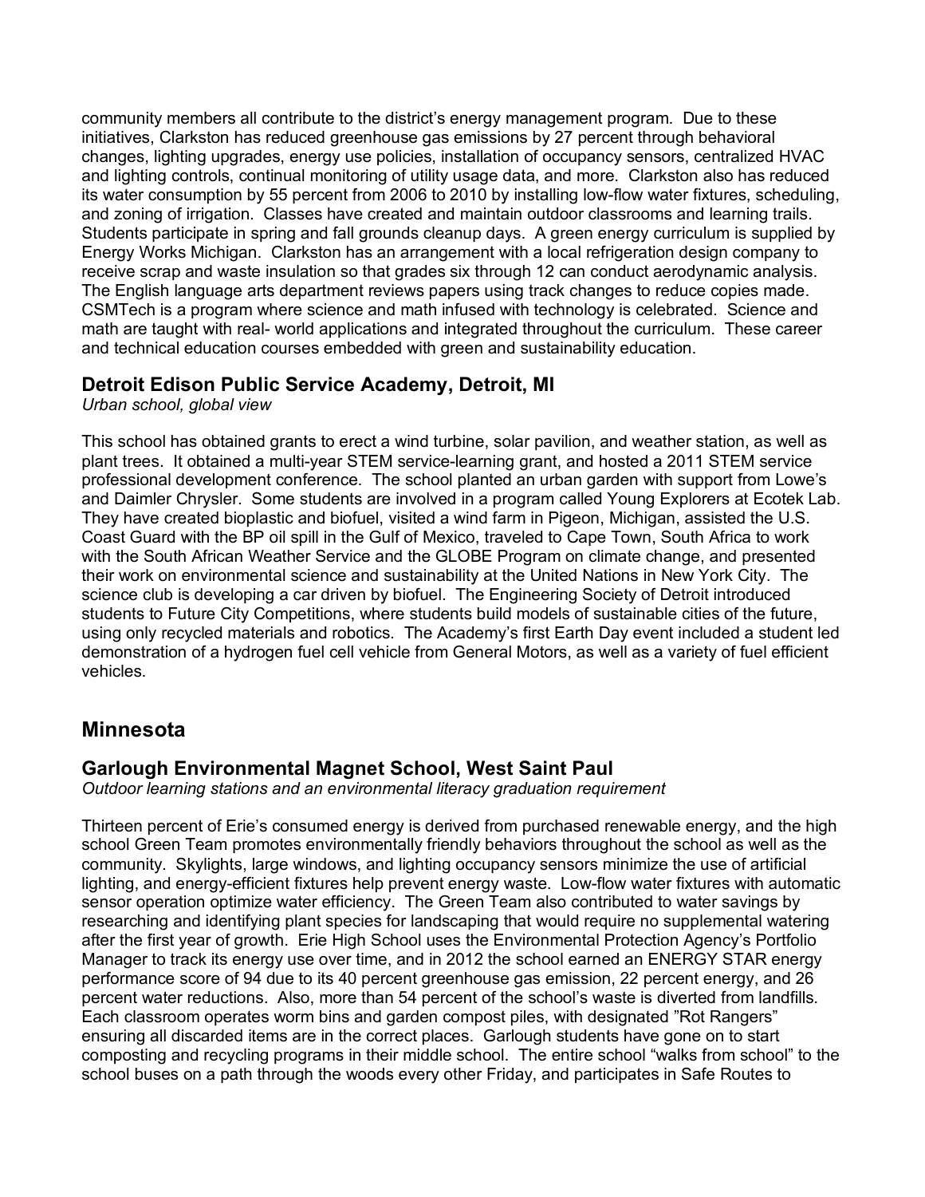community members all contribute to the district's energy management program. Due to these initiatives, Clarkston has reduced greenhouse gas emissions by 27 percent through behavioral changes, lighting upgrades, energy use policies, installation of occupancy sensors, centralized HVAC and lighting controls, continual monitoring of utility usage data, and more. Clarkston also has reduced its water consumption by 55 percent from 2006 to 2010 by installing low-flow water fixtures, scheduling, and zoning of irrigation. Classes have created and maintain outdoor classrooms and learning trails. Students participate in spring and fall grounds cleanup days. A green energy curriculum is supplied by Energy Works Michigan. Clarkston has an arrangement with a local refrigeration design company to receive scrap and waste insulation so that grades six through 12 can conduct aerodynamic analysis. The English language arts department reviews papers using track changes to reduce copies made. CSMTech is a program where science and math infused with technology is celebrated. Science and math are taught with real- world applications and integrated throughout the curriculum. These career and technical education courses embedded with green and sustainability education.

### Detroit Edison Public Service Academy, Detroit, MI

*Urban school, global view*

This school has obtained grants to erect a wind turbine, solar pavilion, and weather station, as well as plant trees. It obtained a multi-year STEM service-learning grant, and hosted a 2011 STEM service professional development conference. The school planted an urban garden with support from Lowe's and Daimler Chrysler. Some students are involved in a program called Young Explorers at Ecotek Lab. They have created bioplastic and biofuel, visited a wind farm in Pigeon, Michigan, assisted the U.S. Coast Guard with the BP oil spill in the Gulf of Mexico, traveled to Cape Town, South Africa to work with the South African Weather Service and the GLOBE Program on climate change, and presented their work on environmental science and sustainability at the United Nations in New York City. The science club is developing a car driven by biofuel. The Engineering Society of Detroit introduced students to Future City Competitions, where students build models of sustainable cities of the future, using only recycled materials and robotics. The Academy's first Earth Day event included a student led demonstration of a hydrogen fuel cell vehicle from General Motors, as well as a variety of fuel efficient vehicles.

## Minnesota

### Garlough Environmental Magnet School, West Saint Paul

*Outdoor learning stations and an environmental literacy graduation requirement*

Thirteen percent of Erie's consumed energy is derived from purchased renewable energy, and the high school Green Team promotes environmentally friendly behaviors throughout the school as well as the community. Skylights, large windows, and lighting occupancy sensors minimize the use of artificial lighting, and energy-efficient fixtures help prevent energy waste. Low-flow water fixtures with automatic sensor operation optimize water efficiency. The Green Team also contributed to water savings by researching and identifying plant species for landscaping that would require no supplemental watering after the first year of growth. Erie High School uses the Environmental Protection Agency's Portfolio Manager to track its energy use over time, and in 2012 the school earned an ENERGY STAR energy performance score of 94 due to its 40 percent greenhouse gas emission, 22 percent energy, and 26 percent water reductions. Also, more than 54 percent of the school's waste is diverted from landfills. Each classroom operates worm bins and garden compost piles, with designated "Rot Rangers" ensuring all discarded items are in the correct places. Garlough students have gone on to start composting and recycling programs in their middle school. The entire school "walks from school" to the school buses on a path through the woods every other Friday, and participates in Safe Routes to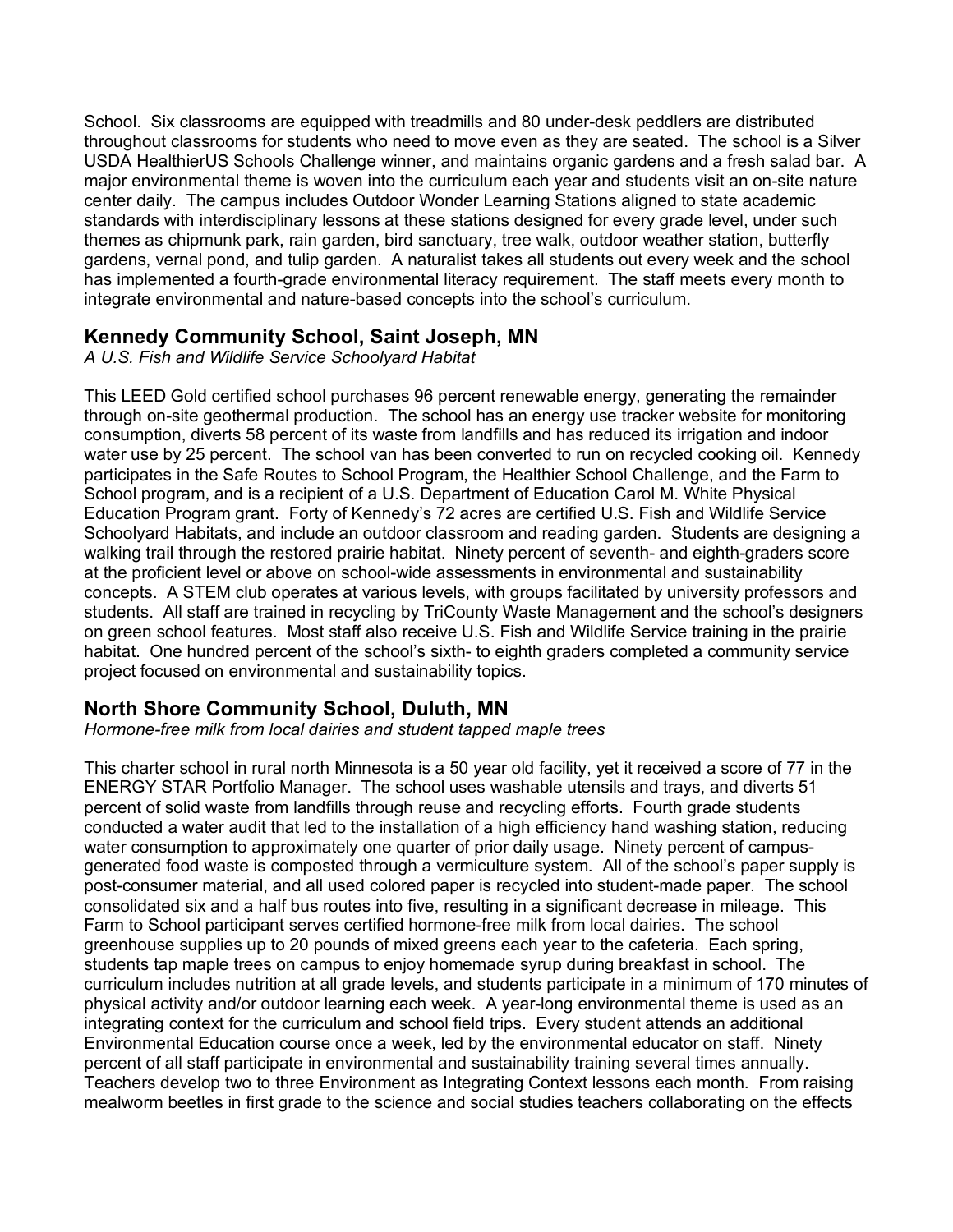School. Six classrooms are equipped with treadmills and 80 under-desk peddlers are distributed throughout classrooms for students who need to move even as they are seated. The school is a Silver USDA HealthierUS Schools Challenge winner, and maintains organic gardens and a fresh salad bar. A major environmental theme is woven into the curriculum each year and students visit an on-site nature center daily. The campus includes Outdoor Wonder Learning Stations aligned to state academic standards with interdisciplinary lessons at these stations designed for every grade level, under such themes as chipmunk park, rain garden, bird sanctuary, tree walk, outdoor weather station, butterfly gardens, vernal pond, and tulip garden. A naturalist takes all students out every week and the school has implemented a fourth-grade environmental literacy requirement. The staff meets every month to integrate environmental and nature-based concepts into the school's curriculum.

## Kennedy Community School, Saint Joseph, MN

*A U.S. Fish and Wildlife Service Schoolyard Habitat*

This LEED Gold certified school purchases 96 percent renewable energy, generating the remainder through on-site geothermal production. The school has an energy use tracker website for monitoring consumption, diverts 58 percent of its waste from landfills and has reduced its irrigation and indoor water use by 25 percent. The school van has been converted to run on recycled cooking oil. Kennedy participates in the Safe Routes to School Program, the Healthier School Challenge, and the Farm to School program, and is a recipient of a U.S. Department of Education Carol M. White Physical Education Program grant. Forty of Kennedy's 72 acres are certified U.S. Fish and Wildlife Service Schoolyard Habitats, and include an outdoor classroom and reading garden. Students are designing a walking trail through the restored prairie habitat. Ninety percent of seventh- and eighth-graders score at the proficient level or above on school-wide assessments in environmental and sustainability concepts. A STEM club operates at various levels, with groups facilitated by university professors and students. All staff are trained in recycling by TriCounty Waste Management and the school's designers on green school features. Most staff also receive U.S. Fish and Wildlife Service training in the prairie habitat. One hundred percent of the school's sixth- to eighth graders completed a community service project focused on environmental and sustainability topics.

## North Shore Community School, Duluth, MN

*Hormone-free milk from local dairies and student tapped maple trees*

This charter school in rural north Minnesota is a 50 year old facility, yet it received a score of 77 in the ENERGY STAR Portfolio Manager. The school uses washable utensils and trays, and diverts 51 percent of solid waste from landfills through reuse and recycling efforts. Fourth grade students conducted a water audit that led to the installation of a high efficiency hand washing station, reducing water consumption to approximately one quarter of prior daily usage. Ninety percent of campus-generated food waste is composted through a vermiculture system. All of the school's paper supply is post-consumer material, and all used colored paper is recycled into student-made paper. The school consolidated six and a half bus routes into five, resulting in a significant decrease in mileage. This Farm to School participant serves certified hormone-free milk from local dairies. The school greenhouse supplies up to 20 pounds of mixed greens each year to the cafeteria. Each spring, students tap maple trees on campus to enjoy homemade syrup during breakfast in school. The curriculum includes nutrition at all grade levels, and students participate in a minimum of 170 minutes of physical activity and/or outdoor learning each week. A year-long environmental theme is used as an integrating context for the curriculum and school field trips. Every student attends an additional Environmental Education course once a week, led by the environmental educator on staff. Ninety percent of all staff participate in environmental and sustainability training several times annually. Teachers develop two to three Environment as Integrating Context lessons each month. From raising mealworm beetles in first grade to the science and social studies teachers collaborating on the effects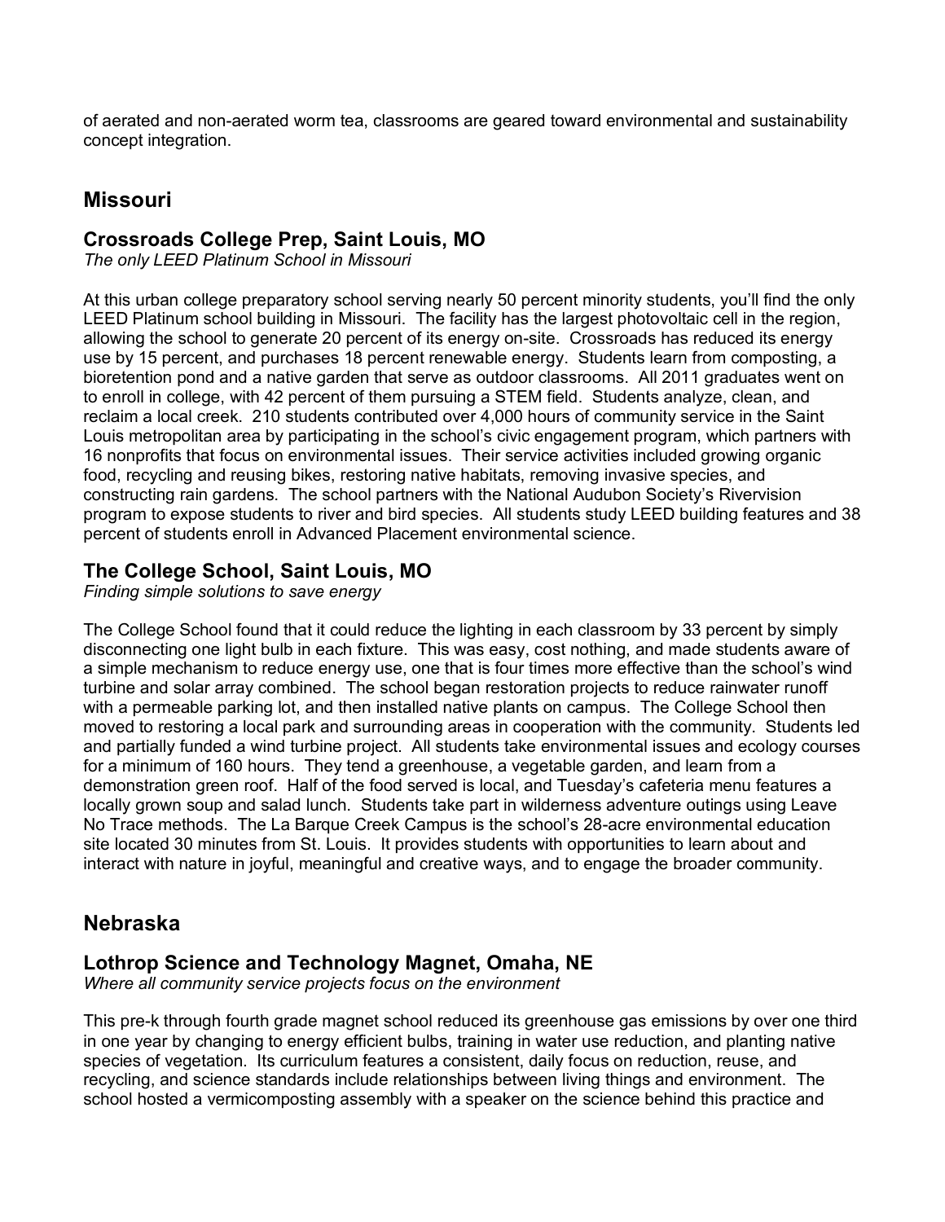of aerated and non-aerated worm tea, classrooms are geared toward environmental and sustainability concept integration.

## Missouri

### Crossroads College Prep, Saint Louis, MO

*The only LEED Platinum School in Missouri*

At this urban college preparatory school serving nearly 50 percent minority students, you'll find the only LEED Platinum school building in Missouri. The facility has the largest photovoltaic cell in the region, allowing the school to generate 20 percent of its energy on-site. Crossroads has reduced its energy use by 15 percent, and purchases 18 percent renewable energy. Students learn from composting, a bioretention pond and a native garden that serve as outdoor classrooms. All 2011 graduates went on to enroll in college, with 42 percent of them pursuing a STEM field. Students analyze, clean, and reclaim a local creek. 210 students contributed over 4,000 hours of community service in the Saint Louis metropolitan area by participating in the school's civic engagement program, which partners with 16 nonprofits that focus on environmental issues. Their service activities included growing organic food, recycling and reusing bikes, restoring native habitats, removing invasive species, and constructing rain gardens. The school partners with the National Audubon Society's Rivervision program to expose students to river and bird species. All students study LEED building features and 38 percent of students enroll in Advanced Placement environmental science.

### The College School, Saint Louis, MO

*Finding simple solutions to save energy*

The College School found that it could reduce the lighting in each classroom by 33 percent by simply disconnecting one light bulb in each fixture. This was easy, cost nothing, and made students aware of a simple mechanism to reduce energy use, one that is four times more effective than the school's wind turbine and solar array combined. The school began restoration projects to reduce rainwater runoff with a permeable parking lot, and then installed native plants on campus. The College School then moved to restoring a local park and surrounding areas in cooperation with the community. Students led and partially funded a wind turbine project. All students take environmental issues and ecology courses for a minimum of 160 hours. They tend a greenhouse, a vegetable garden, and learn from a demonstration green roof. Half of the food served is local, and Tuesday's cafeteria menu features a locally grown soup and salad lunch. Students take part in wilderness adventure outings using Leave No Trace methods. The La Barque Creek Campus is the school's 28-acre environmental education site located 30 minutes from St. Louis. It provides students with opportunities to learn about and interact with nature in joyful, meaningful and creative ways, and to engage the broader community.

## Nebraska

### Lothrop Science and Technology Magnet, Omaha, NE

*Where all community service projects focus on the environment*

This pre-k through fourth grade magnet school reduced its greenhouse gas emissions by over one third in one year by changing to energy efficient bulbs, training in water use reduction, and planting native species of vegetation. Its curriculum features a consistent, daily focus on reduction, reuse, and recycling, and science standards include relationships between living things and environment. The school hosted a vermicomposting assembly with a speaker on the science behind this practice and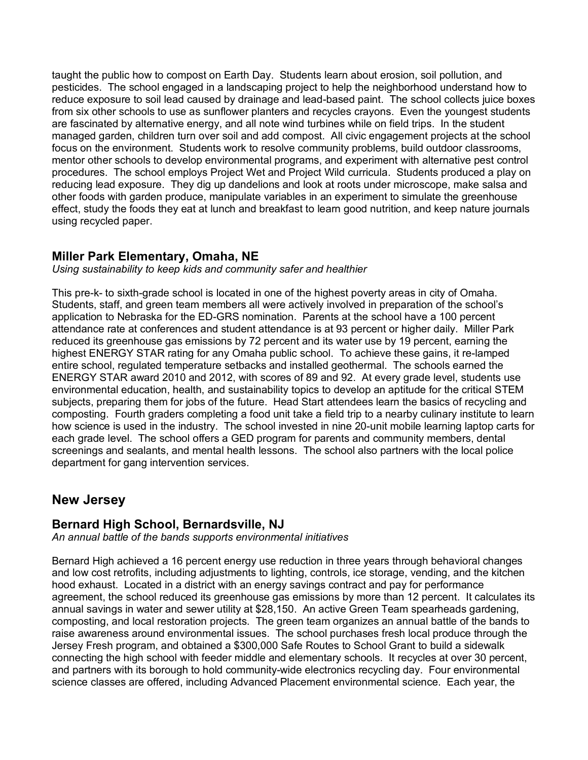taught the public how to compost on Earth Day. Students learn about erosion, soil pollution, and pesticides. The school engaged in a landscaping project to help the neighborhood understand how to reduce exposure to soil lead caused by drainage and lead-based paint. The school collects juice boxes from six other schools to use as sunflower planters and recycles crayons. Even the youngest students are fascinated by alternative energy, and all note wind turbines while on field trips. In the student managed garden, children turn over soil and add compost. All civic engagement projects at the school focus on the environment. Students work to resolve community problems, build outdoor classrooms, mentor other schools to develop environmental programs, and experiment with alternative pest control procedures. The school employs Project Wet and Project Wild curricula. Students produced a play on reducing lead exposure. They dig up dandelions and look at roots under microscope, make salsa and other foods with garden produce, manipulate variables in an experiment to simulate the greenhouse effect, study the foods they eat at lunch and breakfast to learn good nutrition, and keep nature journals using recycled paper.

### Miller Park Elementary, Omaha, NE

*Using sustainability to keep kids and community safer and healthier*

This pre-k- to sixth-grade school is located in one of the highest poverty areas in city of Omaha. Students, staff, and green team members all were actively involved in preparation of the school's application to Nebraska for the ED-GRS nomination. Parents at the school have a 100 percent attendance rate at conferences and student attendance is at 93 percent or higher daily. Miller Park reduced its greenhouse gas emissions by 72 percent and its water use by 19 percent, earning the highest ENERGY STAR rating for any Omaha public school. To achieve these gains, it re-lamped entire school, regulated temperature setbacks and installed geothermal. The schools earned the ENERGY STAR award 2010 and 2012, with scores of 89 and 92. At every grade level, students use environmental education, health, and sustainability topics to develop an aptitude for the critical STEM subjects, preparing them for jobs of the future. Head Start attendees learn the basics of recycling and composting. Fourth graders completing a food unit take a field trip to a nearby culinary institute to learn how science is used in the industry. The school invested in nine 20-unit mobile learning laptop carts for each grade level. The school offers a GED program for parents and community members, dental screenings and sealants, and mental health lessons. The school also partners with the local police department for gang intervention services.

## New Jersey

### Bernard High School, Bernardsville, NJ

*An annual battle of the bands supports environmental initiatives*

Bernard High achieved a 16 percent energy use reduction in three years through behavioral changes and low cost retrofits, including adjustments to lighting, controls, ice storage, vending, and the kitchen hood exhaust. Located in a district with an energy savings contract and pay for performance agreement, the school reduced its greenhouse gas emissions by more than 12 percent. It calculates its annual savings in water and sewer utility at $28,150. An active Green Team spearheads gardening, composting, and local restoration projects. The green team organizes an annual battle of the bands to raise awareness around environmental issues. The school purchases fresh local produce through the Jersey Fresh program, and obtained a $300,000 Safe Routes to School Grant to build a sidewalk connecting the high school with feeder middle and elementary schools. It recycles at over 30 percent, and partners with its borough to hold community-wide electronics recycling day. Four environmental science classes are offered, including Advanced Placement environmental science. Each year, the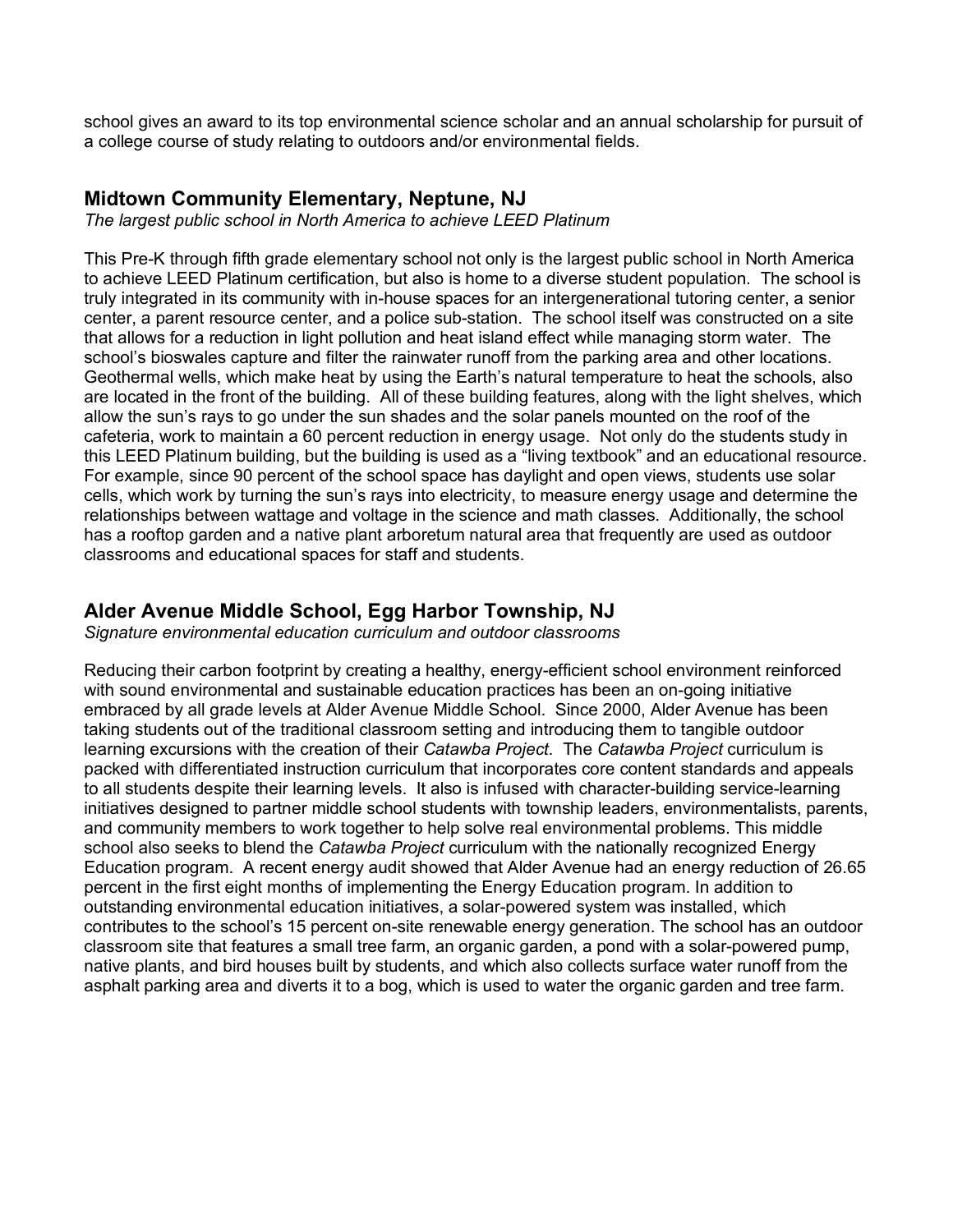school gives an award to its top environmental science scholar and an annual scholarship for pursuit of a college course of study relating to outdoors and/or environmental fields.

## Midtown Community Elementary, Neptune, NJ

*The largest public school in North America to achieve LEED Platinum*

This Pre-K through fifth grade elementary school not only is the largest public school in North America to achieve LEED Platinum certification, but also is home to a diverse student population. The school is truly integrated in its community with in-house spaces for an intergenerational tutoring center, a senior center, a parent resource center, and a police sub-station. The school itself was constructed on a site that allows for a reduction in light pollution and heat island effect while managing storm water. The school's bioswales capture and filter the rainwater runoff from the parking area and other locations. Geothermal wells, which make heat by using the Earth's natural temperature to heat the schools, also are located in the front of the building. All of these building features, along with the light shelves, which allow the sun's rays to go under the sun shades and the solar panels mounted on the roof of the cafeteria, work to maintain a 60 percent reduction in energy usage. Not only do the students study in this LEED Platinum building, but the building is used as a "living textbook" and an educational resource. For example, since 90 percent of the school space has daylight and open views, students use solar cells, which work by turning the sun's rays into electricity, to measure energy usage and determine the relationships between wattage and voltage in the science and math classes. Additionally, the school has a rooftop garden and a native plant arboretum natural area that frequently are used as outdoor classrooms and educational spaces for staff and students.

## Alder Avenue Middle School, Egg Harbor Township, NJ

*Signature environmental education curriculum and outdoor classrooms*

Reducing their carbon footprint by creating a healthy, energy-efficient school environment reinforced with sound environmental and sustainable education practices has been an on-going initiative embraced by all grade levels at Alder Avenue Middle School. Since 2000, Alder Avenue has been taking students out of the traditional classroom setting and introducing them to tangible outdoor learning excursions with the creation of their *Catawba Project*. The *Catawba Project* curriculum is packed with differentiated instruction curriculum that incorporates core content standards and appeals to all students despite their learning levels. It also is infused with character-building service-learning initiatives designed to partner middle school students with township leaders, environmentalists, parents, and community members to work together to help solve real environmental problems. This middle school also seeks to blend the *Catawba Project* curriculum with the nationally recognized Energy Education program. A recent energy audit showed that Alder Avenue had an energy reduction of 26.65 percent in the first eight months of implementing the Energy Education program. In addition to outstanding environmental education initiatives, a solar-powered system was installed, which contributes to the school's 15 percent on-site renewable energy generation. The school has an outdoor classroom site that features a small tree farm, an organic garden, a pond with a solar-powered pump, native plants, and bird houses built by students, and which also collects surface water runoff from the asphalt parking area and diverts it to a bog, which is used to water the organic garden and tree farm.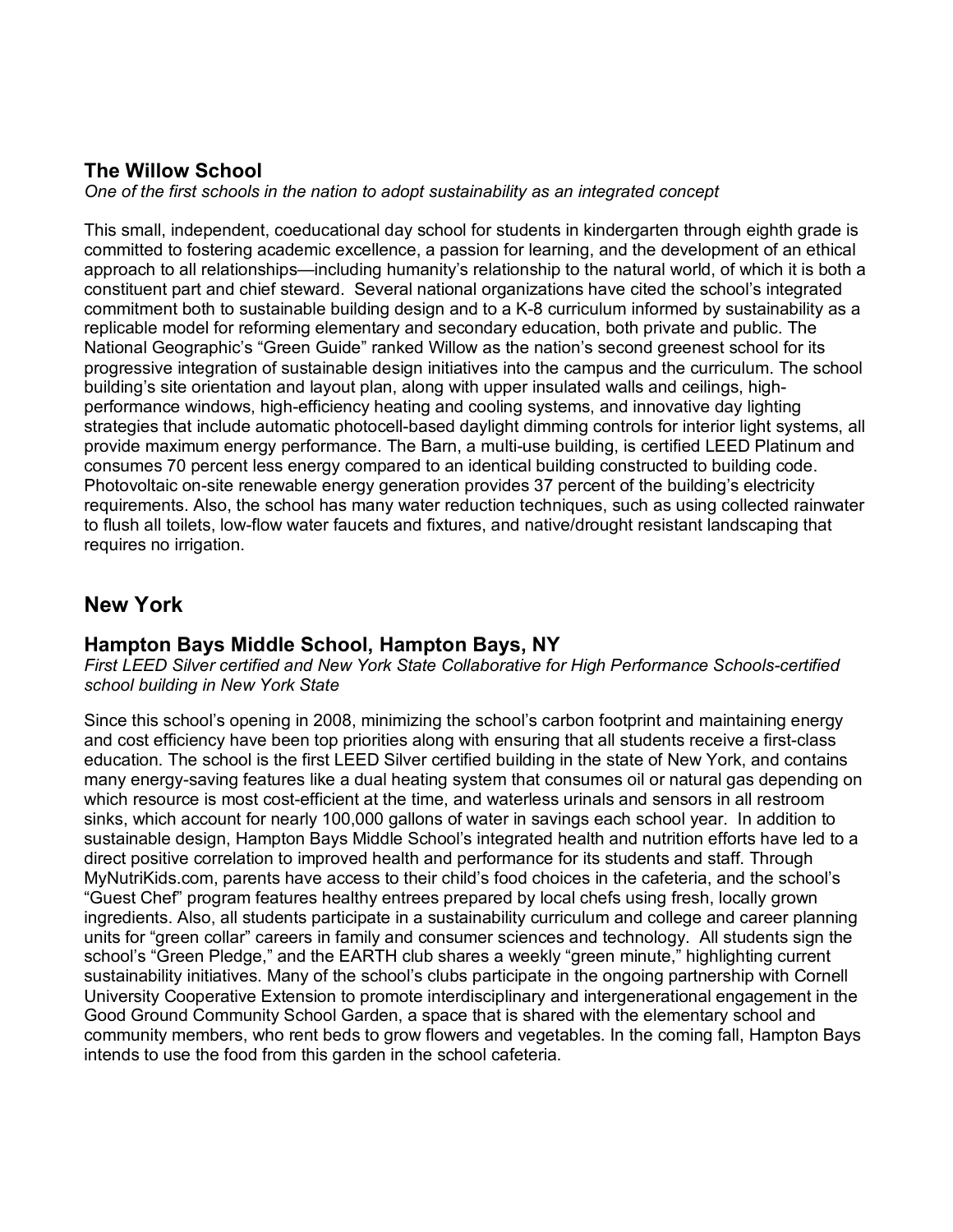### The Willow School

*One of the first schools in the nation to adopt sustainability as an integrated concept*

This small, independent, coeducational day school for students in kindergarten through eighth grade is committed to fostering academic excellence, a passion for learning, and the development of an ethical approach to all relationships—including humanity's relationship to the natural world, of which it is both a constituent part and chief steward. Several national organizations have cited the school's integrated commitment both to sustainable building design and to a K-8 curriculum informed by sustainability as a replicable model for reforming elementary and secondary education, both private and public. The National Geographic's "Green Guide" ranked Willow as the nation's second greenest school for its progressive integration of sustainable design initiatives into the campus and the curriculum. The school building's site orientation and layout plan, along with upper insulated walls and ceilings, high-performance windows, high-efficiency heating and cooling systems, and innovative day lighting strategies that include automatic photocell-based daylight dimming controls for interior light systems, all provide maximum energy performance. The Barn, a multi-use building, is certified LEED Platinum and consumes 70 percent less energy compared to an identical building constructed to building code. Photovoltaic on-site renewable energy generation provides 37 percent of the building's electricity requirements. Also, the school has many water reduction techniques, such as using collected rainwater to flush all toilets, low-flow water faucets and fixtures, and native/drought resistant landscaping that requires no irrigation.

## New York

### Hampton Bays Middle School, Hampton Bays, NY

*First LEED Silver certified and New York State Collaborative for High Performance Schools-certified school building in New York State*

Since this school's opening in 2008, minimizing the school's carbon footprint and maintaining energy and cost efficiency have been top priorities along with ensuring that all students receive a first-class education. The school is the first LEED Silver certified building in the state of New York, and contains many energy-saving features like a dual heating system that consumes oil or natural gas depending on which resource is most cost-efficient at the time, and waterless urinals and sensors in all restroom sinks, which account for nearly 100,000 gallons of water in savings each school year. In addition to sustainable design, Hampton Bays Middle School's integrated health and nutrition efforts have led to a direct positive correlation to improved health and performance for its students and staff. Through MyNutriKids.com, parents have access to their child's food choices in the cafeteria, and the school's "Guest Chef" program features healthy entrees prepared by local chefs using fresh, locally grown ingredients. Also, all students participate in a sustainability curriculum and college and career planning units for "green collar" careers in family and consumer sciences and technology. All students sign the school's "Green Pledge," and the EARTH club shares a weekly "green minute," highlighting current sustainability initiatives. Many of the school's clubs participate in the ongoing partnership with Cornell University Cooperative Extension to promote interdisciplinary and intergenerational engagement in the Good Ground Community School Garden, a space that is shared with the elementary school and community members, who rent beds to grow flowers and vegetables. In the coming fall, Hampton Bays intends to use the food from this garden in the school cafeteria.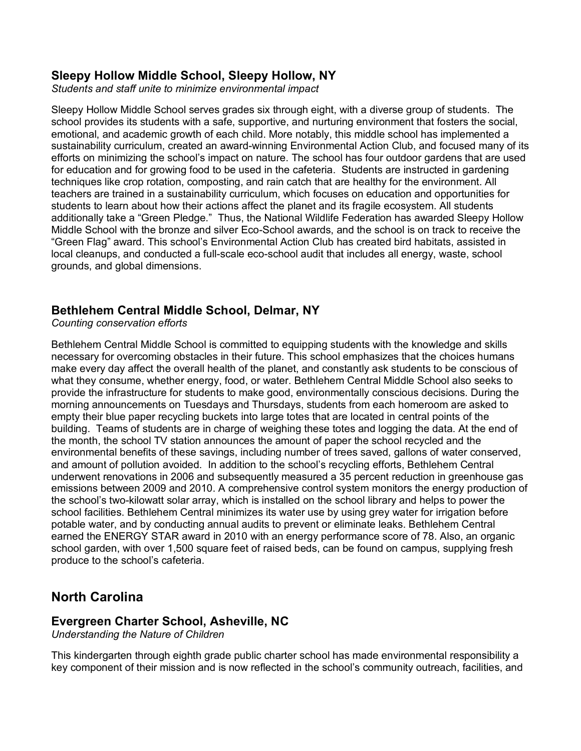### Sleepy Hollow Middle School, Sleepy Hollow, NY

*Students and staff unite to minimize environmental impact*

Sleepy Hollow Middle School serves grades six through eight, with a diverse group of students. The school provides its students with a safe, supportive, and nurturing environment that fosters the social, emotional, and academic growth of each child. More notably, this middle school has implemented a sustainability curriculum, created an award-winning Environmental Action Club, and focused many of its efforts on minimizing the school's impact on nature. The school has four outdoor gardens that are used for education and for growing food to be used in the cafeteria. Students are instructed in gardening techniques like crop rotation, composting, and rain catch that are healthy for the environment. All teachers are trained in a sustainability curriculum, which focuses on education and opportunities for students to learn about how their actions affect the planet and its fragile ecosystem. All students additionally take a "Green Pledge." Thus, the National Wildlife Federation has awarded Sleepy Hollow Middle School with the bronze and silver Eco-School awards, and the school is on track to receive the "Green Flag" award. This school's Environmental Action Club has created bird habitats, assisted in local cleanups, and conducted a full-scale eco-school audit that includes all energy, waste, school grounds, and global dimensions.

### Bethlehem Central Middle School, Delmar, NY

*Counting conservation efforts*

Bethlehem Central Middle School is committed to equipping students with the knowledge and skills necessary for overcoming obstacles in their future. This school emphasizes that the choices humans make every day affect the overall health of the planet, and constantly ask students to be conscious of what they consume, whether energy, food, or water. Bethlehem Central Middle School also seeks to provide the infrastructure for students to make good, environmentally conscious decisions. During the morning announcements on Tuesdays and Thursdays, students from each homeroom are asked to empty their blue paper recycling buckets into large totes that are located in central points of the building. Teams of students are in charge of weighing these totes and logging the data. At the end of the month, the school TV station announces the amount of paper the school recycled and the environmental benefits of these savings, including number of trees saved, gallons of water conserved, and amount of pollution avoided. In addition to the school's recycling efforts, Bethlehem Central underwent renovations in 2006 and subsequently measured a 35 percent reduction in greenhouse gas emissions between 2009 and 2010. A comprehensive control system monitors the energy production of the school's two-kilowatt solar array, which is installed on the school library and helps to power the school facilities. Bethlehem Central minimizes its water use by using grey water for irrigation before potable water, and by conducting annual audits to prevent or eliminate leaks. Bethlehem Central earned the ENERGY STAR award in 2010 with an energy performance score of 78. Also, an organic school garden, with over 1,500 square feet of raised beds, can be found on campus, supplying fresh produce to the school's cafeteria.

## North Carolina

### Evergreen Charter School, Asheville, NC

*Understanding the Nature of Children*

This kindergarten through eighth grade public charter school has made environmental responsibility a key component of their mission and is now reflected in the school's community outreach, facilities, and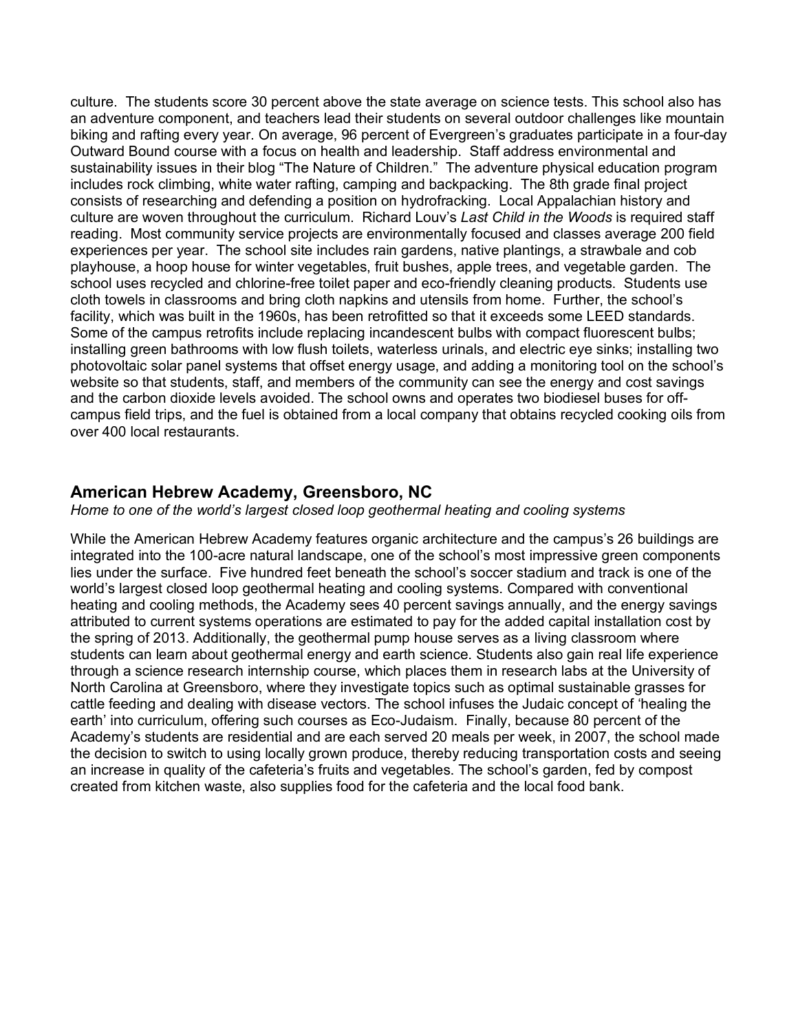culture. The students score 30 percent above the state average on science tests. This school also has an adventure component, and teachers lead their students on several outdoor challenges like mountain biking and rafting every year. On average, 96 percent of Evergreen's graduates participate in a four-day Outward Bound course with a focus on health and leadership. Staff address environmental and sustainability issues in their blog "The Nature of Children." The adventure physical education program includes rock climbing, white water rafting, camping and backpacking. The 8th grade final project consists of researching and defending a position on hydrofracking. Local Appalachian history and culture are woven throughout the curriculum. Richard Louv's *Last Child in the Woods* is required staff reading. Most community service projects are environmentally focused and classes average 200 field experiences per year. The school site includes rain gardens, native plantings, a strawbale and cob playhouse, a hoop house for winter vegetables, fruit bushes, apple trees, and vegetable garden. The school uses recycled and chlorine-free toilet paper and eco-friendly cleaning products. Students use cloth towels in classrooms and bring cloth napkins and utensils from home. Further, the school's facility, which was built in the 1960s, has been retrofitted so that it exceeds some LEED standards. Some of the campus retrofits include replacing incandescent bulbs with compact fluorescent bulbs; installing green bathrooms with low flush toilets, waterless urinals, and electric eye sinks; installing two photovoltaic solar panel systems that offset energy usage, and adding a monitoring tool on the school's website so that students, staff, and members of the community can see the energy and cost savings and the carbon dioxide levels avoided. The school owns and operates two biodiesel buses for off-campus field trips, and the fuel is obtained from a local company that obtains recycled cooking oils from over 400 local restaurants.

## American Hebrew Academy, Greensboro, NC

*Home to one of the world's largest closed loop geothermal heating and cooling systems*

While the American Hebrew Academy features organic architecture and the campus's 26 buildings are integrated into the 100-acre natural landscape, one of the school's most impressive green components lies under the surface. Five hundred feet beneath the school's soccer stadium and track is one of the world's largest closed loop geothermal heating and cooling systems. Compared with conventional heating and cooling methods, the Academy sees 40 percent savings annually, and the energy savings attributed to current systems operations are estimated to pay for the added capital installation cost by the spring of 2013. Additionally, the geothermal pump house serves as a living classroom where students can learn about geothermal energy and earth science. Students also gain real life experience through a science research internship course, which places them in research labs at the University of North Carolina at Greensboro, where they investigate topics such as optimal sustainable grasses for cattle feeding and dealing with disease vectors. The school infuses the Judaic concept of 'healing the earth' into curriculum, offering such courses as Eco-Judaism. Finally, because 80 percent of the Academy's students are residential and are each served 20 meals per week, in 2007, the school made the decision to switch to using locally grown produce, thereby reducing transportation costs and seeing an increase in quality of the cafeteria's fruits and vegetables. The school's garden, fed by compost created from kitchen waste, also supplies food for the cafeteria and the local food bank.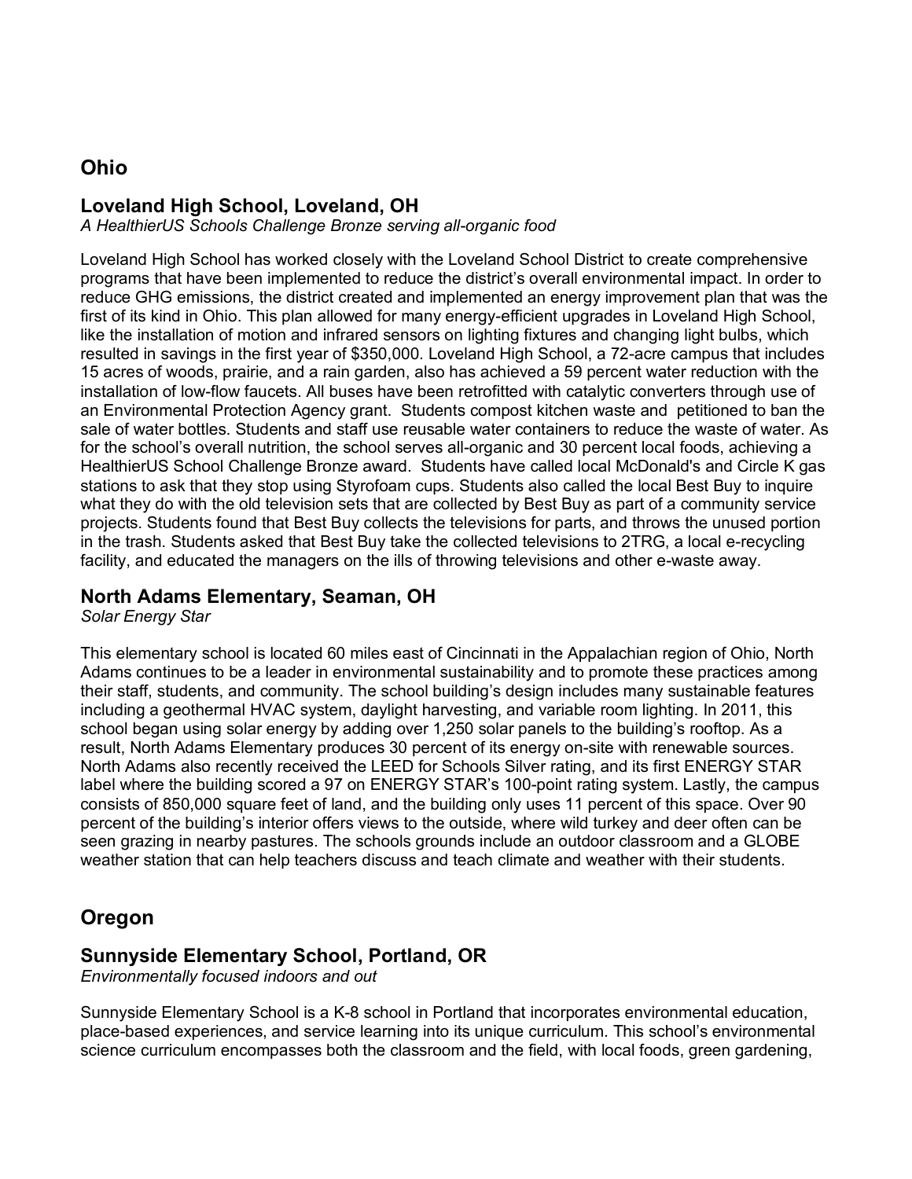## Ohio

### Loveland High School, Loveland, OH

*A HealthierUS Schools Challenge Bronze serving all-organic food*

Loveland High School has worked closely with the Loveland School District to create comprehensive programs that have been implemented to reduce the district's overall environmental impact. In order to reduce GHG emissions, the district created and implemented an energy improvement plan that was the first of its kind in Ohio. This plan allowed for many energy-efficient upgrades in Loveland High School, like the installation of motion and infrared sensors on lighting fixtures and changing light bulbs, which resulted in savings in the first year of $350,000. Loveland High School, a 72-acre campus that includes 15 acres of woods, prairie, and a rain garden, also has achieved a 59 percent water reduction with the installation of low-flow faucets. All buses have been retrofitted with catalytic converters through use of an Environmental Protection Agency grant. Students compost kitchen waste and petitioned to ban the sale of water bottles. Students and staff use reusable water containers to reduce the waste of water. As for the school's overall nutrition, the school serves all-organic and 30 percent local foods, achieving a HealthierUS School Challenge Bronze award. Students have called local McDonald's and Circle K gas stations to ask that they stop using Styrofoam cups. Students also called the local Best Buy to inquire what they do with the old television sets that are collected by Best Buy as part of a community service projects. Students found that Best Buy collects the televisions for parts, and throws the unused portion in the trash. Students asked that Best Buy take the collected televisions to 2TRG, a local e-recycling facility, and educated the managers on the ills of throwing televisions and other e-waste away.

### North Adams Elementary, Seaman, OH

*Solar Energy Star*

This elementary school is located 60 miles east of Cincinnati in the Appalachian region of Ohio, North Adams continues to be a leader in environmental sustainability and to promote these practices among their staff, students, and community. The school building's design includes many sustainable features including a geothermal HVAC system, daylight harvesting, and variable room lighting. In 2011, this school began using solar energy by adding over 1,250 solar panels to the building's rooftop. As a result, North Adams Elementary produces 30 percent of its energy on-site with renewable sources. North Adams also recently received the LEED for Schools Silver rating, and its first ENERGY STAR label where the building scored a 97 on ENERGY STAR's 100-point rating system. Lastly, the campus consists of 850,000 square feet of land, and the building only uses 11 percent of this space. Over 90 percent of the building's interior offers views to the outside, where wild turkey and deer often can be seen grazing in nearby pastures. The schools grounds include an outdoor classroom and a GLOBE weather station that can help teachers discuss and teach climate and weather with their students.

## Oregon

### Sunnyside Elementary School, Portland, OR

*Environmentally focused indoors and out*

Sunnyside Elementary School is a K-8 school in Portland that incorporates environmental education, place-based experiences, and service learning into its unique curriculum. This school's environmental science curriculum encompasses both the classroom and the field, with local foods, green gardening,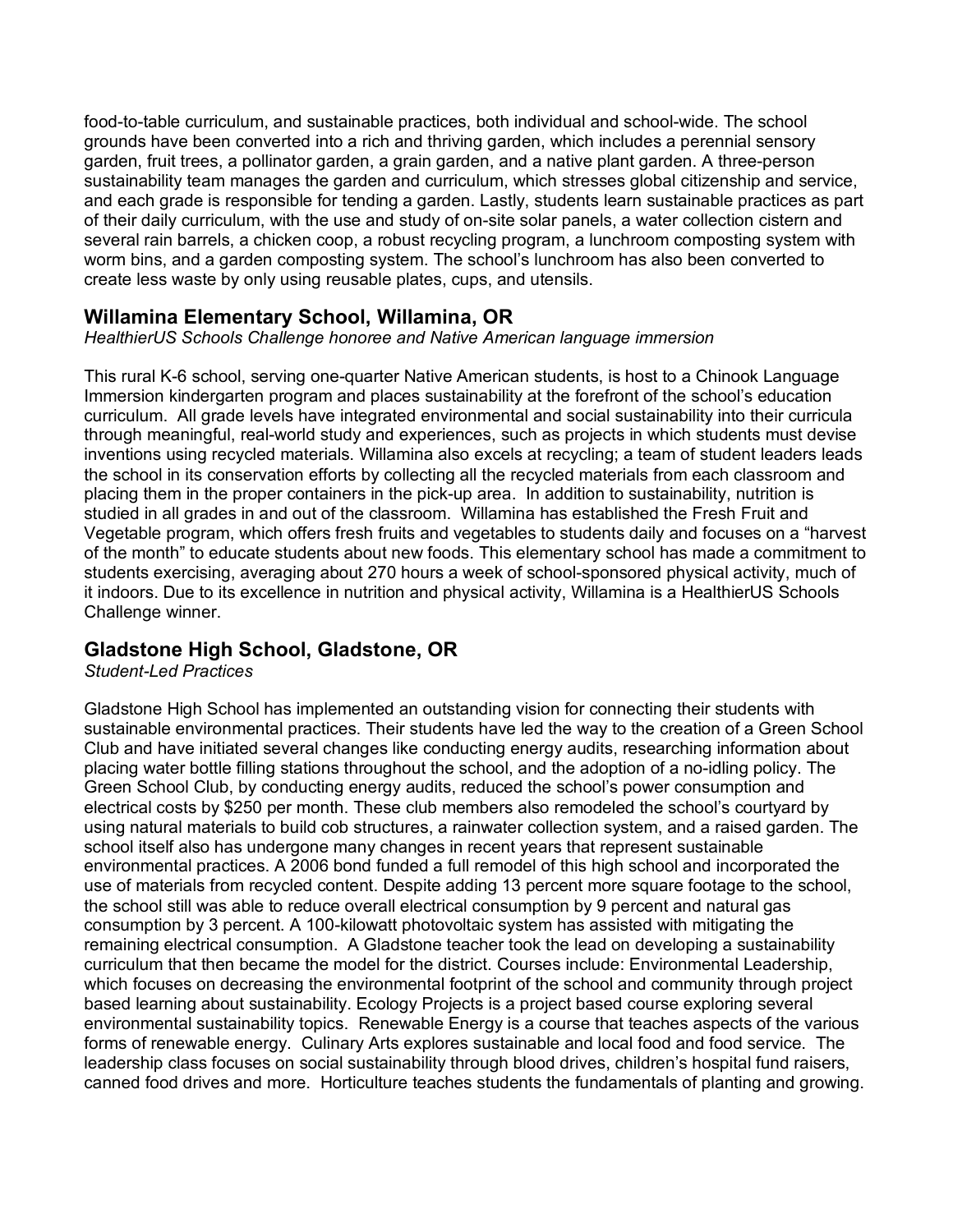food-to-table curriculum, and sustainable practices, both individual and school-wide. The school grounds have been converted into a rich and thriving garden, which includes a perennial sensory garden, fruit trees, a pollinator garden, a grain garden, and a native plant garden. A three-person sustainability team manages the garden and curriculum, which stresses global citizenship and service, and each grade is responsible for tending a garden. Lastly, students learn sustainable practices as part of their daily curriculum, with the use and study of on-site solar panels, a water collection cistern and several rain barrels, a chicken coop, a robust recycling program, a lunchroom composting system with worm bins, and a garden composting system. The school's lunchroom has also been converted to create less waste by only using reusable plates, cups, and utensils.

## Willamina Elementary School, Willamina, OR

*HealthierUS Schools Challenge honoree and Native American language immersion*

This rural K-6 school, serving one-quarter Native American students, is host to a Chinook Language Immersion kindergarten program and places sustainability at the forefront of the school's education curriculum. All grade levels have integrated environmental and social sustainability into their curricula through meaningful, real-world study and experiences, such as projects in which students must devise inventions using recycled materials. Willamina also excels at recycling; a team of student leaders leads the school in its conservation efforts by collecting all the recycled materials from each classroom and placing them in the proper containers in the pick-up area. In addition to sustainability, nutrition is studied in all grades in and out of the classroom. Willamina has established the Fresh Fruit and Vegetable program, which offers fresh fruits and vegetables to students daily and focuses on a "harvest of the month" to educate students about new foods. This elementary school has made a commitment to students exercising, averaging about 270 hours a week of school-sponsored physical activity, much of it indoors. Due to its excellence in nutrition and physical activity, Willamina is a HealthierUS Schools Challenge winner.

## Gladstone High School, Gladstone, OR

*Student-Led Practices*

Gladstone High School has implemented an outstanding vision for connecting their students with sustainable environmental practices. Their students have led the way to the creation of a Green School Club and have initiated several changes like conducting energy audits, researching information about placing water bottle filling stations throughout the school, and the adoption of a no-idling policy. The Green School Club, by conducting energy audits, reduced the school's power consumption and electrical costs by $250 per month. These club members also remodeled the school's courtyard by using natural materials to build cob structures, a rainwater collection system, and a raised garden. The school itself also has undergone many changes in recent years that represent sustainable environmental practices. A 2006 bond funded a full remodel of this high school and incorporated the use of materials from recycled content. Despite adding 13 percent more square footage to the school, the school still was able to reduce overall electrical consumption by 9 percent and natural gas consumption by 3 percent. A 100-kilowatt photovoltaic system has assisted with mitigating the remaining electrical consumption. A Gladstone teacher took the lead on developing a sustainability curriculum that then became the model for the district. Courses include: Environmental Leadership, which focuses on decreasing the environmental footprint of the school and community through project based learning about sustainability. Ecology Projects is a project based course exploring several environmental sustainability topics. Renewable Energy is a course that teaches aspects of the various forms of renewable energy. Culinary Arts explores sustainable and local food and food service. The leadership class focuses on social sustainability through blood drives, children's hospital fund raisers, canned food drives and more. Horticulture teaches students the fundamentals of planting and growing.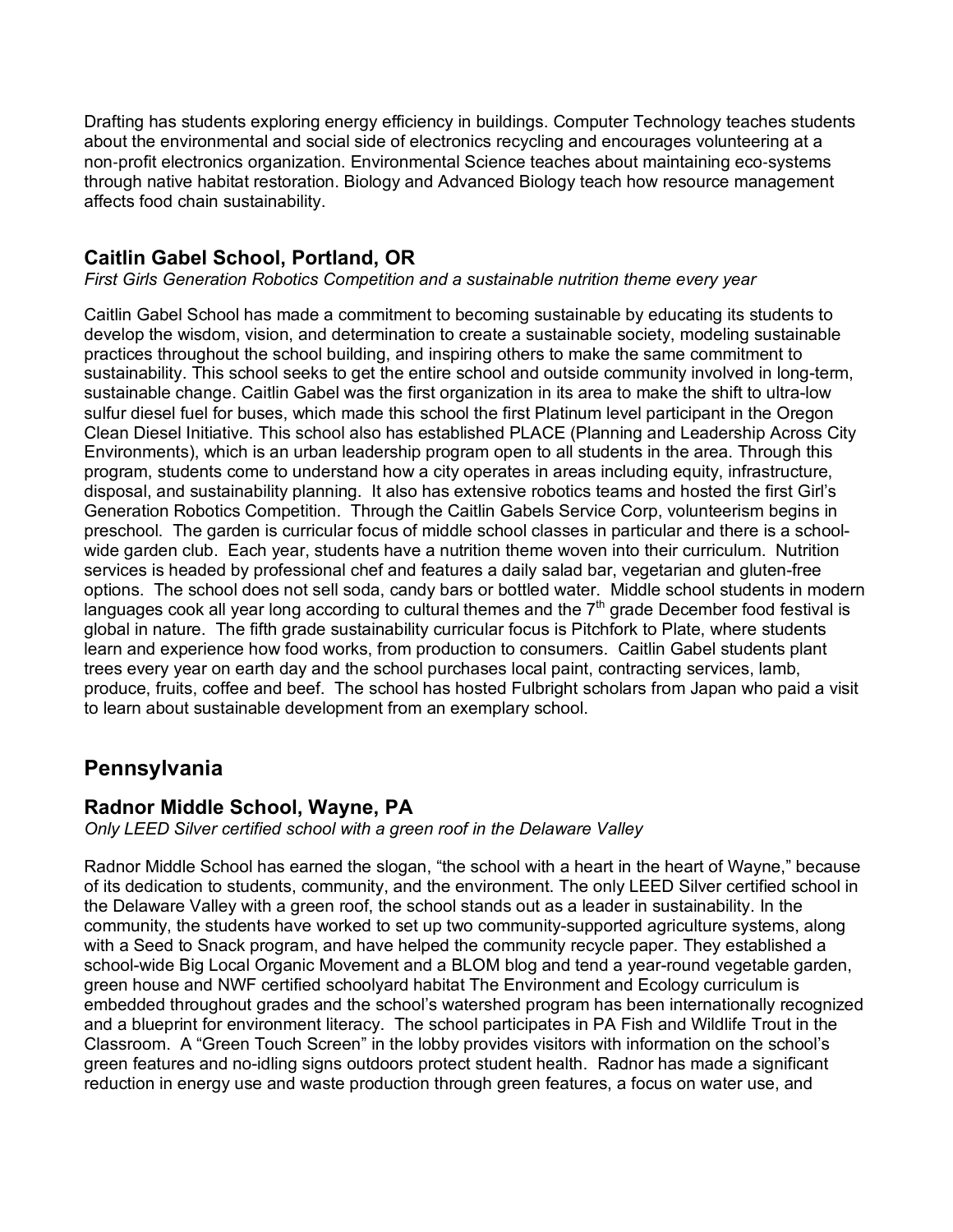Drafting has students exploring energy efficiency in buildings. Computer Technology teaches students about the environmental and social side of electronics recycling and encourages volunteering at a non-profit electronics organization. Environmental Science teaches about maintaining eco-systems through native habitat restoration. Biology and Advanced Biology teach how resource management affects food chain sustainability.

### Caitlin Gabel School, Portland, OR

*First Girls Generation Robotics Competition and a sustainable nutrition theme every year*

Caitlin Gabel School has made a commitment to becoming sustainable by educating its students to develop the wisdom, vision, and determination to create a sustainable society, modeling sustainable practices throughout the school building, and inspiring others to make the same commitment to sustainability. This school seeks to get the entire school and outside community involved in long-term, sustainable change. Caitlin Gabel was the first organization in its area to make the shift to ultra-low sulfur diesel fuel for buses, which made this school the first Platinum level participant in the Oregon Clean Diesel Initiative. This school also has established PLACE (Planning and Leadership Across City Environments), which is an urban leadership program open to all students in the area. Through this program, students come to understand how a city operates in areas including equity, infrastructure, disposal, and sustainability planning. It also has extensive robotics teams and hosted the first Girl's Generation Robotics Competition. Through the Caitlin Gabels Service Corp, volunteerism begins in preschool. The garden is curricular focus of middle school classes in particular and there is a school-wide garden club. Each year, students have a nutrition theme woven into their curriculum. Nutrition services is headed by professional chef and features a daily salad bar, vegetarian and gluten-free options. The school does not sell soda, candy bars or bottled water. Middle school students in modern languages cook all year long according to cultural themes and the 7th grade December food festival is global in nature. The fifth grade sustainability curricular focus is Pitchfork to Plate, where students learn and experience how food works, from production to consumers. Caitlin Gabel students plant trees every year on earth day and the school purchases local paint, contracting services, lamb, produce, fruits, coffee and beef. The school has hosted Fulbright scholars from Japan who paid a visit to learn about sustainable development from an exemplary school.

## Pennsylvania

### Radnor Middle School, Wayne, PA

*Only LEED Silver certified school with a green roof in the Delaware Valley*

Radnor Middle School has earned the slogan, "the school with a heart in the heart of Wayne," because of its dedication to students, community, and the environment. The only LEED Silver certified school in the Delaware Valley with a green roof, the school stands out as a leader in sustainability. In the community, the students have worked to set up two community-supported agriculture systems, along with a Seed to Snack program, and have helped the community recycle paper. They established a school-wide Big Local Organic Movement and a BLOM blog and tend a year-round vegetable garden, green house and NWF certified schoolyard habitat The Environment and Ecology curriculum is embedded throughout grades and the school's watershed program has been internationally recognized and a blueprint for environment literacy. The school participates in PA Fish and Wildlife Trout in the Classroom. A "Green Touch Screen" in the lobby provides visitors with information on the school's green features and no-idling signs outdoors protect student health. Radnor has made a significant reduction in energy use and waste production through green features, a focus on water use, and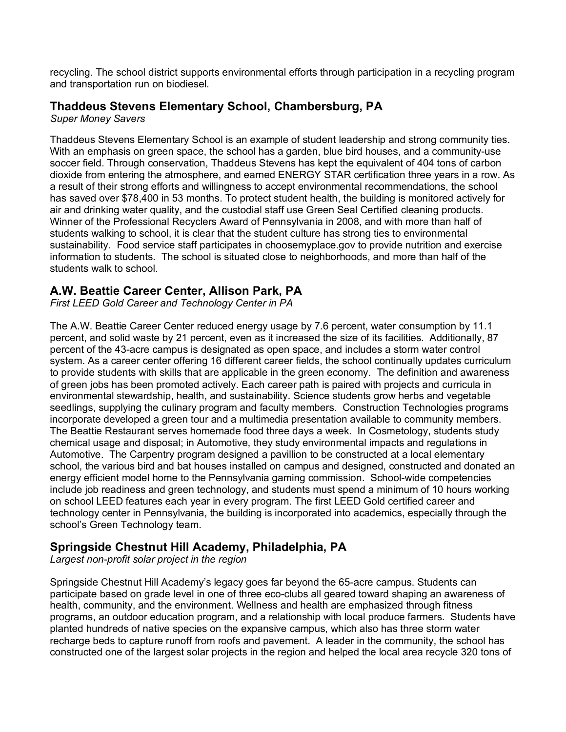recycling. The school district supports environmental efforts through participation in a recycling program and transportation run on biodiesel.

## Thaddeus Stevens Elementary School, Chambersburg, PA

*Super Money Savers*

Thaddeus Stevens Elementary School is an example of student leadership and strong community ties. With an emphasis on green space, the school has a garden, blue bird houses, and a community-use soccer field. Through conservation, Thaddeus Stevens has kept the equivalent of 404 tons of carbon dioxide from entering the atmosphere, and earned ENERGY STAR certification three years in a row. As a result of their strong efforts and willingness to accept environmental recommendations, the school has saved over $78,400 in 53 months. To protect student health, the building is monitored actively for air and drinking water quality, and the custodial staff use Green Seal Certified cleaning products. Winner of the Professional Recyclers Award of Pennsylvania in 2008, and with more than half of students walking to school, it is clear that the student culture has strong ties to environmental sustainability. Food service staff participates in choosemyplace.gov to provide nutrition and exercise information to students. The school is situated close to neighborhoods, and more than half of the students walk to school.

## A.W. Beattie Career Center, Allison Park, PA

*First LEED Gold Career and Technology Center in PA*

The A.W. Beattie Career Center reduced energy usage by 7.6 percent, water consumption by 11.1 percent, and solid waste by 21 percent, even as it increased the size of its facilities. Additionally, 87 percent of the 43-acre campus is designated as open space, and includes a storm water control system. As a career center offering 16 different career fields, the school continually updates curriculum to provide students with skills that are applicable in the green economy. The definition and awareness of green jobs has been promoted actively. Each career path is paired with projects and curricula in environmental stewardship, health, and sustainability. Science students grow herbs and vegetable seedlings, supplying the culinary program and faculty members. Construction Technologies programs incorporate developed a green tour and a multimedia presentation available to community members. The Beattie Restaurant serves homemade food three days a week. In Cosmetology, students study chemical usage and disposal; in Automotive, they study environmental impacts and regulations in Automotive. The Carpentry program designed a pavillion to be constructed at a local elementary school, the various bird and bat houses installed on campus and designed, constructed and donated an energy efficient model home to the Pennsylvania gaming commission. School-wide competencies include job readiness and green technology, and students must spend a minimum of 10 hours working on school LEED features each year in every program. The first LEED Gold certified career and technology center in Pennsylvania, the building is incorporated into academics, especially through the school's Green Technology team.

## Springside Chestnut Hill Academy, Philadelphia, PA

*Largest non-profit solar project in the region*

Springside Chestnut Hill Academy's legacy goes far beyond the 65-acre campus. Students can participate based on grade level in one of three eco-clubs all geared toward shaping an awareness of health, community, and the environment. Wellness and health are emphasized through fitness programs, an outdoor education program, and a relationship with local produce farmers. Students have planted hundreds of native species on the expansive campus, which also has three storm water recharge beds to capture runoff from roofs and pavement. A leader in the community, the school has constructed one of the largest solar projects in the region and helped the local area recycle 320 tons of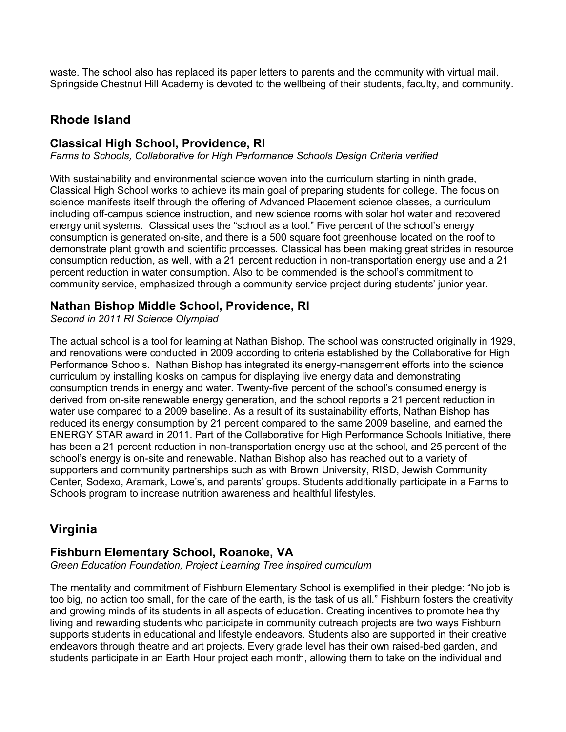waste. The school also has replaced its paper letters to parents and the community with virtual mail. Springside Chestnut Hill Academy is devoted to the wellbeing of their students, faculty, and community.

## Rhode Island

### Classical High School, Providence, RI

*Farms to Schools, Collaborative for High Performance Schools Design Criteria verified*

With sustainability and environmental science woven into the curriculum starting in ninth grade, Classical High School works to achieve its main goal of preparing students for college. The focus on science manifests itself through the offering of Advanced Placement science classes, a curriculum including off-campus science instruction, and new science rooms with solar hot water and recovered energy unit systems. Classical uses the "school as a tool." Five percent of the school's energy consumption is generated on-site, and there is a 500 square foot greenhouse located on the roof to demonstrate plant growth and scientific processes. Classical has been making great strides in resource consumption reduction, as well, with a 21 percent reduction in non-transportation energy use and a 21 percent reduction in water consumption. Also to be commended is the school's commitment to community service, emphasized through a community service project during students' junior year.

### Nathan Bishop Middle School, Providence, RI

*Second in 2011 RI Science Olympiad*

The actual school is a tool for learning at Nathan Bishop. The school was constructed originally in 1929, and renovations were conducted in 2009 according to criteria established by the Collaborative for High Performance Schools. Nathan Bishop has integrated its energy-management efforts into the science curriculum by installing kiosks on campus for displaying live energy data and demonstrating consumption trends in energy and water. Twenty-five percent of the school's consumed energy is derived from on-site renewable energy generation, and the school reports a 21 percent reduction in water use compared to a 2009 baseline. As a result of its sustainability efforts, Nathan Bishop has reduced its energy consumption by 21 percent compared to the same 2009 baseline, and earned the ENERGY STAR award in 2011. Part of the Collaborative for High Performance Schools Initiative, there has been a 21 percent reduction in non-transportation energy use at the school, and 25 percent of the school's energy is on-site and renewable. Nathan Bishop also has reached out to a variety of supporters and community partnerships such as with Brown University, RISD, Jewish Community Center, Sodexo, Aramark, Lowe's, and parents' groups. Students additionally participate in a Farms to Schools program to increase nutrition awareness and healthful lifestyles.

## Virginia

### Fishburn Elementary School, Roanoke, VA

*Green Education Foundation, Project Learning Tree inspired curriculum*

The mentality and commitment of Fishburn Elementary School is exemplified in their pledge: "No job is too big, no action too small, for the care of the earth, is the task of us all." Fishburn fosters the creativity and growing minds of its students in all aspects of education. Creating incentives to promote healthy living and rewarding students who participate in community outreach projects are two ways Fishburn supports students in educational and lifestyle endeavors. Students also are supported in their creative endeavors through theatre and art projects. Every grade level has their own raised-bed garden, and students participate in an Earth Hour project each month, allowing them to take on the individual and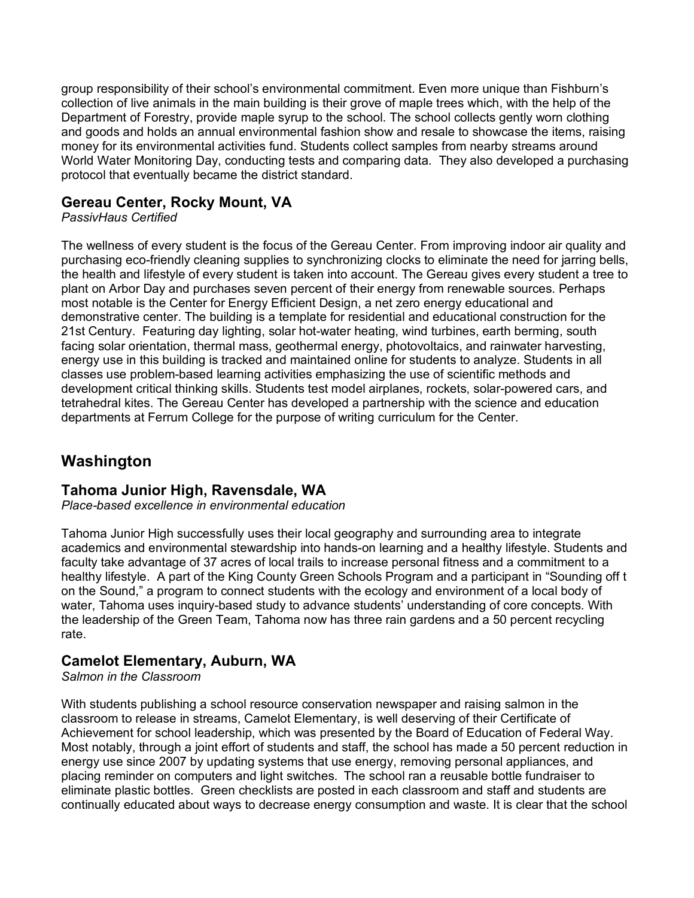group responsibility of their school's environmental commitment. Even more unique than Fishburn's collection of live animals in the main building is their grove of maple trees which, with the help of the Department of Forestry, provide maple syrup to the school. The school collects gently worn clothing and goods and holds an annual environmental fashion show and resale to showcase the items, raising money for its environmental activities fund. Students collect samples from nearby streams around World Water Monitoring Day, conducting tests and comparing data. They also developed a purchasing protocol that eventually became the district standard.

### Gereau Center, Rocky Mount, VA

*PassivHaus Certified*

The wellness of every student is the focus of the Gereau Center. From improving indoor air quality and purchasing eco-friendly cleaning supplies to synchronizing clocks to eliminate the need for jarring bells, the health and lifestyle of every student is taken into account. The Gereau gives every student a tree to plant on Arbor Day and purchases seven percent of their energy from renewable sources. Perhaps most notable is the Center for Energy Efficient Design, a net zero energy educational and demonstrative center. The building is a template for residential and educational construction for the 21st Century. Featuring day lighting, solar hot-water heating, wind turbines, earth berming, south facing solar orientation, thermal mass, geothermal energy, photovoltaics, and rainwater harvesting, energy use in this building is tracked and maintained online for students to analyze. Students in all classes use problem-based learning activities emphasizing the use of scientific methods and development critical thinking skills. Students test model airplanes, rockets, solar-powered cars, and tetrahedral kites. The Gereau Center has developed a partnership with the science and education departments at Ferrum College for the purpose of writing curriculum for the Center.

## Washington

### Tahoma Junior High, Ravensdale, WA

*Place-based excellence in environmental education*

Tahoma Junior High successfully uses their local geography and surrounding area to integrate academics and environmental stewardship into hands-on learning and a healthy lifestyle. Students and faculty take advantage of 37 acres of local trails to increase personal fitness and a commitment to a healthy lifestyle. A part of the King County Green Schools Program and a participant in "Sounding off t on the Sound," a program to connect students with the ecology and environment of a local body of water, Tahoma uses inquiry-based study to advance students' understanding of core concepts. With the leadership of the Green Team, Tahoma now has three rain gardens and a 50 percent recycling rate.

### Camelot Elementary, Auburn, WA

*Salmon in the Classroom*

With students publishing a school resource conservation newspaper and raising salmon in the classroom to release in streams, Camelot Elementary, is well deserving of their Certificate of Achievement for school leadership, which was presented by the Board of Education of Federal Way. Most notably, through a joint effort of students and staff, the school has made a 50 percent reduction in energy use since 2007 by updating systems that use energy, removing personal appliances, and placing reminder on computers and light switches. The school ran a reusable bottle fundraiser to eliminate plastic bottles. Green checklists are posted in each classroom and staff and students are continually educated about ways to decrease energy consumption and waste. It is clear that the school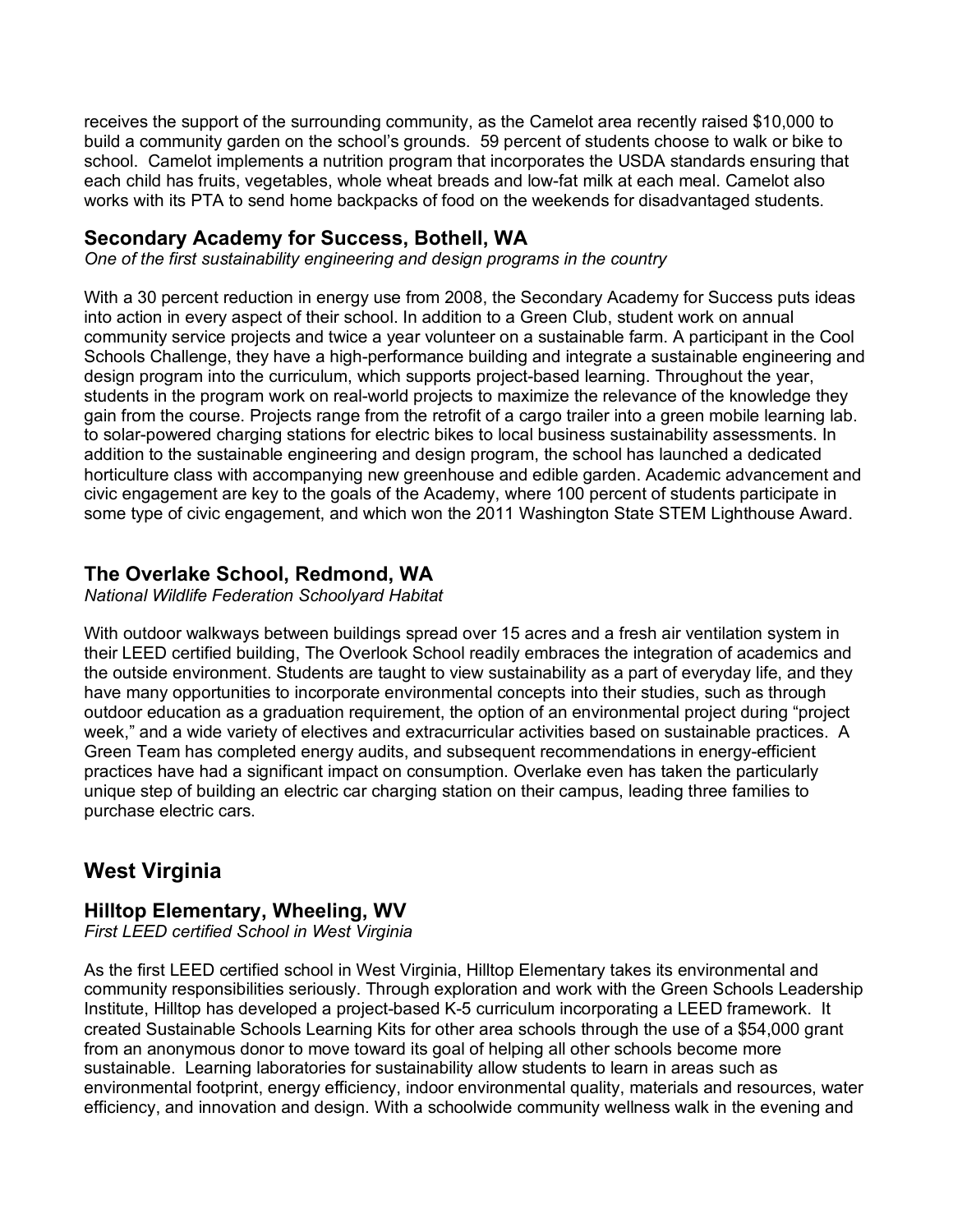receives the support of the surrounding community, as the Camelot area recently raised $10,000 to build a community garden on the school's grounds. 59 percent of students choose to walk or bike to school. Camelot implements a nutrition program that incorporates the USDA standards ensuring that each child has fruits, vegetables, whole wheat breads and low-fat milk at each meal. Camelot also works with its PTA to send home backpacks of food on the weekends for disadvantaged students.

### Secondary Academy for Success, Bothell, WA

*One of the first sustainability engineering and design programs in the country*

With a 30 percent reduction in energy use from 2008, the Secondary Academy for Success puts ideas into action in every aspect of their school. In addition to a Green Club, student work on annual community service projects and twice a year volunteer on a sustainable farm. A participant in the Cool Schools Challenge, they have a high-performance building and integrate a sustainable engineering and design program into the curriculum, which supports project-based learning. Throughout the year, students in the program work on real-world projects to maximize the relevance of the knowledge they gain from the course. Projects range from the retrofit of a cargo trailer into a green mobile learning lab. to solar-powered charging stations for electric bikes to local business sustainability assessments. In addition to the sustainable engineering and design program, the school has launched a dedicated horticulture class with accompanying new greenhouse and edible garden. Academic advancement and civic engagement are key to the goals of the Academy, where 100 percent of students participate in some type of civic engagement, and which won the 2011 Washington State STEM Lighthouse Award.

### The Overlake School, Redmond, WA

*National Wildlife Federation Schoolyard Habitat*

With outdoor walkways between buildings spread over 15 acres and a fresh air ventilation system in their LEED certified building, The Overlook School readily embraces the integration of academics and the outside environment. Students are taught to view sustainability as a part of everyday life, and they have many opportunities to incorporate environmental concepts into their studies, such as through outdoor education as a graduation requirement, the option of an environmental project during "project week," and a wide variety of electives and extracurricular activities based on sustainable practices. A Green Team has completed energy audits, and subsequent recommendations in energy-efficient practices have had a significant impact on consumption. Overlake even has taken the particularly unique step of building an electric car charging station on their campus, leading three families to purchase electric cars.

## West Virginia

### Hilltop Elementary, Wheeling, WV

*First LEED certified School in West Virginia*

As the first LEED certified school in West Virginia, Hilltop Elementary takes its environmental and community responsibilities seriously. Through exploration and work with the Green Schools Leadership Institute, Hilltop has developed a project-based K-5 curriculum incorporating a LEED framework. It created Sustainable Schools Learning Kits for other area schools through the use of a $54,000 grant from an anonymous donor to move toward its goal of helping all other schools become more sustainable. Learning laboratories for sustainability allow students to learn in areas such as environmental footprint, energy efficiency, indoor environmental quality, materials and resources, water efficiency, and innovation and design. With a schoolwide community wellness walk in the evening and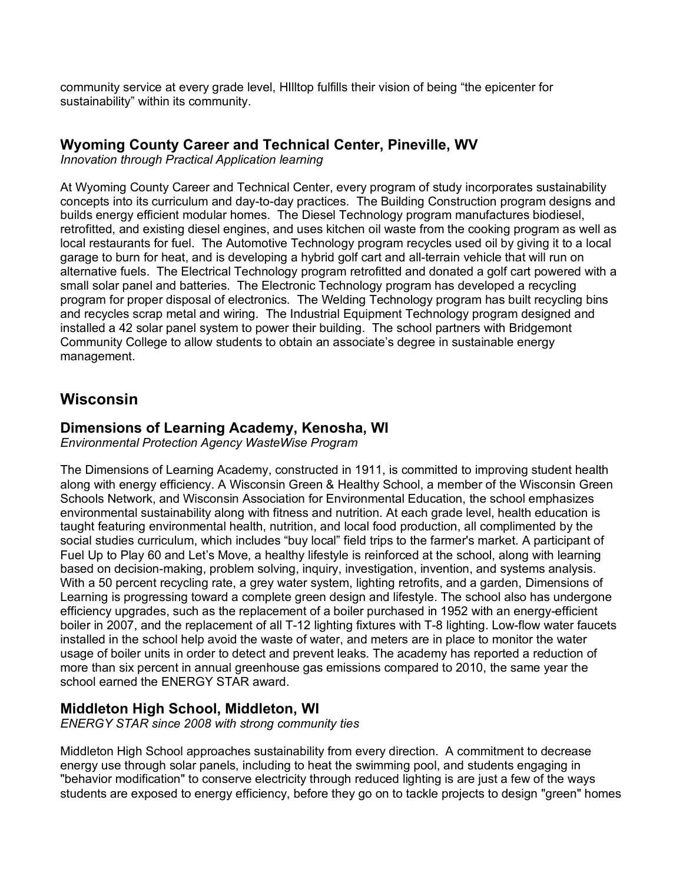community service at every grade level, HIlltop fulfills their vision of being “the epicenter for sustainability” within its community.

### Wyoming County Career and Technical Center, Pineville, WV

*Innovation through Practical Application learning*

At Wyoming County Career and Technical Center, every program of study incorporates sustainability concepts into its curriculum and day-to-day practices. The Building Construction program designs and builds energy efficient modular homes. The Diesel Technology program manufactures biodiesel, retrofitted, and existing diesel engines, and uses kitchen oil waste from the cooking program as well as local restaurants for fuel. The Automotive Technology program recycles used oil by giving it to a local garage to burn for heat, and is developing a hybrid golf cart and all-terrain vehicle that will run on alternative fuels. The Electrical Technology program retrofitted and donated a golf cart powered with a small solar panel and batteries. The Electronic Technology program has developed a recycling program for proper disposal of electronics. The Welding Technology program has built recycling bins and recycles scrap metal and wiring. The Industrial Equipment Technology program designed and installed a 42 solar panel system to power their building. The school partners with Bridgemont Community College to allow students to obtain an associate’s degree in sustainable energy management.

## Wisconsin

### Dimensions of Learning Academy, Kenosha, WI

*Environmental Protection Agency WasteWise Program*

The Dimensions of Learning Academy, constructed in 1911, is committed to improving student health along with energy efficiency. A Wisconsin Green & Healthy School, a member of the Wisconsin Green Schools Network, and Wisconsin Association for Environmental Education, the school emphasizes environmental sustainability along with fitness and nutrition. At each grade level, health education is taught featuring environmental health, nutrition, and local food production, all complimented by the social studies curriculum, which includes “buy local” field trips to the farmer's market. A participant of Fuel Up to Play 60 and Let’s Move, a healthy lifestyle is reinforced at the school, along with learning based on decision-making, problem solving, inquiry, investigation, invention, and systems analysis. With a 50 percent recycling rate, a grey water system, lighting retrofits, and a garden, Dimensions of Learning is progressing toward a complete green design and lifestyle. The school also has undergone efficiency upgrades, such as the replacement of a boiler purchased in 1952 with an energy-efficient boiler in 2007, and the replacement of all T-12 lighting fixtures with T-8 lighting. Low-flow water faucets installed in the school help avoid the waste of water, and meters are in place to monitor the water usage of boiler units in order to detect and prevent leaks. The academy has reported a reduction of more than six percent in annual greenhouse gas emissions compared to 2010, the same year the school earned the ENERGY STAR award.

### Middleton High School, Middleton, WI

*ENERGY STAR since 2008 with strong community ties*

Middleton High School approaches sustainability from every direction. A commitment to decrease energy use through solar panels, including to heat the swimming pool, and students engaging in "behavior modification" to conserve electricity through reduced lighting is are just a few of the ways students are exposed to energy efficiency, before they go on to tackle projects to design "green" homes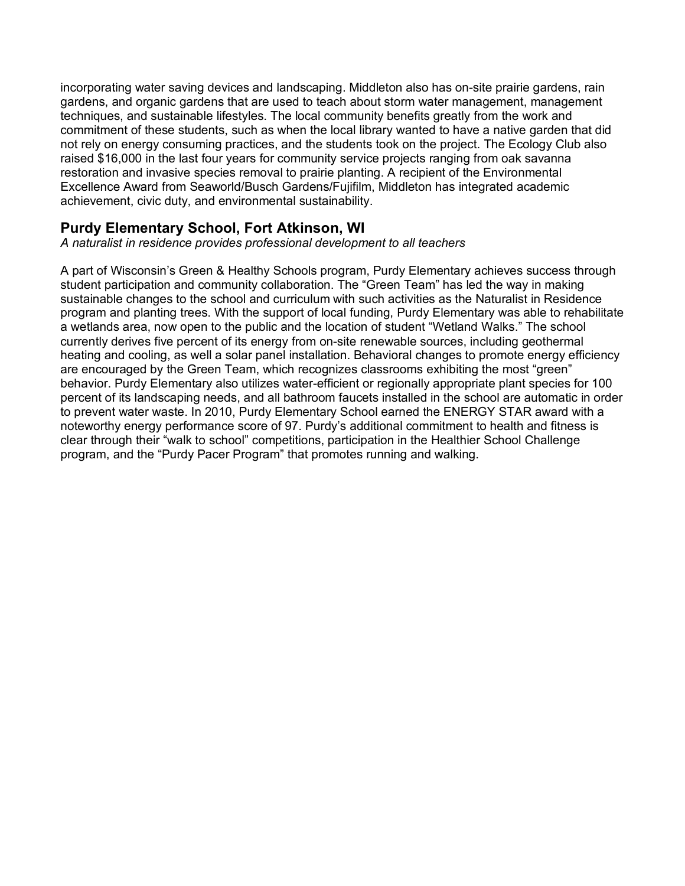incorporating water saving devices and landscaping. Middleton also has on-site prairie gardens, rain gardens, and organic gardens that are used to teach about storm water management, management techniques, and sustainable lifestyles. The local community benefits greatly from the work and commitment of these students, such as when the local library wanted to have a native garden that did not rely on energy consuming practices, and the students took on the project. The Ecology Club also raised $16,000 in the last four years for community service projects ranging from oak savanna restoration and invasive species removal to prairie planting. A recipient of the Environmental Excellence Award from Seaworld/Busch Gardens/Fujifilm, Middleton has integrated academic achievement, civic duty, and environmental sustainability.

## Purdy Elementary School, Fort Atkinson, WI

*A naturalist in residence provides professional development to all teachers*

A part of Wisconsin's Green & Healthy Schools program, Purdy Elementary achieves success through student participation and community collaboration. The "Green Team" has led the way in making sustainable changes to the school and curriculum with such activities as the Naturalist in Residence program and planting trees. With the support of local funding, Purdy Elementary was able to rehabilitate a wetlands area, now open to the public and the location of student "Wetland Walks." The school currently derives five percent of its energy from on-site renewable sources, including geothermal heating and cooling, as well a solar panel installation. Behavioral changes to promote energy efficiency are encouraged by the Green Team, which recognizes classrooms exhibiting the most "green" behavior. Purdy Elementary also utilizes water-efficient or regionally appropriate plant species for 100 percent of its landscaping needs, and all bathroom faucets installed in the school are automatic in order to prevent water waste. In 2010, Purdy Elementary School earned the ENERGY STAR award with a noteworthy energy performance score of 97. Purdy's additional commitment to health and fitness is clear through their "walk to school" competitions, participation in the Healthier School Challenge program, and the "Purdy Pacer Program" that promotes running and walking.